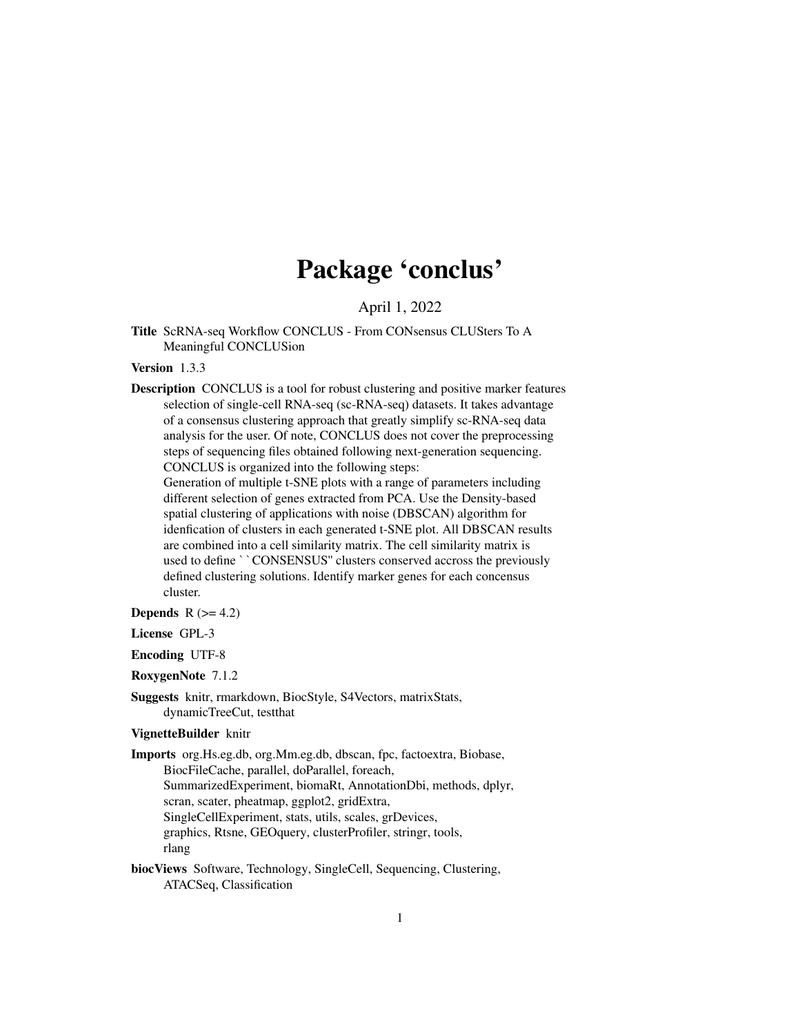# Package 'conclus'

April 1, 2022

**Title** ScRNA-seq Workflow CONCLUS - From CONsensus CLUSters To A Meaningful CONCLUSion

**Version** 1.3.3

**Description** CONCLUS is a tool for robust clustering and positive marker features selection of single-cell RNA-seq (sc-RNA-seq) datasets. It takes advantage of a consensus clustering approach that greatly simplify sc-RNA-seq data analysis for the user. Of note, CONCLUS does not cover the preprocessing steps of sequencing files obtained following next-generation sequencing. CONCLUS is organized into the following steps:
Generation of multiple t-SNE plots with a range of parameters including different selection of genes extracted from PCA. Use the Density-based spatial clustering of applications with noise (DBSCAN) algorithm for idenfication of clusters in each generated t-SNE plot. All DBSCAN results are combined into a cell similarity matrix. The cell similarity matrix is used to define ``CONSENSUS'' clusters conserved accross the previously defined clustering solutions. Identify marker genes for each concensus cluster.

**Depends** R (>= 4.2)

**License** GPL-3

**Encoding** UTF-8

**RoxygenNote** 7.1.2

**Suggests** knitr, rmarkdown, BiocStyle, S4Vectors, matrixStats, dynamicTreeCut, testthat

**VignetteBuilder** knitr

**Imports** org.Hs.eg.db, org.Mm.eg.db, dbscan, fpc, factoextra, Biobase, BiocFileCache, parallel, doParallel, foreach, SummarizedExperiment, biomaRt, AnnotationDbi, methods, dplyr, scran, scater, pheatmap, ggplot2, gridExtra, SingleCellExperiment, stats, utils, scales, grDevices, graphics, Rtsne, GEOquery, clusterProfiler, stringr, tools, rlang

**biocViews** Software, Technology, SingleCell, Sequencing, Clustering, ATACSeq, Classification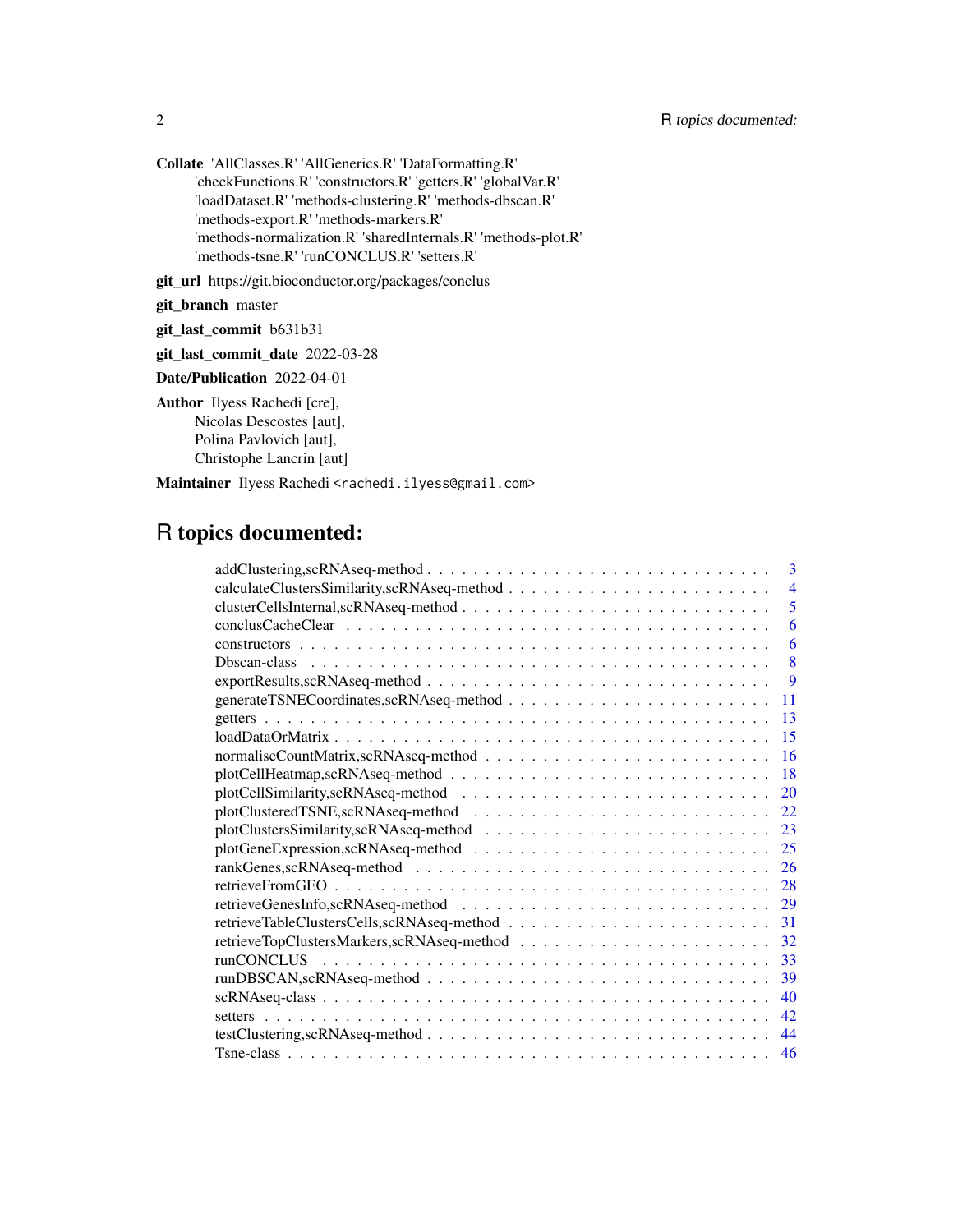**Collate** 'AllClasses.R' 'AllGenerics.R' 'DataFormatting.R' 'checkFunctions.R' 'constructors.R' 'getters.R' 'globalVar.R' 'loadDataset.R' 'methods-clustering.R' 'methods-dbscan.R' 'methods-export.R' 'methods-markers.R' 'methods-normalization.R' 'sharedInternals.R' 'methods-plot.R' 'methods-tsne.R' 'runCONCLUS.R' 'setters.R'

**git_url** https://git.bioconductor.org/packages/conclus

**git_branch** master

**git_last_commit** b631b31

**git_last_commit_date** 2022-03-28

**Date/Publication** 2022-04-01

**Author** Ilyess Rachedi [cre],
Nicolas Descostes [aut],
Polina Pavlovich [aut],
Christophe Lancrin [aut]

**Maintainer** Ilyess Rachedi <rachedi.ilyess@gmail.com>

# R topics documented:

| | |
|---|---|
| addClustering,scRNAseq-method | 3 |
| calculateClustersSimilarity,scRNAseq-method | 4 |
| clusterCellsInternal,scRNAseq-method | 5 |
| conclusCacheClear | 6 |
| constructors | 6 |
| Dbscan-class | 8 |
| exportResults,scRNAseq-method | 9 |
| generateTSNECoordinates,scRNAseq-method | 11 |
| getters | 13 |
| loadDataOrMatrix | 15 |
| normaliseCountMatrix,scRNAseq-method | 16 |
| plotCellHeatmap,scRNAseq-method | 18 |
| plotCellSimilarity,scRNAseq-method | 20 |
| plotClusteredTSNE,scRNAseq-method | 22 |
| plotClustersSimilarity,scRNAseq-method | 23 |
| plotGeneExpression,scRNAseq-method | 25 |
| rankGenes,scRNAseq-method | 26 |
| retrieveFromGEO | 28 |
| retrieveGenesInfo,scRNAseq-method | 29 |
| retrieveTableClustersCells,scRNAseq-method | 31 |
| retrieveTopClustersMarkers,scRNAseq-method | 32 |
| runCONCLUS | 33 |
| runDBSCAN,scRNAseq-method | 39 |
| scRNAseq-class | 40 |
| setters | 42 |
| testClustering,scRNAseq-method | 44 |
| Tsne-class | 46 |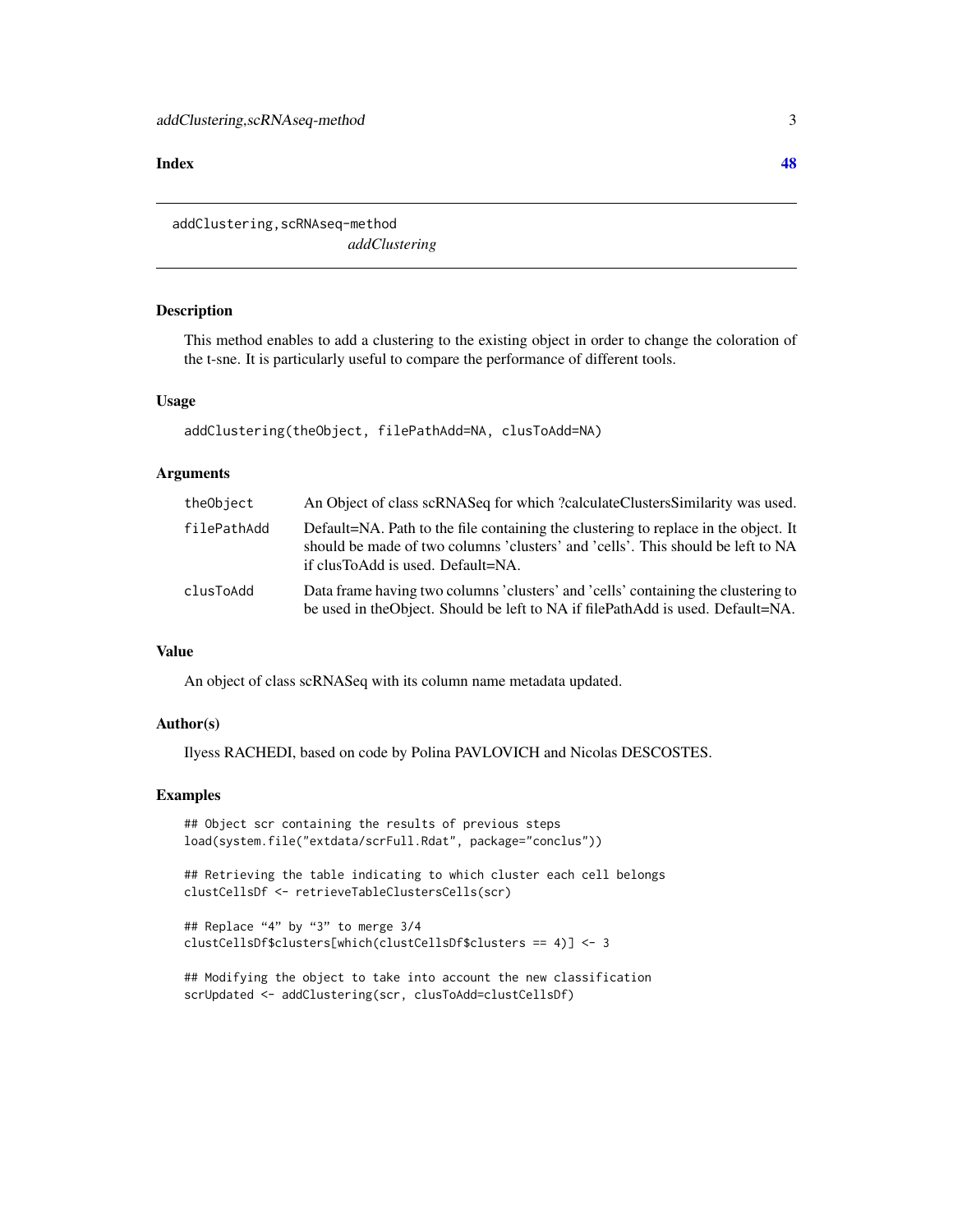**Index** **48**

---

`addClustering,scRNAseq-method`
*addClustering*

---

## Description

This method enables to add a clustering to the existing object in order to change the coloration of the t-sne. It is particularly useful to compare the performance of different tools.

## Usage

```
addClustering(theObject, filePathAdd=NA, clusToAdd=NA)
```

## Arguments

| | |
|---|---|
| `theObject` | An Object of class scRNASeq for which ?calculateClustersSimilarity was used. |
| `filePathAdd` | Default=NA. Path to the file containing the clustering to replace in the object. It should be made of two columns 'clusters' and 'cells'. This should be left to NA if clusToAdd is used. Default=NA. |
| `clusToAdd` | Data frame having two columns 'clusters' and 'cells' containing the clustering to be used in theObject. Should be left to NA if filePathAdd is used. Default=NA. |

## Value

An object of class scRNASeq with its column name metadata updated.

## Author(s)

Ilyess RACHEDI, based on code by Polina PAVLOVICH and Nicolas DESCOSTES.

## Examples

```
## Object scr containing the results of previous steps
load(system.file("extdata/scrFull.Rdat", package="conclus"))

## Retrieving the table indicating to which cluster each cell belongs
clustCellsDf <- retrieveTableClustersCells(scr)

## Replace "4" by "3" to merge 3/4
clustCellsDf$clusters[which(clustCellsDf$clusters == 4)] <- 3

## Modifying the object to take into account the new classification
scrUpdated <- addClustering(scr, clusToAdd=clustCellsDf)
```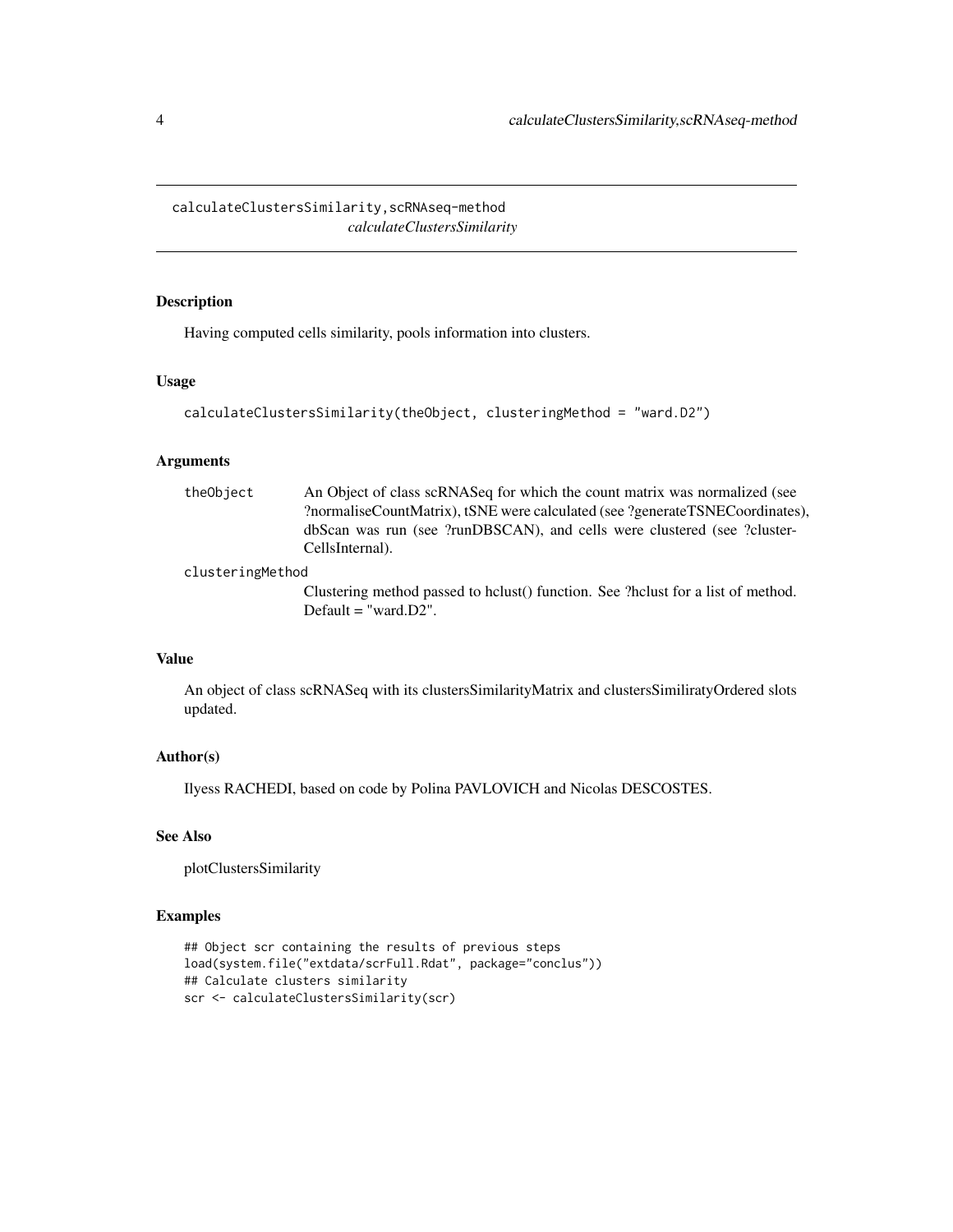# calculateClustersSimilarity,scRNAseq-method

*calculateClustersSimilarity*

## Description

Having computed cells similarity, pools information into clusters.

## Usage

```
calculateClustersSimilarity(theObject, clusteringMethod = "ward.D2")
```

## Arguments

- `theObject` An Object of class scRNASeq for which the count matrix was normalized (see ?normaliseCountMatrix), tSNE were calculated (see ?generateTSNECoordinates), dbScan was run (see ?runDBSCAN), and cells were clustered (see ?clusterCellsInternal).
- `clusteringMethod` Clustering method passed to hclust() function. See ?hclust for a list of method. Default = "ward.D2".

## Value

An object of class scRNASeq with its clustersSimilarityMatrix and clustersSimiliratyOrdered slots updated.

## Author(s)

Ilyess RACHEDI, based on code by Polina PAVLOVICH and Nicolas DESCOSTES.

## See Also

plotClustersSimilarity

## Examples

```
## Object scr containing the results of previous steps
load(system.file("extdata/scrFull.Rdat", package="conclus"))
## Calculate clusters similarity
scr <- calculateClustersSimilarity(scr)
```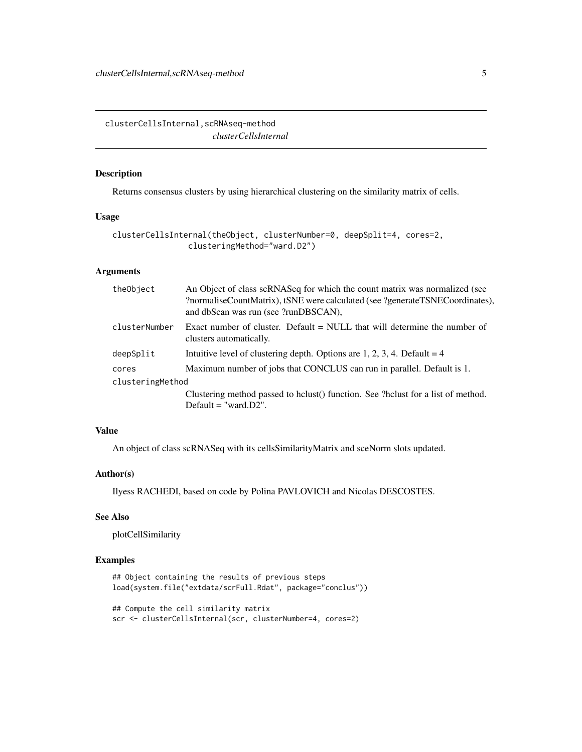# clusterCellsInternal,scRNAseq-method

*clusterCellsInternal*

## Description

Returns consensus clusters by using hierarchical clustering on the similarity matrix of cells.

## Usage

```
clusterCellsInternal(theObject, clusterNumber=0, deepSplit=4, cores=2,
                clusteringMethod="ward.D2")
```

## Arguments

| Argument | Description |
| --- | --- |
| theObject | An Object of class scRNASeq for which the count matrix was normalized (see ?normaliseCountMatrix), tSNE were calculated (see ?generateTSNECoordinates), and dbScan was run (see ?runDBSCAN), |
| clusterNumber | Exact number of cluster. Default = NULL that will determine the number of clusters automatically. |
| deepSplit | Intuitive level of clustering depth. Options are 1, 2, 3, 4. Default = 4 |
| cores | Maximum number of jobs that CONCLUS can run in parallel. Default is 1. |
| clusteringMethod | Clustering method passed to hclust() function. See ?hclust for a list of method. Default = "ward.D2". |

## Value

An object of class scRNASeq with its cellsSimilarityMatrix and sceNorm slots updated.

## Author(s)

Ilyess RACHEDI, based on code by Polina PAVLOVICH and Nicolas DESCOSTES.

## See Also

plotCellSimilarity

## Examples

```
## Object containing the results of previous steps
load(system.file("extdata/scrFull.Rdat", package="conclus"))

## Compute the cell similarity matrix
scr <- clusterCellsInternal(scr, clusterNumber=4, cores=2)
```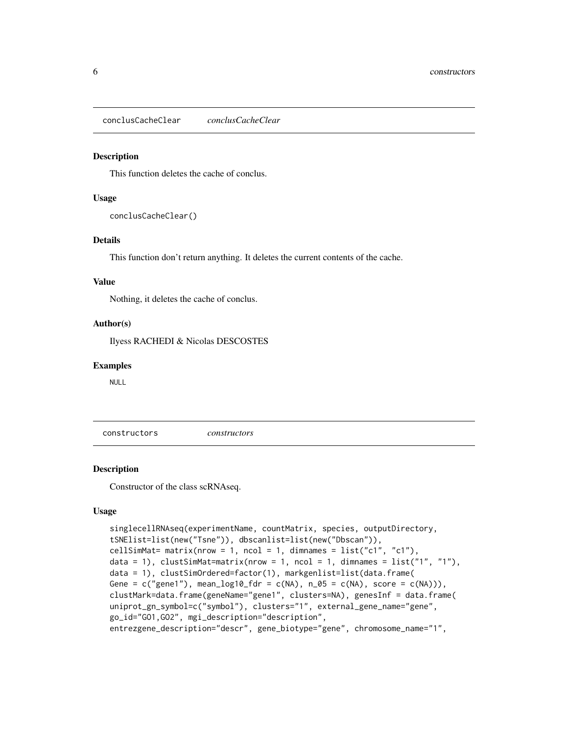## conclusCacheClear *conclusCacheClear*

### Description

This function deletes the cache of conclus.

### Usage

```
conclusCacheClear()
```

### Details

This function don't return anything. It deletes the current contents of the cache.

### Value

Nothing, it deletes the cache of conclus.

### Author(s)

Ilyess RACHEDI & Nicolas DESCOSTES

### Examples

```
NULL
```

## constructors *constructors*

### Description

Constructor of the class scRNAseq.

### Usage

```
singlecellRNAseq(experimentName, countMatrix, species, outputDirectory,
tSNElist=list(new("Tsne")), dbscanlist=list(new("Dbscan")),
cellSimMat= matrix(nrow = 1, ncol = 1, dimnames = list("c1", "c1"),
data = 1), clustSimMat=matrix(nrow = 1, ncol = 1, dimnames = list("1", "1"),
data = 1), clustSimOrdered=factor(1), markgenlist=list(data.frame(
Gene = c("gene1"), mean_log10_fdr = c(NA), n_05 = c(NA), score = c(NA))),
clustMark=data.frame(geneName="gene1", clusters=NA), genesInf = data.frame(
uniprot_gn_symbol=c("symbol"), clusters="1", external_gene_name="gene",
go_id="GO1,GO2", mgi_description="description",
entrezgene_description="descr", gene_biotype="gene", chromosome_name="1",
```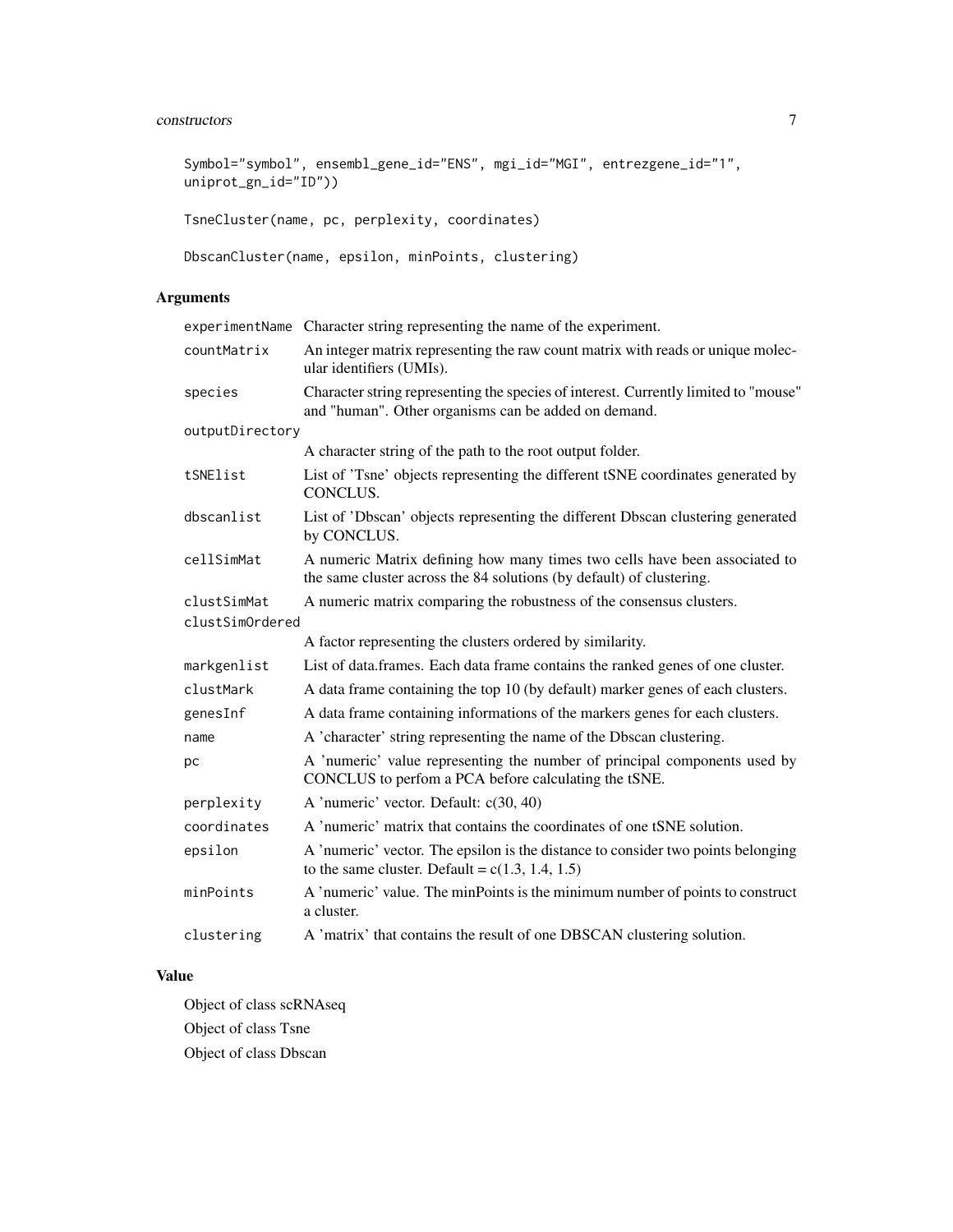```
Symbol="symbol", ensembl_gene_id="ENS", mgi_id="MGI", entrezgene_id="1",
uniprot_gn_id="ID"))

TsneCluster(name, pc, perplexity, coordinates)

DbscanCluster(name, epsilon, minPoints, clustering)
```

## Arguments

| | |
|---|---|
| `experimentName` | Character string representing the name of the experiment. |
| `countMatrix` | An integer matrix representing the raw count matrix with reads or unique molecular identifiers (UMIs). |
| `species` | Character string representing the species of interest. Currently limited to "mouse" and "human". Other organisms can be added on demand. |
| `outputDirectory` | A character string of the path to the root output folder. |
| `tSNElist` | List of 'Tsne' objects representing the different tSNE coordinates generated by CONCLUS. |
| `dbscanlist` | List of 'Dbscan' objects representing the different Dbscan clustering generated by CONCLUS. |
| `cellSimMat` | A numeric Matrix defining how many times two cells have been associated to the same cluster across the 84 solutions (by default) of clustering. |
| `clustSimMat` | A numeric matrix comparing the robustness of the consensus clusters. |
| `clustSimOrdered` | A factor representing the clusters ordered by similarity. |
| `markgenlist` | List of data.frames. Each data frame contains the ranked genes of one cluster. |
| `clustMark` | A data frame containing the top 10 (by default) marker genes of each clusters. |
| `genesInf` | A data frame containing informations of the markers genes for each clusters. |
| `name` | A 'character' string representing the name of the Dbscan clustering. |
| `pc` | A 'numeric' value representing the number of principal components used by CONCLUS to perfom a PCA before calculating the tSNE. |
| `perplexity` | A 'numeric' vector. Default: c(30, 40) |
| `coordinates` | A 'numeric' matrix that contains the coordinates of one tSNE solution. |
| `epsilon` | A 'numeric' vector. The epsilon is the distance to consider two points belonging to the same cluster. Default = c(1.3, 1.4, 1.5) |
| `minPoints` | A 'numeric' value. The minPoints is the minimum number of points to construct a cluster. |
| `clustering` | A 'matrix' that contains the result of one DBSCAN clustering solution. |

## Value

Object of class scRNAseq

Object of class Tsne

Object of class Dbscan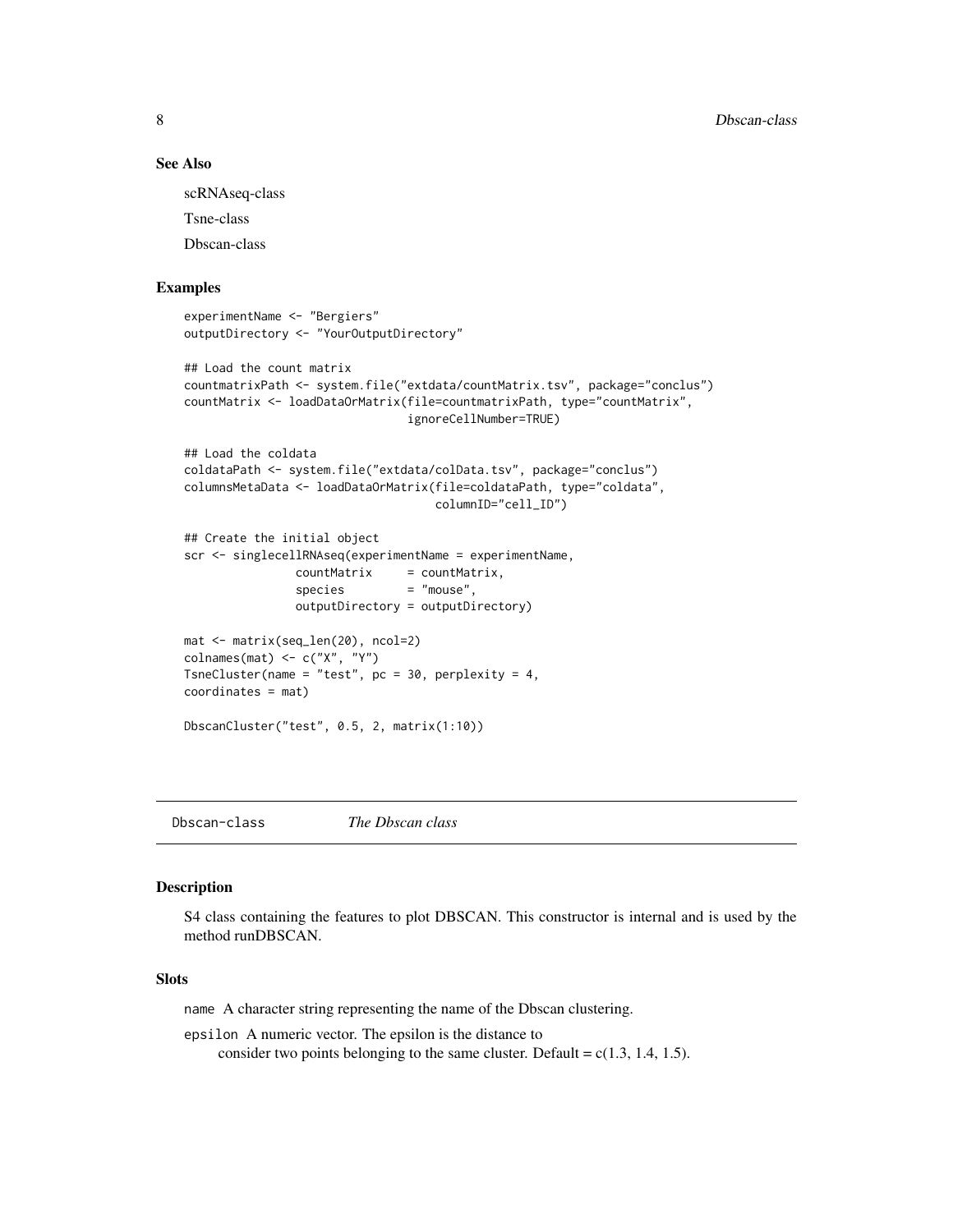### See Also

scRNAseq-class

Tsne-class

Dbscan-class

### Examples

```
experimentName <- "Bergiers"
outputDirectory <- "YourOutputDirectory"

## Load the count matrix
countmatrixPath <- system.file("extdata/countMatrix.tsv", package="conclus")
countMatrix <- loadDataOrMatrix(file=countmatrixPath, type="countMatrix",
                                ignoreCellNumber=TRUE)

## Load the coldata
coldataPath <- system.file("extdata/colData.tsv", package="conclus")
columnsMetaData <- loadDataOrMatrix(file=coldataPath, type="coldata",
                                    columnID="cell_ID")

## Create the initial object
scr <- singlecellRNAseq(experimentName = experimentName,
                countMatrix     = countMatrix,
                species         = "mouse",
                outputDirectory = outputDirectory)

mat <- matrix(seq_len(20), ncol=2)
colnames(mat) <- c("X", "Y")
TsneCluster(name = "test", pc = 30, perplexity = 4,
coordinates = mat)

DbscanCluster("test", 0.5, 2, matrix(1:10))
```

---

## Dbscan-class *The Dbscan class*

### Description

S4 class containing the features to plot DBSCAN. This constructor is internal and is used by the method runDBSCAN.

### Slots

name A character string representing the name of the Dbscan clustering.

epsilon A numeric vector. The epsilon is the distance to
consider two points belonging to the same cluster. Default = c(1.3, 1.4, 1.5).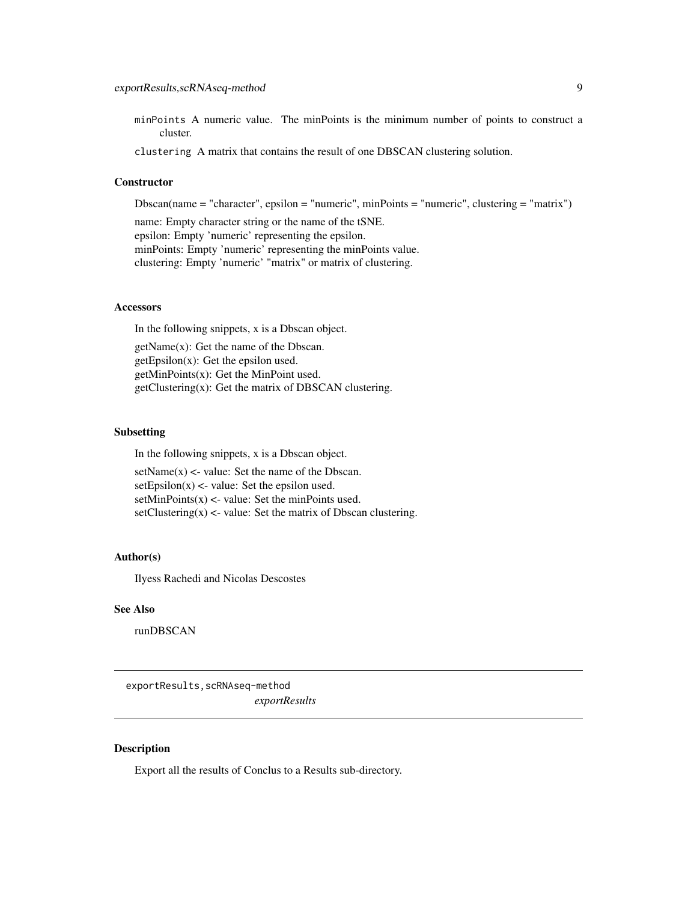minPoints A numeric value. The minPoints is the minimum number of points to construct a cluster.

clustering A matrix that contains the result of one DBSCAN clustering solution.

### Constructor

Dbscan(name = "character", epsilon = "numeric", minPoints = "numeric", clustering = "matrix")

name: Empty character string or the name of the tSNE.
epsilon: Empty 'numeric' representing the epsilon.
minPoints: Empty 'numeric' representing the minPoints value.
clustering: Empty 'numeric' "matrix" or matrix of clustering.

### Accessors

In the following snippets, x is a Dbscan object.

getName(x): Get the name of the Dbscan.
getEpsilon(x): Get the epsilon used.
getMinPoints(x): Get the MinPoint used.
getClustering(x): Get the matrix of DBSCAN clustering.

### Subsetting

In the following snippets, x is a Dbscan object.

setName(x) <- value: Set the name of the Dbscan.
setEpsilon(x) <- value: Set the epsilon used.
setMinPoints(x) <- value: Set the minPoints used.
setClustering(x) <- value: Set the matrix of Dbscan clustering.

### Author(s)

Ilyess Rachedi and Nicolas Descostes

### See Also

runDBSCAN

---

## exportResults,scRNAseq-method *exportResults*

---

### Description

Export all the results of Conclus to a Results sub-directory.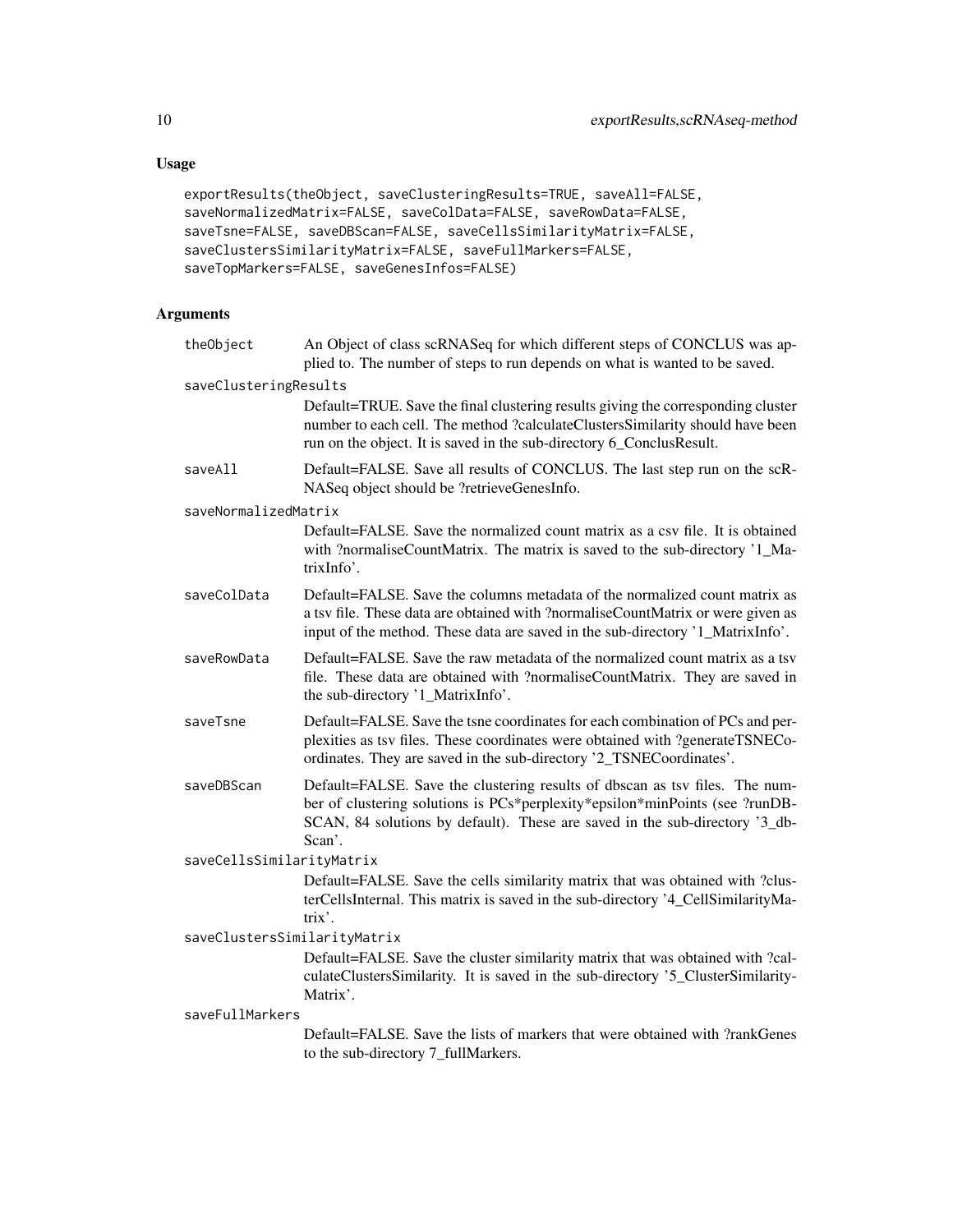## Usage

```
exportResults(theObject, saveClusteringResults=TRUE, saveAll=FALSE,
saveNormalizedMatrix=FALSE, saveColData=FALSE, saveRowData=FALSE,
saveTsne=FALSE, saveDBScan=FALSE, saveCellsSimilarityMatrix=FALSE,
saveClustersSimilarityMatrix=FALSE, saveFullMarkers=FALSE,
saveTopMarkers=FALSE, saveGenesInfos=FALSE)
```

## Arguments

| | |
|---|---|
| `theObject` | An Object of class scRNASeq for which different steps of CONCLUS was applied to. The number of steps to run depends on what is wanted to be saved. |
| `saveClusteringResults` | Default=TRUE. Save the final clustering results giving the corresponding cluster number to each cell. The method ?calculateClustersSimilarity should have been run on the object. It is saved in the sub-directory 6_ConclusResult. |
| `saveAll` | Default=FALSE. Save all results of CONCLUS. The last step run on the scRNASeq object should be ?retrieveGenesInfo. |
| `saveNormalizedMatrix` | Default=FALSE. Save the normalized count matrix as a csv file. It is obtained with ?normaliseCountMatrix. The matrix is saved to the sub-directory '1_MatrixInfo'. |
| `saveColData` | Default=FALSE. Save the columns metadata of the normalized count matrix as a tsv file. These data are obtained with ?normaliseCountMatrix or were given as input of the method. These data are saved in the sub-directory '1_MatrixInfo'. |
| `saveRowData` | Default=FALSE. Save the raw metadata of the normalized count matrix as a tsv file. These data are obtained with ?normaliseCountMatrix. They are saved in the sub-directory '1_MatrixInfo'. |
| `saveTsne` | Default=FALSE. Save the tsne coordinates for each combination of PCs and perplexities as tsv files. These coordinates were obtained with ?generateTSNECoordinates. They are saved in the sub-directory '2_TSNECoordinates'. |
| `saveDBScan` | Default=FALSE. Save the clustering results of dbscan as tsv files. The number of clustering solutions is PCs*perplexity*epsilon*minPoints (see ?runDBSCAN, 84 solutions by default). These are saved in the sub-directory '3_dbScan'. |
| `saveCellsSimilarityMatrix` | Default=FALSE. Save the cells similarity matrix that was obtained with ?clusterCellsInternal. This matrix is saved in the sub-directory '4_CellSimilarityMatrix'. |
| `saveClustersSimilarityMatrix` | Default=FALSE. Save the cluster similarity matrix that was obtained with ?calculateClustersSimilarity. It is saved in the sub-directory '5_ClusterSimilarityMatrix'. |
| `saveFullMarkers` | Default=FALSE. Save the lists of markers that were obtained with ?rankGenes to the sub-directory 7_fullMarkers. |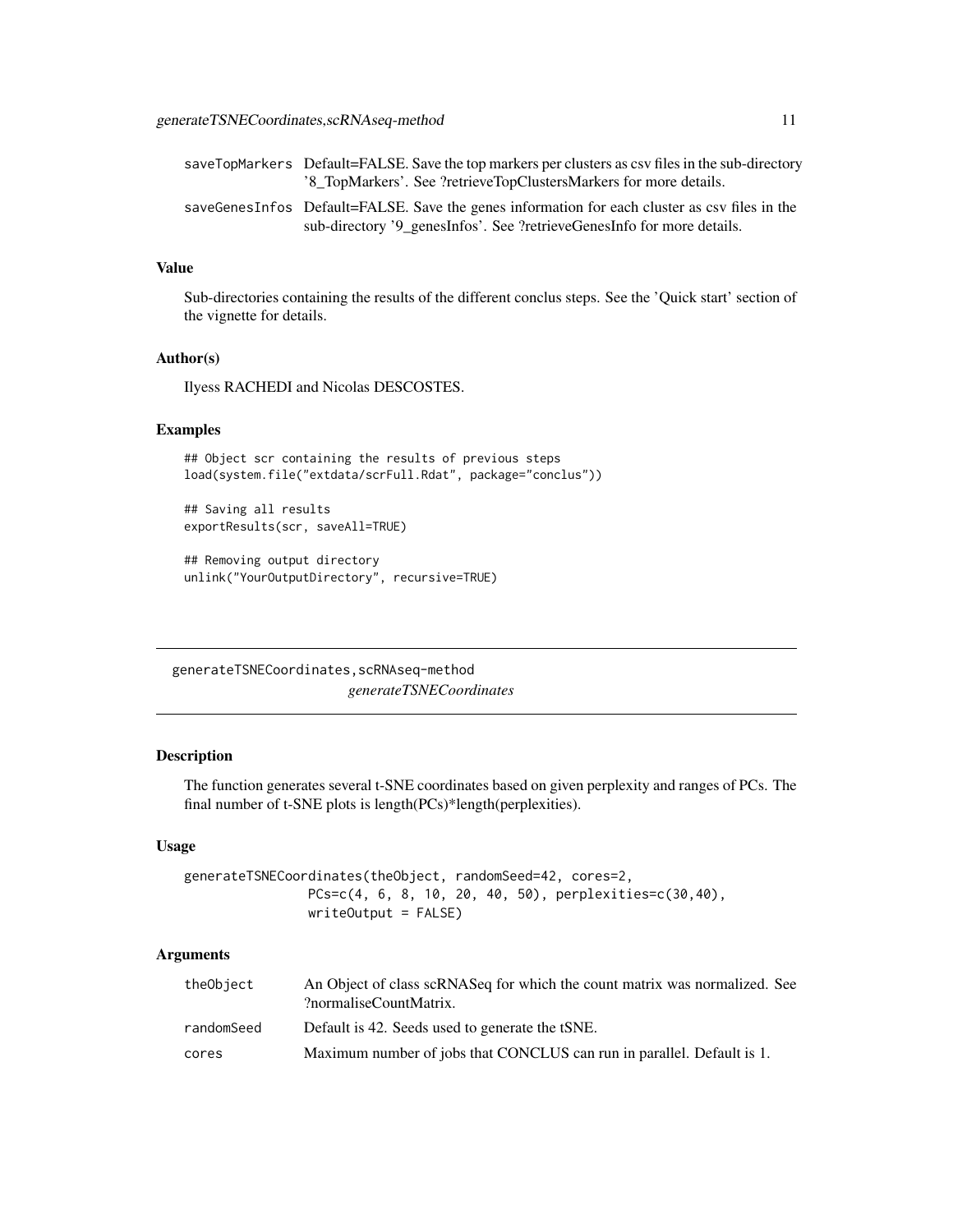| | |
|---|---|
| saveTopMarkers | Default=FALSE. Save the top markers per clusters as csv files in the sub-directory '8_TopMarkers'. See ?retrieveTopClustersMarkers for more details. |
| saveGenesInfos | Default=FALSE. Save the genes information for each cluster as csv files in the sub-directory '9_genesInfos'. See ?retrieveGenesInfo for more details. |

### Value

Sub-directories containing the results of the different conclus steps. See the 'Quick start' section of the vignette for details.

### Author(s)

Ilyess RACHEDI and Nicolas DESCOSTES.

### Examples

```
## Object scr containing the results of previous steps
load(system.file("extdata/scrFull.Rdat", package="conclus"))

## Saving all results
exportResults(scr, saveAll=TRUE)

## Removing output directory
unlink("YourOutputDirectory", recursive=TRUE)
```

---

## generateTSNECoordinates,scRNAseq-method

*generateTSNECoordinates*

---

### Description

The function generates several t-SNE coordinates based on given perplexity and ranges of PCs. The final number of t-SNE plots is length(PCs)*length(perplexities).

### Usage

```
generateTSNECoordinates(theObject, randomSeed=42, cores=2,
                PCs=c(4, 6, 8, 10, 20, 40, 50), perplexities=c(30,40),
                writeOutput = FALSE)
```

### Arguments

| | |
|---|---|
| theObject | An Object of class scRNASeq for which the count matrix was normalized. See ?normaliseCountMatrix. |
| randomSeed | Default is 42. Seeds used to generate the tSNE. |
| cores | Maximum number of jobs that CONCLUS can run in parallel. Default is 1. |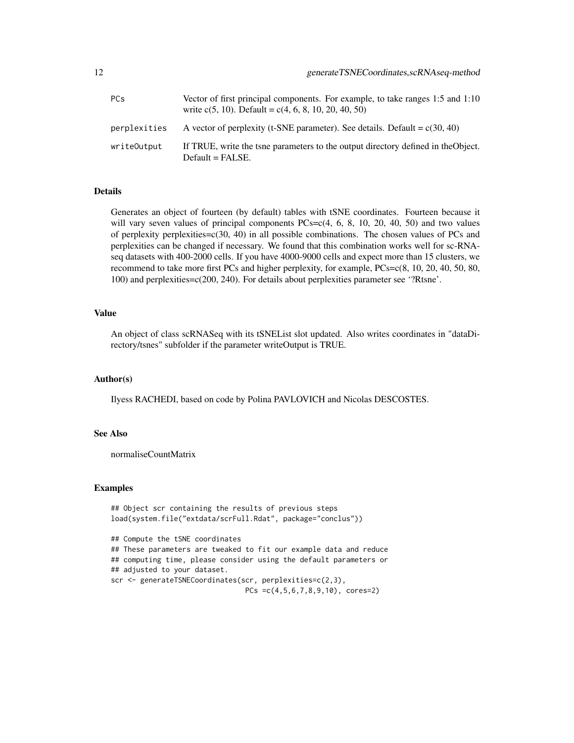| | |
|---|---|
| PCs | Vector of first principal components. For example, to take ranges 1:5 and 1:10 write c(5, 10). Default = c(4, 6, 8, 10, 20, 40, 50) |
| perplexities | A vector of perplexity (t-SNE parameter). See details. Default = c(30, 40) |
| writeOutput | If TRUE, write the tsne parameters to the output directory defined in theObject. Default = FALSE. |

## Details

Generates an object of fourteen (by default) tables with tSNE coordinates. Fourteen because it will vary seven values of principal components PCs=c(4, 6, 8, 10, 20, 40, 50) and two values of perplexity perplexities=c(30, 40) in all possible combinations. The chosen values of PCs and perplexities can be changed if necessary. We found that this combination works well for sc-RNA-seq datasets with 400-2000 cells. If you have 4000-9000 cells and expect more than 15 clusters, we recommend to take more first PCs and higher perplexity, for example, PCs=c(8, 10, 20, 40, 50, 80, 100) and perplexities=c(200, 240). For details about perplexities parameter see '?Rtsne'.

## Value

An object of class scRNASeq with its tSNEList slot updated. Also writes coordinates in "dataDirectory/tsnes" subfolder if the parameter writeOutput is TRUE.

## Author(s)

Ilyess RACHEDI, based on code by Polina PAVLOVICH and Nicolas DESCOSTES.

## See Also

normaliseCountMatrix

## Examples

```
## Object scr containing the results of previous steps
load(system.file("extdata/scrFull.Rdat", package="conclus"))

## Compute the tSNE coordinates
## These parameters are tweaked to fit our example data and reduce
## computing time, please consider using the default parameters or
## adjusted to your dataset.
scr <- generateTSNECoordinates(scr, perplexities=c(2,3),
                               PCs =c(4,5,6,7,8,9,10), cores=2)
```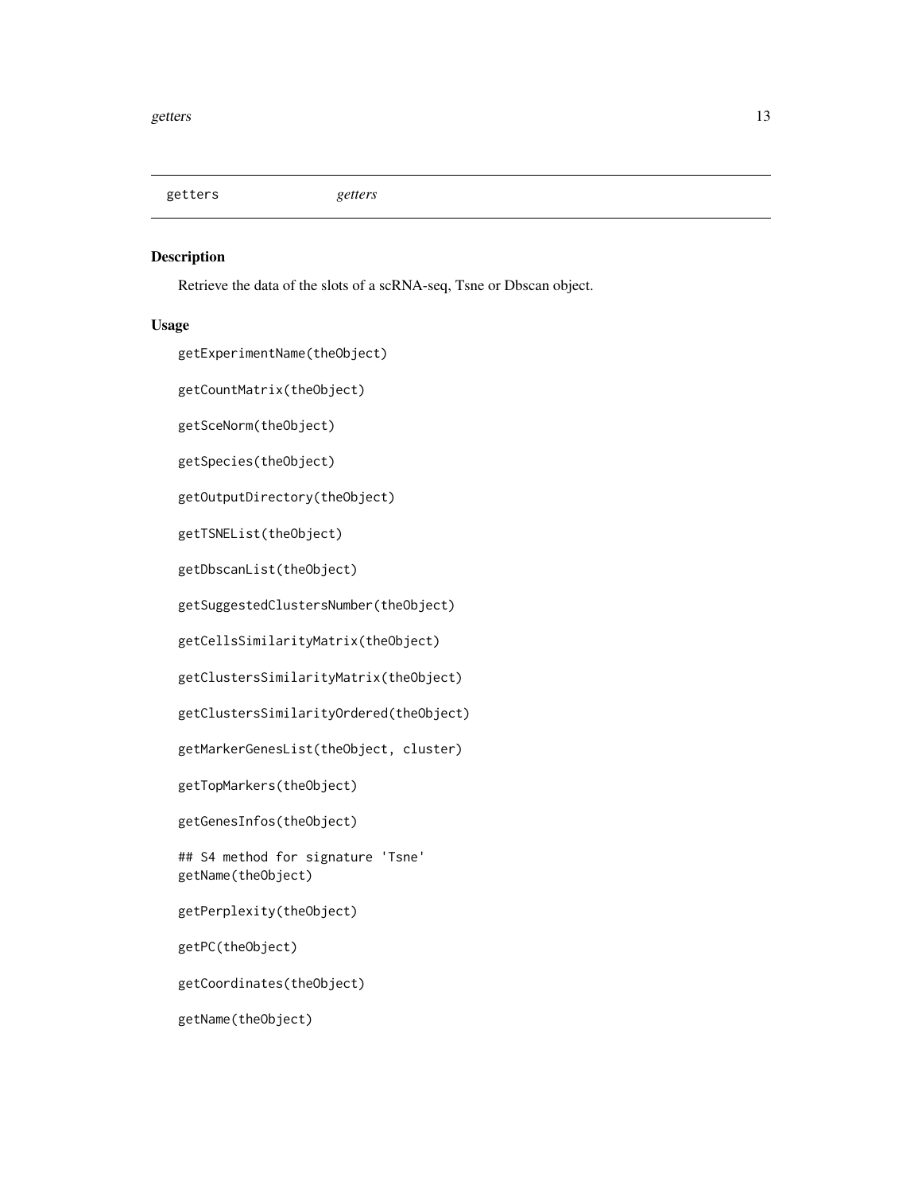getters *getters*

## Description

Retrieve the data of the slots of a scRNA-seq, Tsne or Dbscan object.

## Usage

```
getExperimentName(theObject)

getCountMatrix(theObject)

getSceNorm(theObject)

getSpecies(theObject)

getOutputDirectory(theObject)

getTSNEList(theObject)

getDbscanList(theObject)

getSuggestedClustersNumber(theObject)

getCellsSimilarityMatrix(theObject)

getClustersSimilarityMatrix(theObject)

getClustersSimilarityOrdered(theObject)

getMarkerGenesList(theObject, cluster)

getTopMarkers(theObject)

getGenesInfos(theObject)

## S4 method for signature 'Tsne'
getName(theObject)

getPerplexity(theObject)

getPC(theObject)

getCoordinates(theObject)

getName(theObject)
```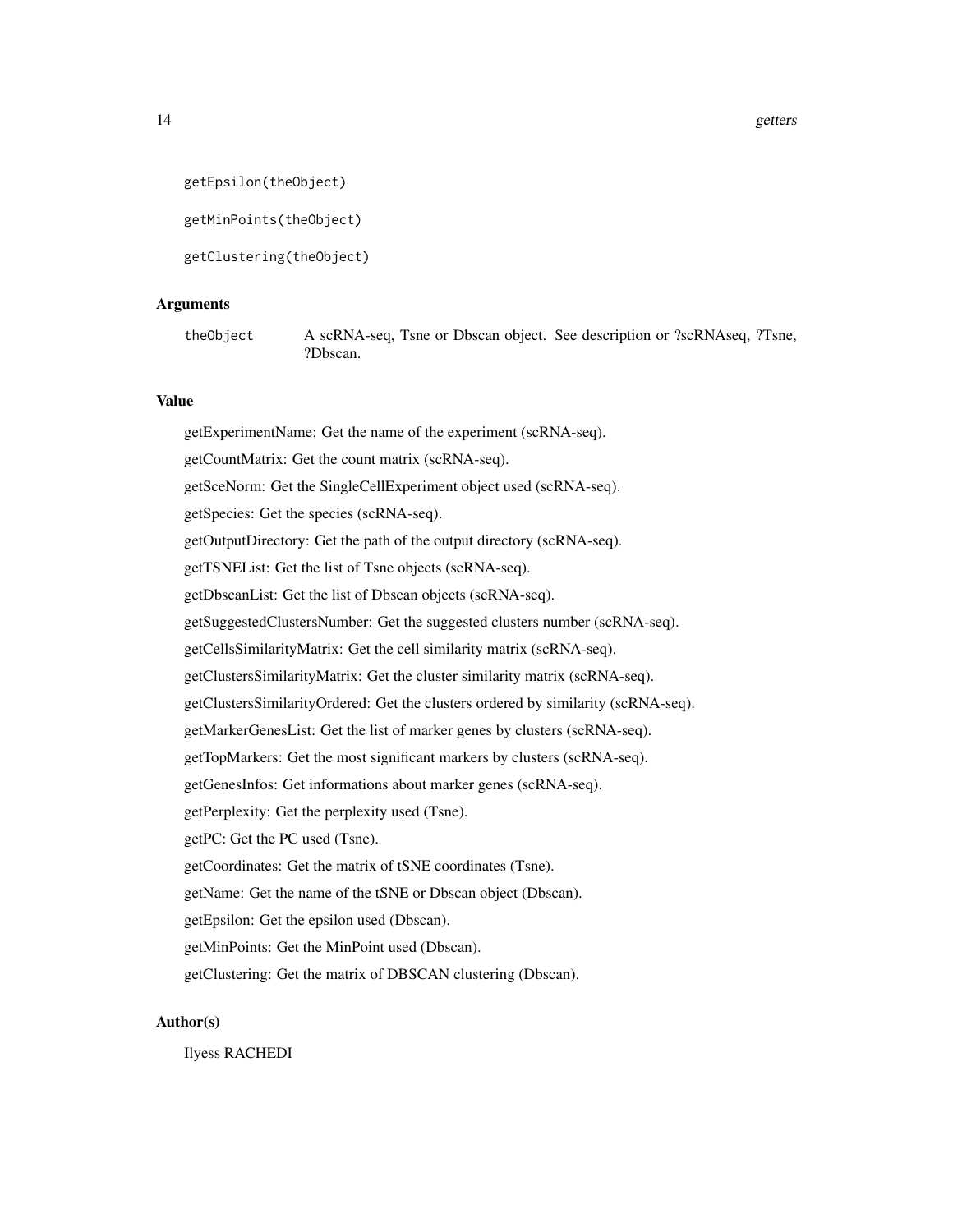```
getEpsilon(theObject)

getMinPoints(theObject)

getClustering(theObject)
```

### Arguments

| | |
|---|---|
| theObject | A scRNA-seq, Tsne or Dbscan object. See description or ?scRNAseq, ?Tsne, ?Dbscan. |

### Value

getExperimentName: Get the name of the experiment (scRNA-seq).

getCountMatrix: Get the count matrix (scRNA-seq).

getSceNorm: Get the SingleCellExperiment object used (scRNA-seq).

getSpecies: Get the species (scRNA-seq).

getOutputDirectory: Get the path of the output directory (scRNA-seq).

getTSNEList: Get the list of Tsne objects (scRNA-seq).

getDbscanList: Get the list of Dbscan objects (scRNA-seq).

getSuggestedClustersNumber: Get the suggested clusters number (scRNA-seq).

getCellsSimilarityMatrix: Get the cell similarity matrix (scRNA-seq).

getClustersSimilarityMatrix: Get the cluster similarity matrix (scRNA-seq).

getClustersSimilarityOrdered: Get the clusters ordered by similarity (scRNA-seq).

getMarkerGenesList: Get the list of marker genes by clusters (scRNA-seq).

getTopMarkers: Get the most significant markers by clusters (scRNA-seq).

getGenesInfos: Get informations about marker genes (scRNA-seq).

getPerplexity: Get the perplexity used (Tsne).

getPC: Get the PC used (Tsne).

getCoordinates: Get the matrix of tSNE coordinates (Tsne).

getName: Get the name of the tSNE or Dbscan object (Dbscan).

getEpsilon: Get the epsilon used (Dbscan).

getMinPoints: Get the MinPoint used (Dbscan).

getClustering: Get the matrix of DBSCAN clustering (Dbscan).

### Author(s)

Ilyess RACHEDI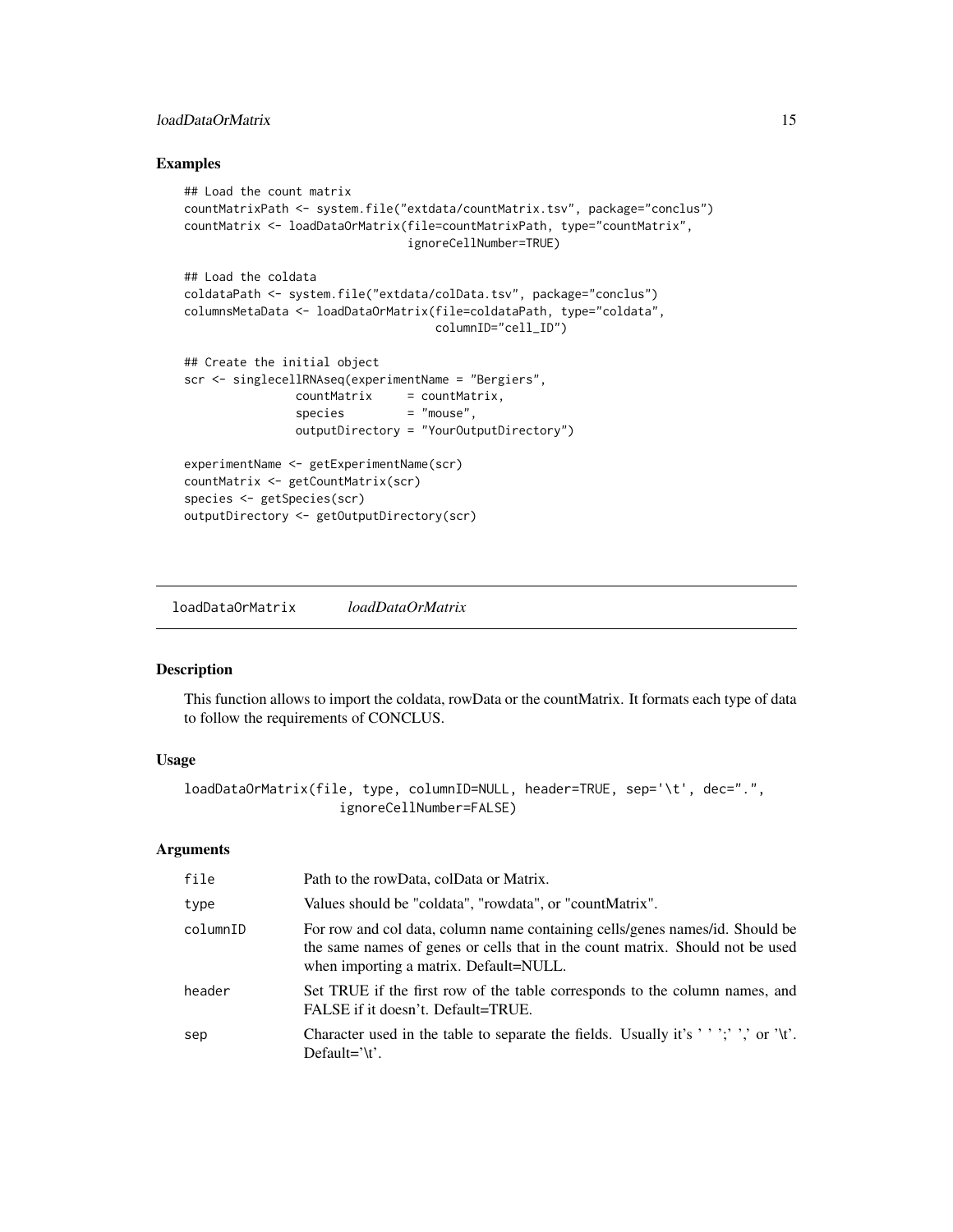## Examples

```
## Load the count matrix
countMatrixPath <- system.file("extdata/countMatrix.tsv", package="conclus")
countMatrix <- loadDataOrMatrix(file=countMatrixPath, type="countMatrix",
                                ignoreCellNumber=TRUE)

## Load the coldata
coldataPath <- system.file("extdata/colData.tsv", package="conclus")
columnsMetaData <- loadDataOrMatrix(file=coldataPath, type="coldata",
                                    columnID="cell_ID")

## Create the initial object
scr <- singlecellRNAseq(experimentName = "Bergiers",
                countMatrix     = countMatrix,
                species         = "mouse",
                outputDirectory = "YourOutputDirectory")

experimentName <- getExperimentName(scr)
countMatrix <- getCountMatrix(scr)
species <- getSpecies(scr)
outputDirectory <- getOutputDirectory(scr)
```

# loadDataOrMatrix *loadDataOrMatrix*

## Description

This function allows to import the coldata, rowData or the countMatrix. It formats each type of data to follow the requirements of CONCLUS.

## Usage

```
loadDataOrMatrix(file, type, columnID=NULL, header=TRUE, sep='\t', dec=".",
                 ignoreCellNumber=FALSE)
```

## Arguments

| | |
|---|---|
| file | Path to the rowData, colData or Matrix. |
| type | Values should be "coldata", "rowdata", or "countMatrix". |
| columnID | For row and col data, column name containing cells/genes names/id. Should be the same names of genes or cells that in the count matrix. Should not be used when importing a matrix. Default=NULL. |
| header | Set TRUE if the first row of the table corresponds to the column names, and FALSE if it doesn't. Default=TRUE. |
| sep | Character used in the table to separate the fields. Usually it's ' ' ';' ',' or '\t'. Default='\t'. |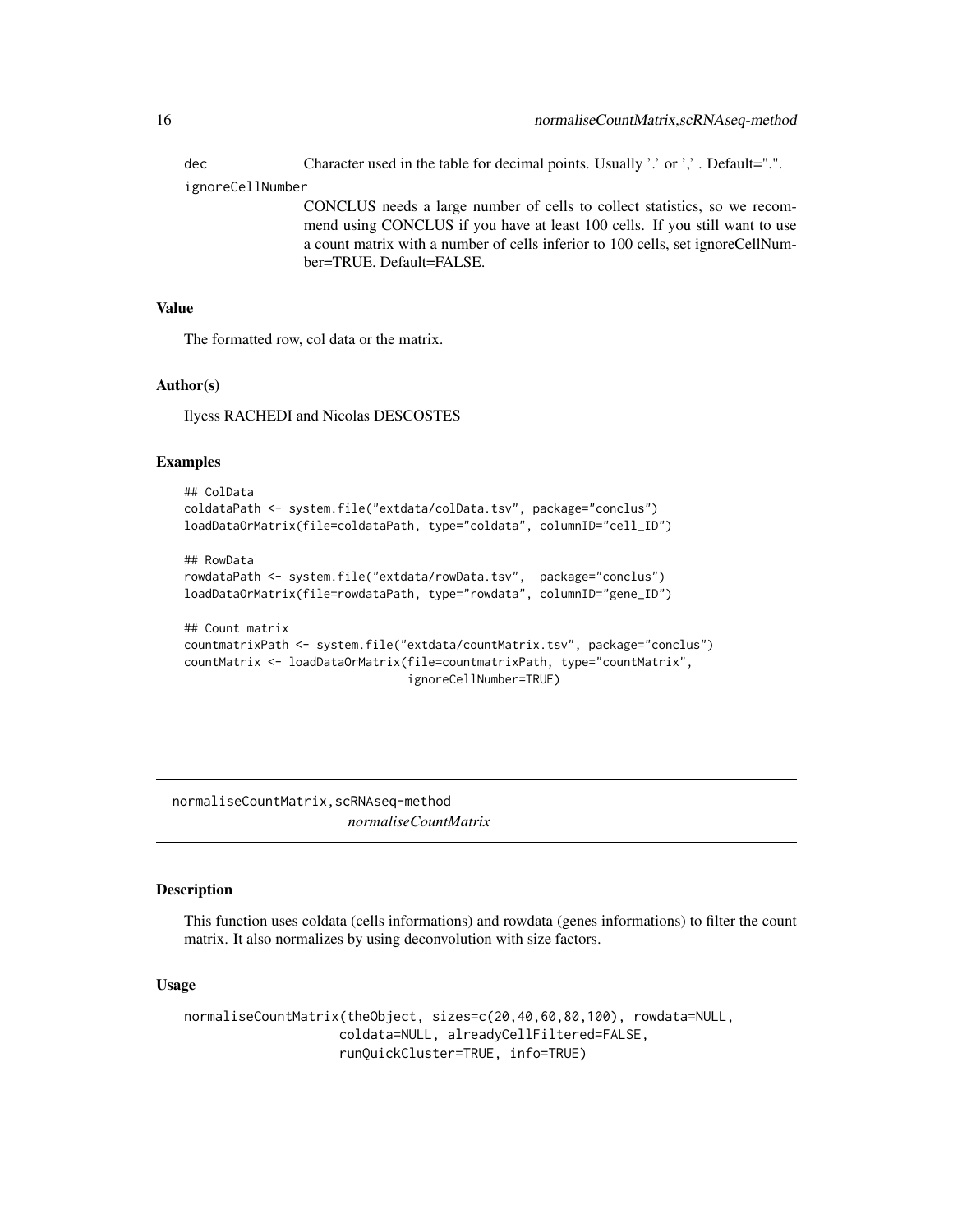dec
: Character used in the table for decimal points. Usually '.' or ',' . Default=".".

ignoreCellNumber
: CONCLUS needs a large number of cells to collect statistics, so we recommend using CONCLUS if you have at least 100 cells. If you still want to use a count matrix with a number of cells inferior to 100 cells, set ignoreCellNumber=TRUE. Default=FALSE.

### Value

The formatted row, col data or the matrix.

### Author(s)

Ilyess RACHEDI and Nicolas DESCOSTES

### Examples

```
## ColData
coldataPath <- system.file("extdata/colData.tsv", package="conclus")
loadDataOrMatrix(file=coldataPath, type="coldata", columnID="cell_ID")

## RowData
rowdataPath <- system.file("extdata/rowData.tsv",  package="conclus")
loadDataOrMatrix(file=rowdataPath, type="rowdata", columnID="gene_ID")

## Count matrix
countmatrixPath <- system.file("extdata/countMatrix.tsv", package="conclus")
countMatrix <- loadDataOrMatrix(file=countmatrixPath, type="countMatrix",
                                ignoreCellNumber=TRUE)
```

---

## normaliseCountMatrix,scRNAseq-method
*normaliseCountMatrix*

---

### Description

This function uses coldata (cells informations) and rowdata (genes informations) to filter the count matrix. It also normalizes by using deconvolution with size factors.

### Usage

```
normaliseCountMatrix(theObject, sizes=c(20,40,60,80,100), rowdata=NULL,
                     coldata=NULL, alreadyCellFiltered=FALSE,
                     runQuickCluster=TRUE, info=TRUE)
```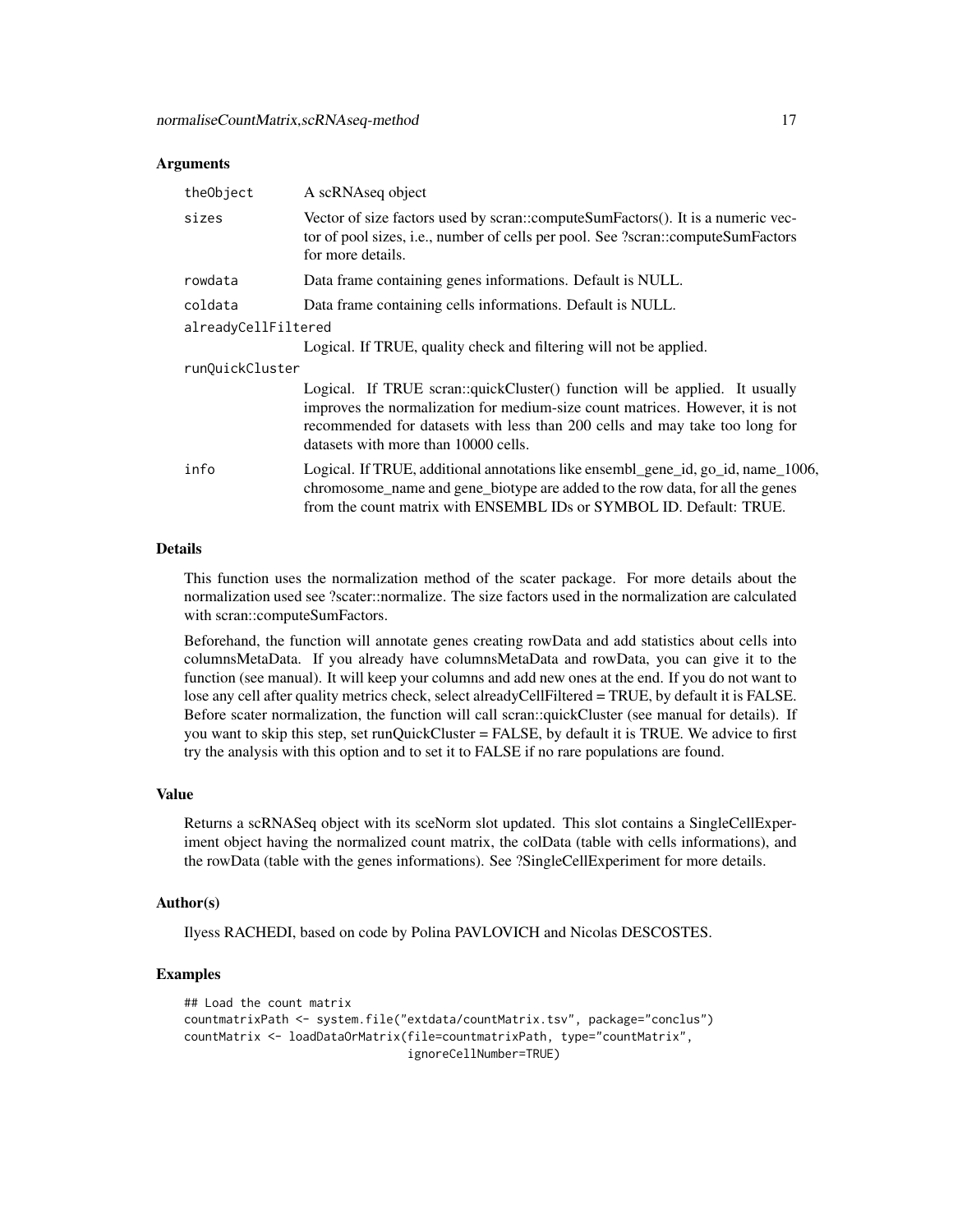### Arguments

| | |
|---|---|
| theObject | A scRNAseq object |
| sizes | Vector of size factors used by scran::computeSumFactors(). It is a numeric vector of pool sizes, i.e., number of cells per pool. See ?scran::computeSumFactors for more details. |
| rowdata | Data frame containing genes informations. Default is NULL. |
| coldata | Data frame containing cells informations. Default is NULL. |
| alreadyCellFiltered | Logical. If TRUE, quality check and filtering will not be applied. |
| runQuickCluster | Logical. If TRUE scran::quickCluster() function will be applied. It usually improves the normalization for medium-size count matrices. However, it is not recommended for datasets with less than 200 cells and may take too long for datasets with more than 10000 cells. |
| info | Logical. If TRUE, additional annotations like ensembl_gene_id, go_id, name_1006, chromosome_name and gene_biotype are added to the row data, for all the genes from the count matrix with ENSEMBL IDs or SYMBOL ID. Default: TRUE. |

### Details

This function uses the normalization method of the scater package. For more details about the normalization used see ?scater::normalize. The size factors used in the normalization are calculated with scran::computeSumFactors.

Beforehand, the function will annotate genes creating rowData and add statistics about cells into columnsMetaData. If you already have columnsMetaData and rowData, you can give it to the function (see manual). It will keep your columns and add new ones at the end. If you do not want to lose any cell after quality metrics check, select alreadyCellFiltered = TRUE, by default it is FALSE. Before scater normalization, the function will call scran::quickCluster (see manual for details). If you want to skip this step, set runQuickCluster = FALSE, by default it is TRUE. We advice to first try the analysis with this option and to set it to FALSE if no rare populations are found.

### Value

Returns a scRNASeq object with its sceNorm slot updated. This slot contains a SingleCellExperiment object having the normalized count matrix, the colData (table with cells informations), and the rowData (table with the genes informations). See ?SingleCellExperiment for more details.

### Author(s)

Ilyess RACHEDI, based on code by Polina PAVLOVICH and Nicolas DESCOSTES.

### Examples

```
## Load the count matrix
countmatrixPath <- system.file("extdata/countMatrix.tsv", package="conclus")
countMatrix <- loadDataOrMatrix(file=countmatrixPath, type="countMatrix",
                                ignoreCellNumber=TRUE)
```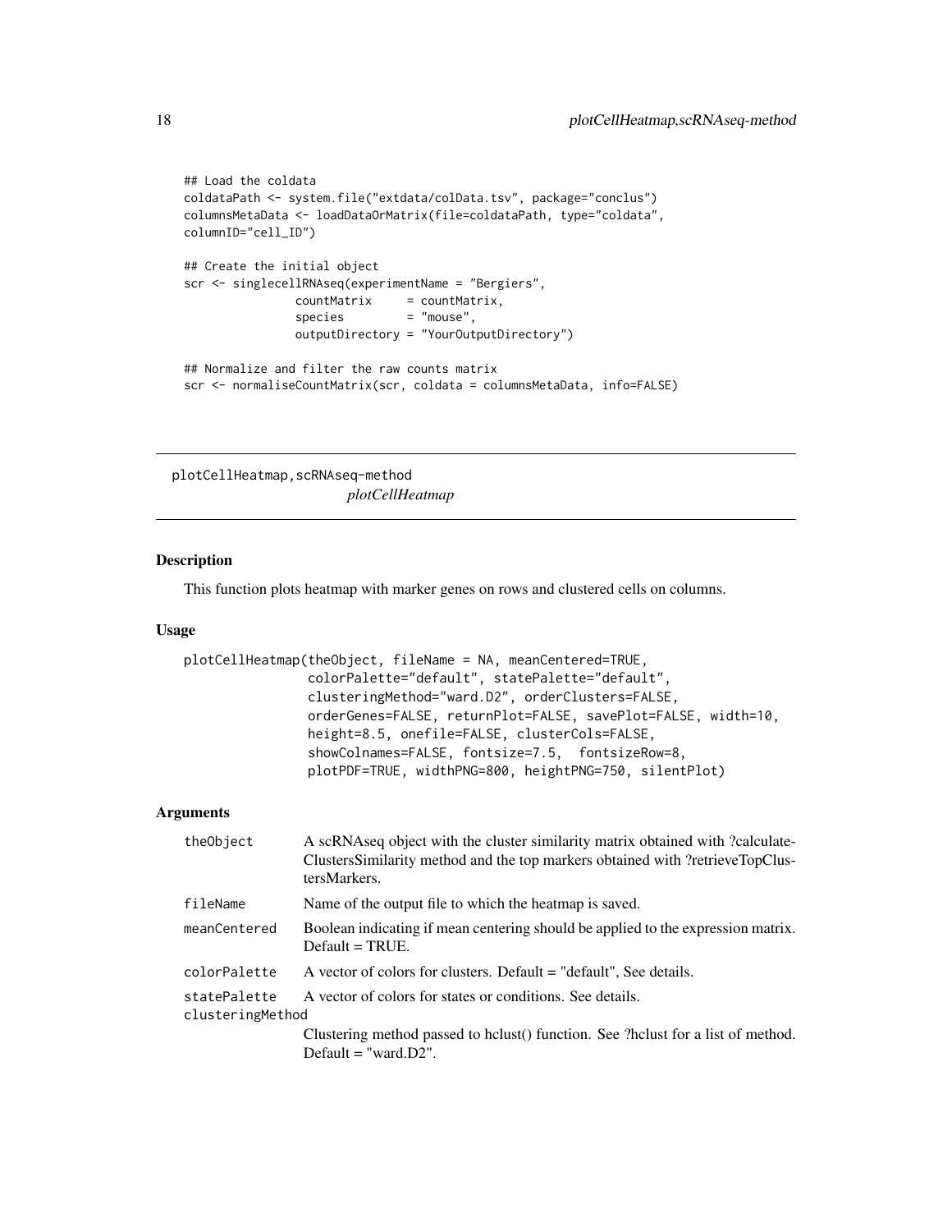```
## Load the coldata
coldataPath <- system.file("extdata/colData.tsv", package="conclus")
columnsMetaData <- loadDataOrMatrix(file=coldataPath, type="coldata",
columnID="cell_ID")

## Create the initial object
scr <- singlecellRNAseq(experimentName = "Bergiers",
                countMatrix     = countMatrix,
                species         = "mouse",
                outputDirectory = "YourOutputDirectory")

## Normalize and filter the raw counts matrix
scr <- normaliseCountMatrix(scr, coldata = columnsMetaData, info=FALSE)
```

## plotCellHeatmap,scRNAseq-method *plotCellHeatmap*

### Description

This function plots heatmap with marker genes on rows and clustered cells on columns.

### Usage

```
plotCellHeatmap(theObject, fileName = NA, meanCentered=TRUE,
                colorPalette="default", statePalette="default",
                clusteringMethod="ward.D2", orderClusters=FALSE,
                orderGenes=FALSE, returnPlot=FALSE, savePlot=FALSE, width=10,
                height=8.5, onefile=FALSE, clusterCols=FALSE,
                showColnames=FALSE, fontsize=7.5,  fontsizeRow=8,
                plotPDF=TRUE, widthPNG=800, heightPNG=750, silentPlot)
```

### Arguments

| | |
|---|---|
| theObject | A scRNAseq object with the cluster similarity matrix obtained with ?calculateClustersSimilarity method and the top markers obtained with ?retrieveTopClustersMarkers. |
| fileName | Name of the output file to which the heatmap is saved. |
| meanCentered | Boolean indicating if mean centering should be applied to the expression matrix. Default = TRUE. |
| colorPalette | A vector of colors for clusters. Default = "default", See details. |
| statePalette | A vector of colors for states or conditions. See details. |
| clusteringMethod | Clustering method passed to hclust() function. See ?hclust for a list of method. Default = "ward.D2". |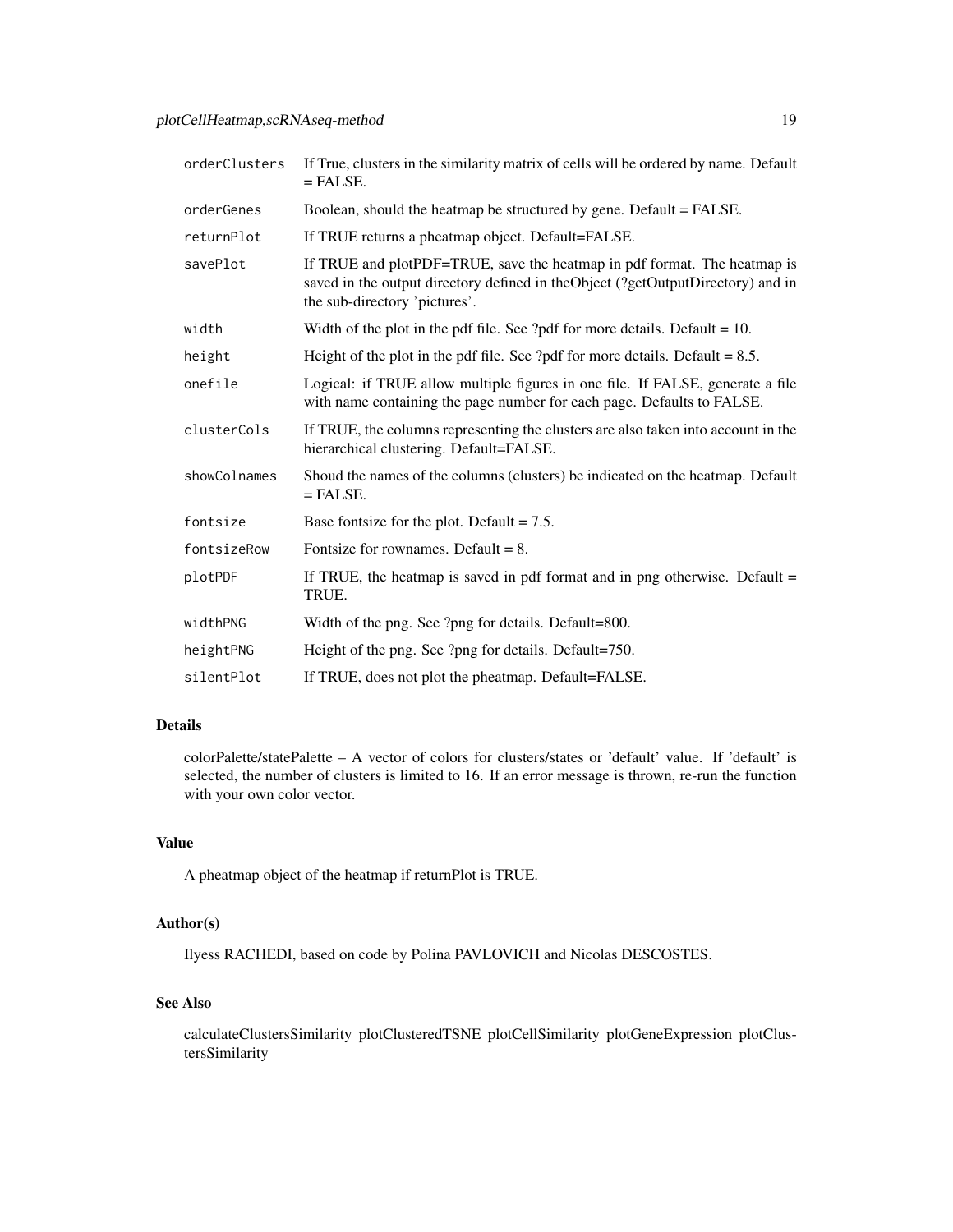| | |
|---|---|
| orderClusters | If True, clusters in the similarity matrix of cells will be ordered by name. Default = FALSE. |
| orderGenes | Boolean, should the heatmap be structured by gene. Default = FALSE. |
| returnPlot | If TRUE returns a pheatmap object. Default=FALSE. |
| savePlot | If TRUE and plotPDF=TRUE, save the heatmap in pdf format. The heatmap is saved in the output directory defined in theObject (?getOutputDirectory) and in the sub-directory 'pictures'. |
| width | Width of the plot in the pdf file. See ?pdf for more details. Default = 10. |
| height | Height of the plot in the pdf file. See ?pdf for more details. Default = 8.5. |
| onefile | Logical: if TRUE allow multiple figures in one file. If FALSE, generate a file with name containing the page number for each page. Defaults to FALSE. |
| clusterCols | If TRUE, the columns representing the clusters are also taken into account in the hierarchical clustering. Default=FALSE. |
| showColnames | Shoud the names of the columns (clusters) be indicated on the heatmap. Default = FALSE. |
| fontsize | Base fontsize for the plot. Default = 7.5. |
| fontsizeRow | Fontsize for rownames. Default = 8. |
| plotPDF | If TRUE, the heatmap is saved in pdf format and in png otherwise. Default = TRUE. |
| widthPNG | Width of the png. See ?png for details. Default=800. |
| heightPNG | Height of the png. See ?png for details. Default=750. |
| silentPlot | If TRUE, does not plot the pheatmap. Default=FALSE. |

## Details

colorPalette/statePalette – A vector of colors for clusters/states or 'default' value. If 'default' is selected, the number of clusters is limited to 16. If an error message is thrown, re-run the function with your own color vector.

## Value

A pheatmap object of the heatmap if returnPlot is TRUE.

## Author(s)

Ilyess RACHEDI, based on code by Polina PAVLOVICH and Nicolas DESCOSTES.

## See Also

calculateClustersSimilarity plotClusteredTSNE plotCellSimilarity plotGeneExpression plotClustersSimilarity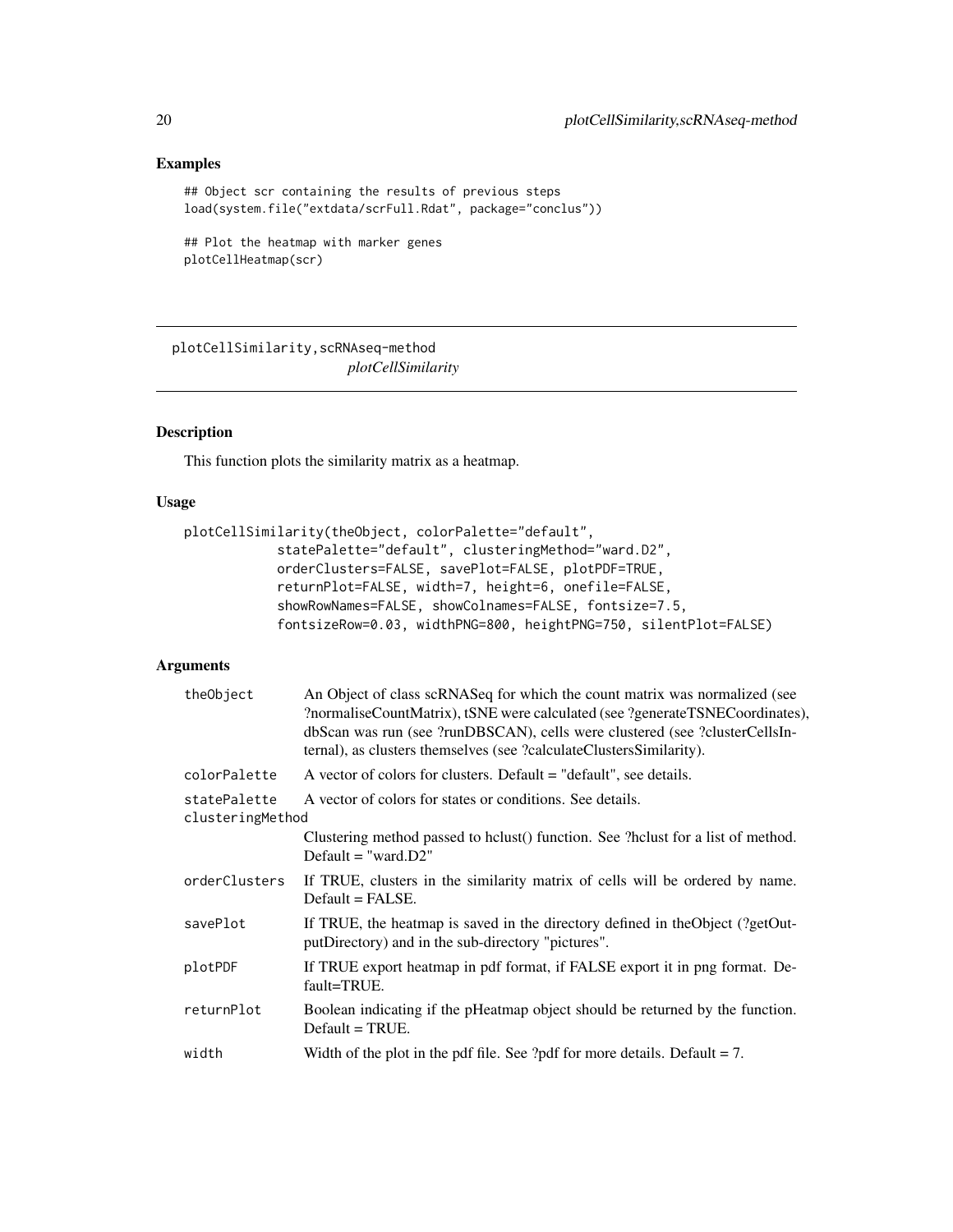## Examples

```
## Object scr containing the results of previous steps
load(system.file("extdata/scrFull.Rdat", package="conclus"))

## Plot the heatmap with marker genes
plotCellHeatmap(scr)
```

---

# plotCellSimilarity,scRNAseq-method

*plotCellSimilarity*

---

## Description

This function plots the similarity matrix as a heatmap.

## Usage

```
plotCellSimilarity(theObject, colorPalette="default",
            statePalette="default", clusteringMethod="ward.D2",
            orderClusters=FALSE, savePlot=FALSE, plotPDF=TRUE,
            returnPlot=FALSE, width=7, height=6, onefile=FALSE,
            showRowNames=FALSE, showColnames=FALSE, fontsize=7.5,
            fontsizeRow=0.03, widthPNG=800, heightPNG=750, silentPlot=FALSE)
```

## Arguments

| | |
|---|---|
| theObject | An Object of class scRNASeq for which the count matrix was normalized (see ?normaliseCountMatrix), tSNE were calculated (see ?generateTSNECoordinates), dbScan was run (see ?runDBSCAN), cells were clustered (see ?clusterCellsInternal), as clusters themselves (see ?calculateClustersSimilarity). |
| colorPalette | A vector of colors for clusters. Default = "default", see details. |
| statePalette | A vector of colors for states or conditions. See details. |
| clusteringMethod | Clustering method passed to hclust() function. See ?hclust for a list of method. Default = "ward.D2" |
| orderClusters | If TRUE, clusters in the similarity matrix of cells will be ordered by name. Default = FALSE. |
| savePlot | If TRUE, the heatmap is saved in the directory defined in theObject (?getOutputDirectory) and in the sub-directory "pictures". |
| plotPDF | If TRUE export heatmap in pdf format, if FALSE export it in png format. Default=TRUE. |
| returnPlot | Boolean indicating if the pHeatmap object should be returned by the function. Default = TRUE. |
| width | Width of the plot in the pdf file. See ?pdf for more details. Default = 7. |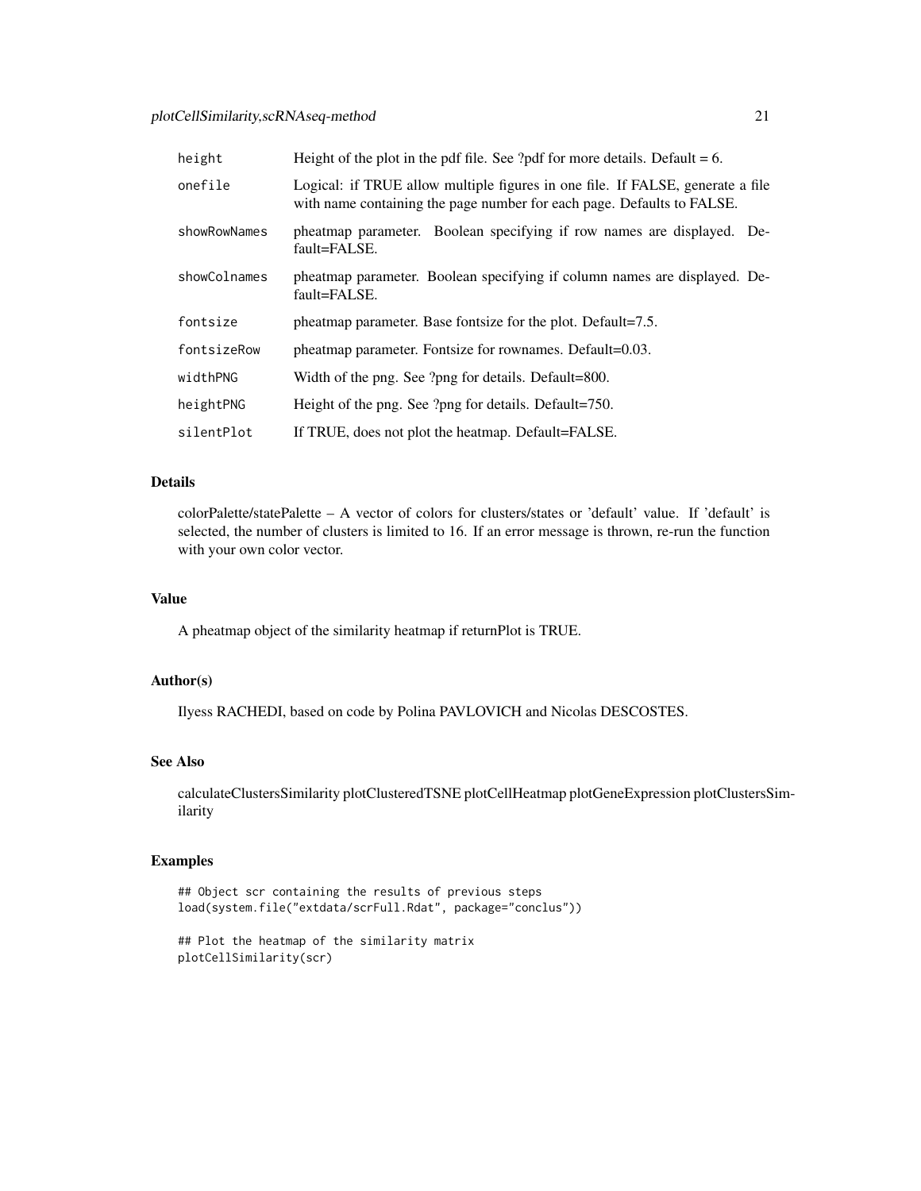| | |
|---|---|
| height | Height of the plot in the pdf file. See ?pdf for more details. Default = 6. |
| onefile | Logical: if TRUE allow multiple figures in one file. If FALSE, generate a file with name containing the page number for each page. Defaults to FALSE. |
| showRowNames | pheatmap parameter. Boolean specifying if row names are displayed. Default=FALSE. |
| showColnames | pheatmap parameter. Boolean specifying if column names are displayed. Default=FALSE. |
| fontsize | pheatmap parameter. Base fontsize for the plot. Default=7.5. |
| fontsizeRow | pheatmap parameter. Fontsize for rownames. Default=0.03. |
| widthPNG | Width of the png. See ?png for details. Default=800. |
| heightPNG | Height of the png. See ?png for details. Default=750. |
| silentPlot | If TRUE, does not plot the heatmap. Default=FALSE. |

### Details

colorPalette/statePalette – A vector of colors for clusters/states or 'default' value. If 'default' is selected, the number of clusters is limited to 16. If an error message is thrown, re-run the function with your own color vector.

### Value

A pheatmap object of the similarity heatmap if returnPlot is TRUE.

### Author(s)

Ilyess RACHEDI, based on code by Polina PAVLOVICH and Nicolas DESCOSTES.

### See Also

calculateClustersSimilarity plotClusteredTSNE plotCellHeatmap plotGeneExpression plotClustersSimilarity

### Examples

```
## Object scr containing the results of previous steps
load(system.file("extdata/scrFull.Rdat", package="conclus"))

## Plot the heatmap of the similarity matrix
plotCellSimilarity(scr)
```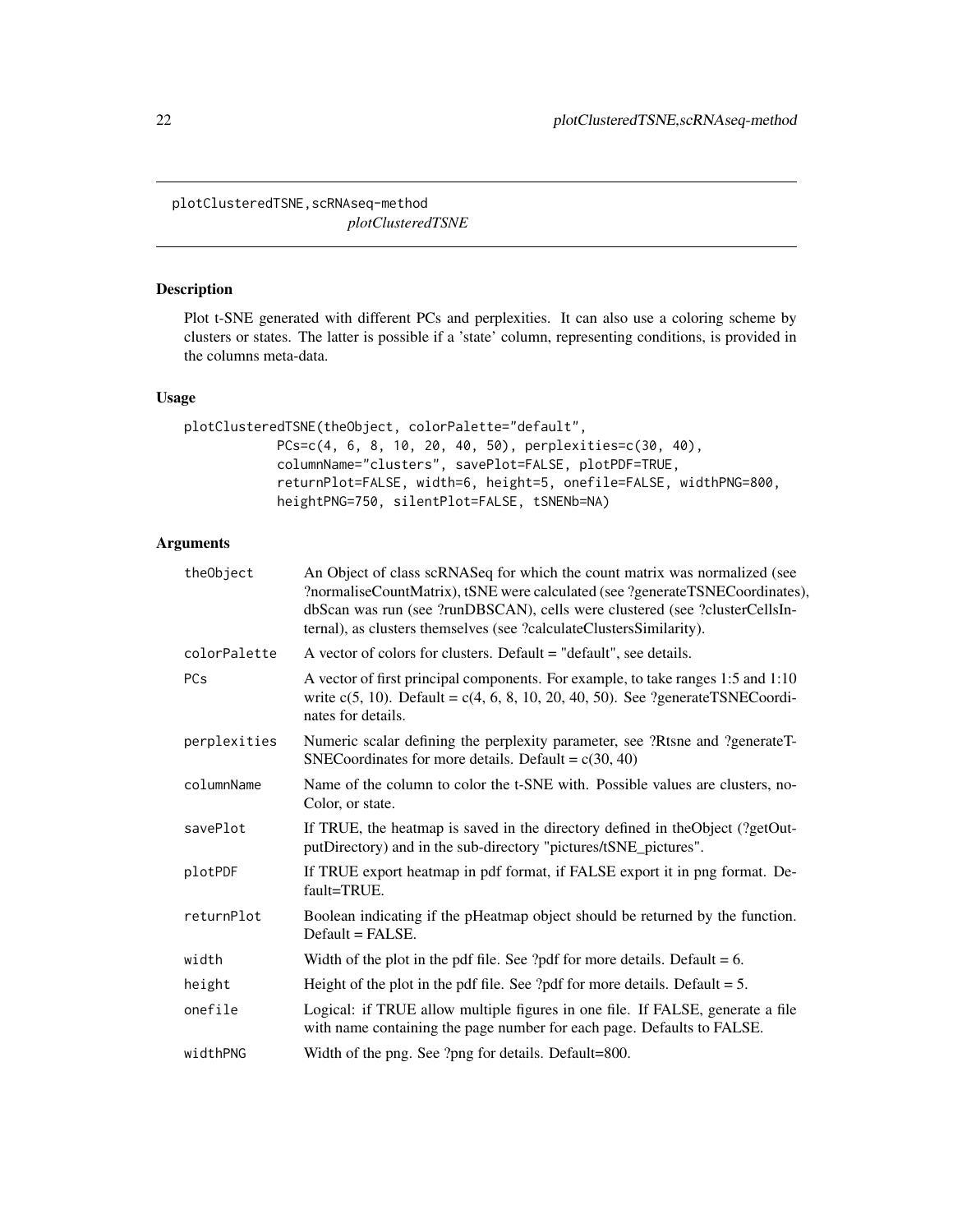## plotClusteredTSNE,scRNAseq-method

*plotClusteredTSNE*

### Description

Plot t-SNE generated with different PCs and perplexities. It can also use a coloring scheme by clusters or states. The latter is possible if a 'state' column, representing conditions, is provided in the columns meta-data.

### Usage

```
plotClusteredTSNE(theObject, colorPalette="default",
            PCs=c(4, 6, 8, 10, 20, 40, 50), perplexities=c(30, 40),
            columnName="clusters", savePlot=FALSE, plotPDF=TRUE,
            returnPlot=FALSE, width=6, height=5, onefile=FALSE, widthPNG=800,
            heightPNG=750, silentPlot=FALSE, tSNENb=NA)
```

### Arguments

| | |
|---|---|
| theObject | An Object of class scRNASeq for which the count matrix was normalized (see ?normaliseCountMatrix), tSNE were calculated (see ?generateTSNECoordinates), dbScan was run (see ?runDBSCAN), cells were clustered (see ?clusterCellsInternal), as clusters themselves (see ?calculateClustersSimilarity). |
| colorPalette | A vector of colors for clusters. Default = "default", see details. |
| PCs | A vector of first principal components. For example, to take ranges 1:5 and 1:10 write c(5, 10). Default = c(4, 6, 8, 10, 20, 40, 50). See ?generateTSNECoordinates for details. |
| perplexities | Numeric scalar defining the perplexity parameter, see ?Rtsne and ?generateTSNECoordinates for more details. Default = c(30, 40) |
| columnName | Name of the column to color the t-SNE with. Possible values are clusters, noColor, or state. |
| savePlot | If TRUE, the heatmap is saved in the directory defined in theObject (?getOutputDirectory) and in the sub-directory "pictures/tSNE_pictures". |
| plotPDF | If TRUE export heatmap in pdf format, if FALSE export it in png format. Default=TRUE. |
| returnPlot | Boolean indicating if the pHeatmap object should be returned by the function. Default = FALSE. |
| width | Width of the plot in the pdf file. See ?pdf for more details. Default = 6. |
| height | Height of the plot in the pdf file. See ?pdf for more details. Default = 5. |
| onefile | Logical: if TRUE allow multiple figures in one file. If FALSE, generate a file with name containing the page number for each page. Defaults to FALSE. |
| widthPNG | Width of the png. See ?png for details. Default=800. |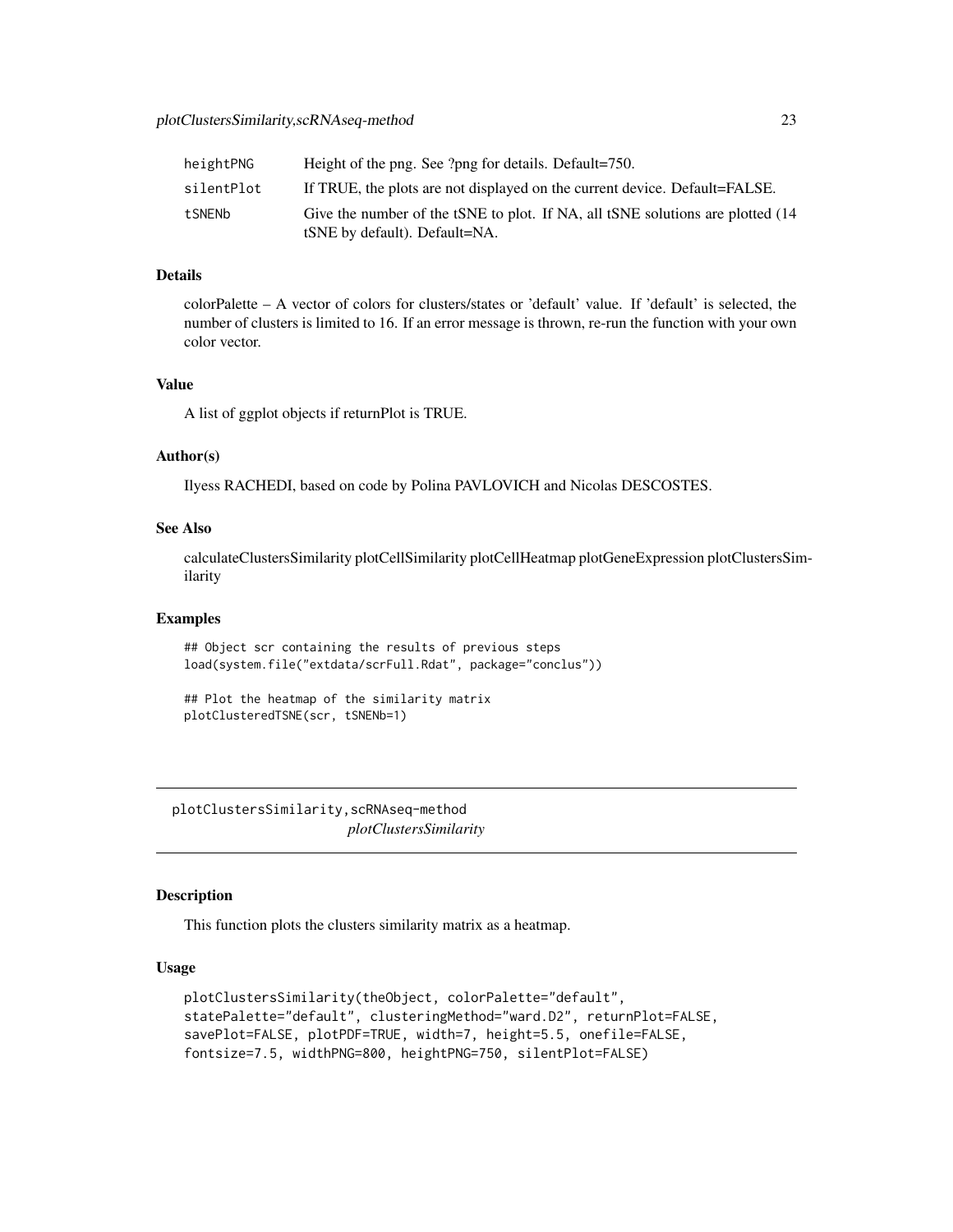| | |
|---|---|
| heightPNG | Height of the png. See ?png for details. Default=750. |
| silentPlot | If TRUE, the plots are not displayed on the current device. Default=FALSE. |
| tSNENb | Give the number of the tSNE to plot. If NA, all tSNE solutions are plotted (14 tSNE by default). Default=NA. |

### Details

colorPalette – A vector of colors for clusters/states or 'default' value. If 'default' is selected, the number of clusters is limited to 16. If an error message is thrown, re-run the function with your own color vector.

### Value

A list of ggplot objects if returnPlot is TRUE.

### Author(s)

Ilyess RACHEDI, based on code by Polina PAVLOVICH and Nicolas DESCOSTES.

### See Also

calculateClustersSimilarity plotCellSimilarity plotCellHeatmap plotGeneExpression plotClustersSimilarity

### Examples

```
## Object scr containing the results of previous steps
load(system.file("extdata/scrFull.Rdat", package="conclus"))

## Plot the heatmap of the similarity matrix
plotClusteredTSNE(scr, tSNENb=1)
```

---

## plotClustersSimilarity,scRNAseq-method

*plotClustersSimilarity*

### Description

This function plots the clusters similarity matrix as a heatmap.

### Usage

```
plotClustersSimilarity(theObject, colorPalette="default",
statePalette="default", clusteringMethod="ward.D2", returnPlot=FALSE,
savePlot=FALSE, plotPDF=TRUE, width=7, height=5.5, onefile=FALSE,
fontsize=7.5, widthPNG=800, heightPNG=750, silentPlot=FALSE)
```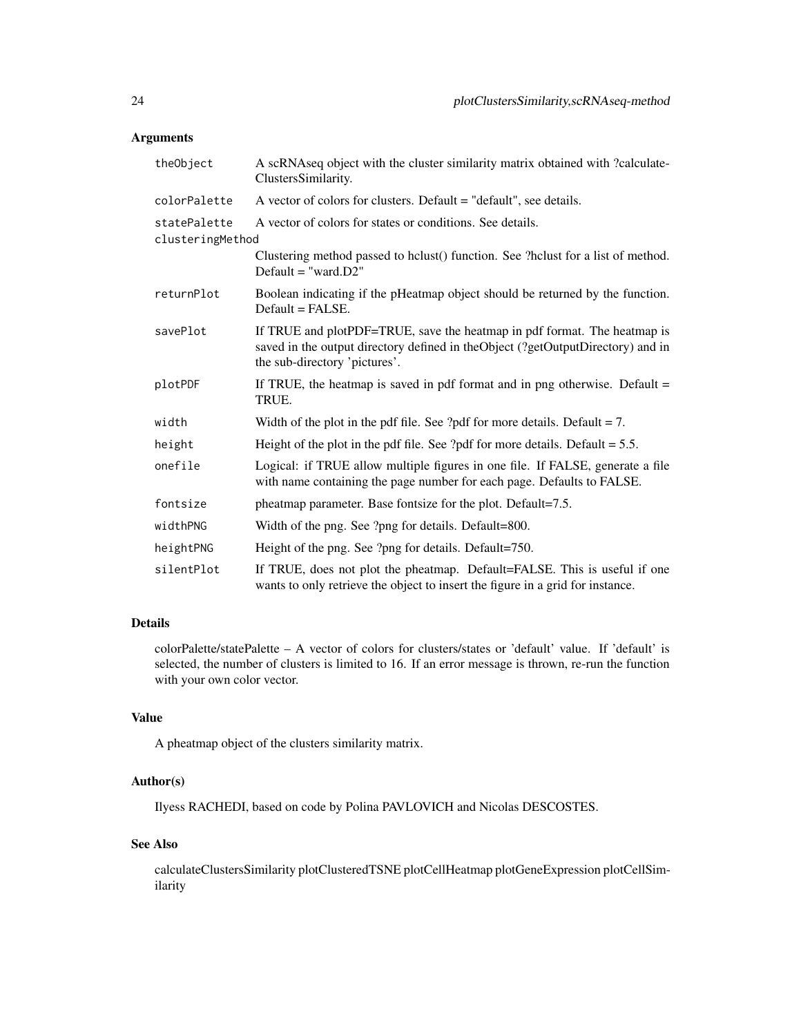### Arguments

| | |
|---|---|
| theObject | A scRNAseq object with the cluster similarity matrix obtained with ?calculateClustersSimilarity. |
| colorPalette | A vector of colors for clusters. Default = "default", see details. |
| statePalette | A vector of colors for states or conditions. See details. |
| clusteringMethod | Clustering method passed to hclust() function. See ?hclust for a list of method. Default = "ward.D2" |
| returnPlot | Boolean indicating if the pHeatmap object should be returned by the function. Default = FALSE. |
| savePlot | If TRUE and plotPDF=TRUE, save the heatmap in pdf format. The heatmap is saved in the output directory defined in theObject (?getOutputDirectory) and in the sub-directory 'pictures'. |
| plotPDF | If TRUE, the heatmap is saved in pdf format and in png otherwise. Default = TRUE. |
| width | Width of the plot in the pdf file. See ?pdf for more details. Default = 7. |
| height | Height of the plot in the pdf file. See ?pdf for more details. Default = 5.5. |
| onefile | Logical: if TRUE allow multiple figures in one file. If FALSE, generate a file with name containing the page number for each page. Defaults to FALSE. |
| fontsize | pheatmap parameter. Base fontsize for the plot. Default=7.5. |
| widthPNG | Width of the png. See ?png for details. Default=800. |
| heightPNG | Height of the png. See ?png for details. Default=750. |
| silentPlot | If TRUE, does not plot the pheatmap. Default=FALSE. This is useful if one wants to only retrieve the object to insert the figure in a grid for instance. |

### Details

colorPalette/statePalette – A vector of colors for clusters/states or 'default' value. If 'default' is selected, the number of clusters is limited to 16. If an error message is thrown, re-run the function with your own color vector.

### Value

A pheatmap object of the clusters similarity matrix.

### Author(s)

Ilyess RACHEDI, based on code by Polina PAVLOVICH and Nicolas DESCOSTES.

### See Also

calculateClustersSimilarity plotClusteredTSNE plotCellHeatmap plotGeneExpression plotCellSimilarity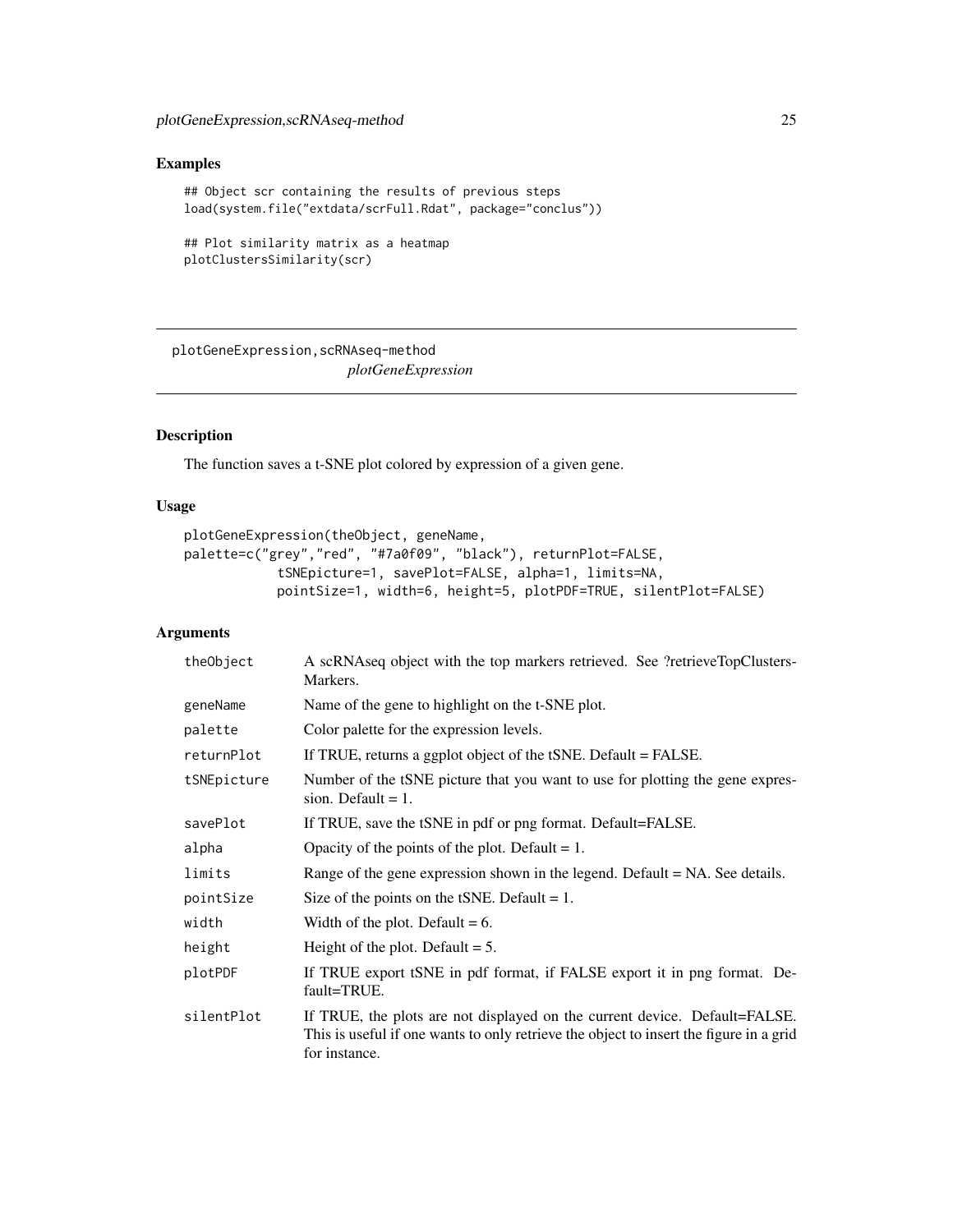## Examples

```
## Object scr containing the results of previous steps
load(system.file("extdata/scrFull.Rdat", package="conclus"))

## Plot similarity matrix as a heatmap
plotClustersSimilarity(scr)
```

---

# plotGeneExpression,scRNAseq-method

*plotGeneExpression*

---

## Description

The function saves a t-SNE plot colored by expression of a given gene.

## Usage

```
plotGeneExpression(theObject, geneName,
palette=c("grey","red", "#7a0f09", "black"), returnPlot=FALSE,
            tSNEpicture=1, savePlot=FALSE, alpha=1, limits=NA,
            pointSize=1, width=6, height=5, plotPDF=TRUE, silentPlot=FALSE)
```

## Arguments

| | |
|---|---|
| theObject | A scRNAseq object with the top markers retrieved. See ?retrieveTopClustersMarkers. |
| geneName | Name of the gene to highlight on the t-SNE plot. |
| palette | Color palette for the expression levels. |
| returnPlot | If TRUE, returns a ggplot object of the tSNE. Default = FALSE. |
| tSNEpicture | Number of the tSNE picture that you want to use for plotting the gene expression. Default = 1. |
| savePlot | If TRUE, save the tSNE in pdf or png format. Default=FALSE. |
| alpha | Opacity of the points of the plot. Default = 1. |
| limits | Range of the gene expression shown in the legend. Default = NA. See details. |
| pointSize | Size of the points on the tSNE. Default = 1. |
| width | Width of the plot. Default = 6. |
| height | Height of the plot. Default = 5. |
| plotPDF | If TRUE export tSNE in pdf format, if FALSE export it in png format. Default=TRUE. |
| silentPlot | If TRUE, the plots are not displayed on the current device. Default=FALSE. This is useful if one wants to only retrieve the object to insert the figure in a grid for instance. |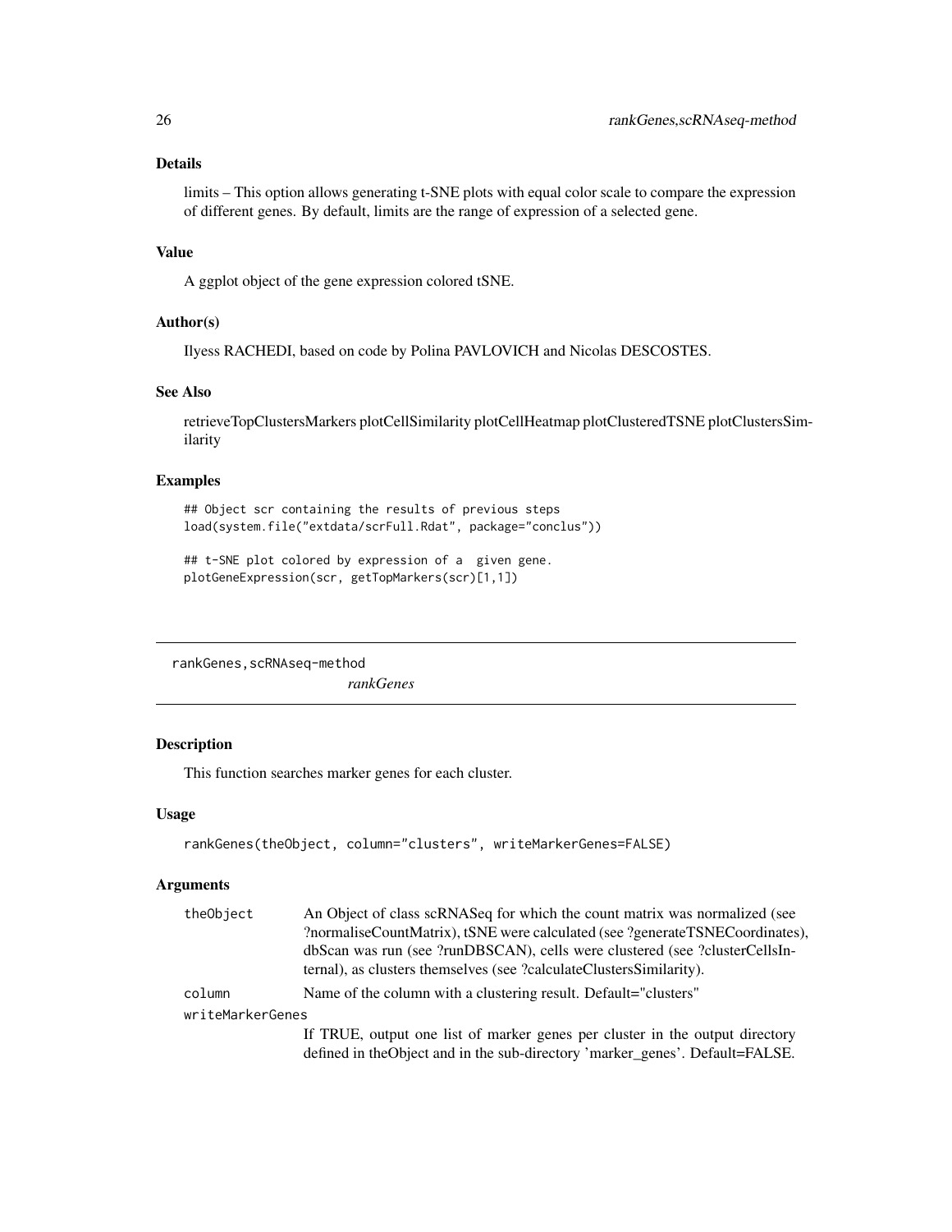### Details

limits – This option allows generating t-SNE plots with equal color scale to compare the expression of different genes. By default, limits are the range of expression of a selected gene.

### Value

A ggplot object of the gene expression colored tSNE.

### Author(s)

Ilyess RACHEDI, based on code by Polina PAVLOVICH and Nicolas DESCOSTES.

### See Also

retrieveTopClustersMarkers plotCellSimilarity plotCellHeatmap plotClusteredTSNE plotClustersSimilarity

### Examples

```
## Object scr containing the results of previous steps
load(system.file("extdata/scrFull.Rdat", package="conclus"))

## t-SNE plot colored by expression of a  given gene.
plotGeneExpression(scr, getTopMarkers(scr)[1,1])
```

---

## rankGenes,scRNAseq-method

*rankGenes*

---

### Description

This function searches marker genes for each cluster.

### Usage

```
rankGenes(theObject, column="clusters", writeMarkerGenes=FALSE)
```

### Arguments

| | |
|---|---|
| `theObject` | An Object of class scRNASeq for which the count matrix was normalized (see ?normaliseCountMatrix), tSNE were calculated (see ?generateTSNECoordinates), dbScan was run (see ?runDBSCAN), cells were clustered (see ?clusterCellsInternal), as clusters themselves (see ?calculateClustersSimilarity). |
| `column` | Name of the column with a clustering result. Default="clusters" |
| `writeMarkerGenes` | If TRUE, output one list of marker genes per cluster in the output directory defined in theObject and in the sub-directory 'marker_genes'. Default=FALSE. |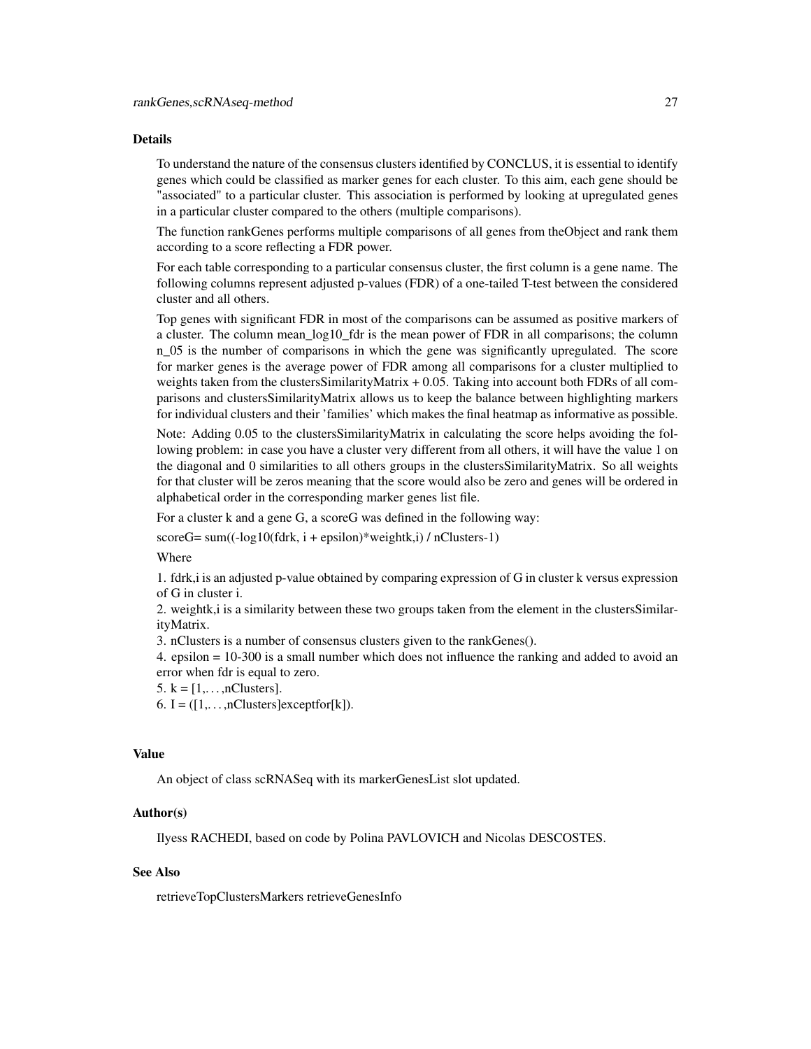## Details

To understand the nature of the consensus clusters identified by CONCLUS, it is essential to identify genes which could be classified as marker genes for each cluster. To this aim, each gene should be "associated" to a particular cluster. This association is performed by looking at upregulated genes in a particular cluster compared to the others (multiple comparisons).

The function rankGenes performs multiple comparisons of all genes from theObject and rank them according to a score reflecting a FDR power.

For each table corresponding to a particular consensus cluster, the first column is a gene name. The following columns represent adjusted p-values (FDR) of a one-tailed T-test between the considered cluster and all others.

Top genes with significant FDR in most of the comparisons can be assumed as positive markers of a cluster. The column mean_log10_fdr is the mean power of FDR in all comparisons; the column n_05 is the number of comparisons in which the gene was significantly upregulated. The score for marker genes is the average power of FDR among all comparisons for a cluster multiplied to weights taken from the clustersSimilarityMatrix + 0.05. Taking into account both FDRs of all comparisons and clustersSimilarityMatrix allows us to keep the balance between highlighting markers for individual clusters and their 'families' which makes the final heatmap as informative as possible.

Note: Adding 0.05 to the clustersSimilarityMatrix in calculating the score helps avoiding the following problem: in case you have a cluster very different from all others, it will have the value 1 on the diagonal and 0 similarities to all others groups in the clustersSimilarityMatrix. So all weights for that cluster will be zeros meaning that the score would also be zero and genes will be ordered in alphabetical order in the corresponding marker genes list file.

For a cluster k and a gene G, a scoreG was defined in the following way:

scoreG= sum((-log10(fdrk, i + epsilon)*weightk,i) / nClusters-1)

Where

1. fdrk,i is an adjusted p-value obtained by comparing expression of G in cluster k versus expression of G in cluster i.
2. weightk,i is a similarity between these two groups taken from the element in the clustersSimilarityMatrix.
3. nClusters is a number of consensus clusters given to the rankGenes().
4. epsilon = 10-300 is a small number which does not influence the ranking and added to avoid an error when fdr is equal to zero.
5. k = [1,. . . ,nClusters].
6. I = ([1,. . . ,nClusters]exceptfor[k]).

## Value

An object of class scRNASeq with its markerGenesList slot updated.

## Author(s)

Ilyess RACHEDI, based on code by Polina PAVLOVICH and Nicolas DESCOSTES.

## See Also

retrieveTopClustersMarkers retrieveGenesInfo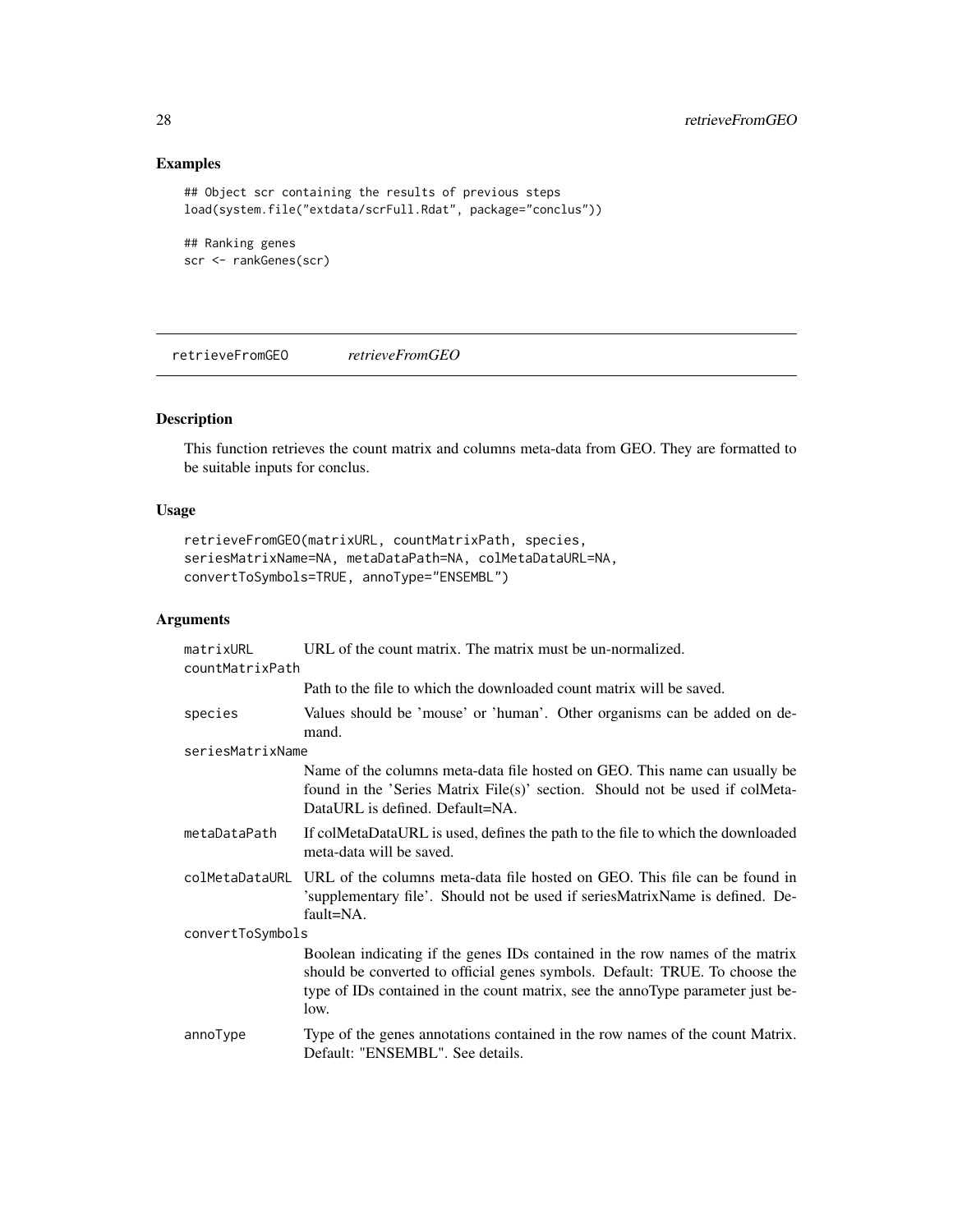## Examples

```
## Object scr containing the results of previous steps
load(system.file("extdata/scrFull.Rdat", package="conclus"))

## Ranking genes
scr <- rankGenes(scr)
```

---

# retrieveFromGEO *retrieveFromGEO*

---

## Description

This function retrieves the count matrix and columns meta-data from GEO. They are formatted to be suitable inputs for conclus.

## Usage

```
retrieveFromGEO(matrixURL, countMatrixPath, species,
seriesMatrixName=NA, metaDataPath=NA, colMetaDataURL=NA,
convertToSymbols=TRUE, annoType="ENSEMBL")
```

## Arguments

| | |
|---|---|
| matrixURL | URL of the count matrix. The matrix must be un-normalized. |
| countMatrixPath | Path to the file to which the downloaded count matrix will be saved. |
| species | Values should be 'mouse' or 'human'. Other organisms can be added on demand. |
| seriesMatrixName | Name of the columns meta-data file hosted on GEO. This name can usually be found in the 'Series Matrix File(s)' section. Should not be used if colMetaDataURL is defined. Default=NA. |
| metaDataPath | If colMetaDataURL is used, defines the path to the file to which the downloaded meta-data will be saved. |
| colMetaDataURL | URL of the columns meta-data file hosted on GEO. This file can be found in 'supplementary file'. Should not be used if seriesMatrixName is defined. Default=NA. |
| convertToSymbols | Boolean indicating if the genes IDs contained in the row names of the matrix should be converted to official genes symbols. Default: TRUE. To choose the type of IDs contained in the count matrix, see the annoType parameter just below. |
| annoType | Type of the genes annotations contained in the row names of the count Matrix. Default: "ENSEMBL". See details. |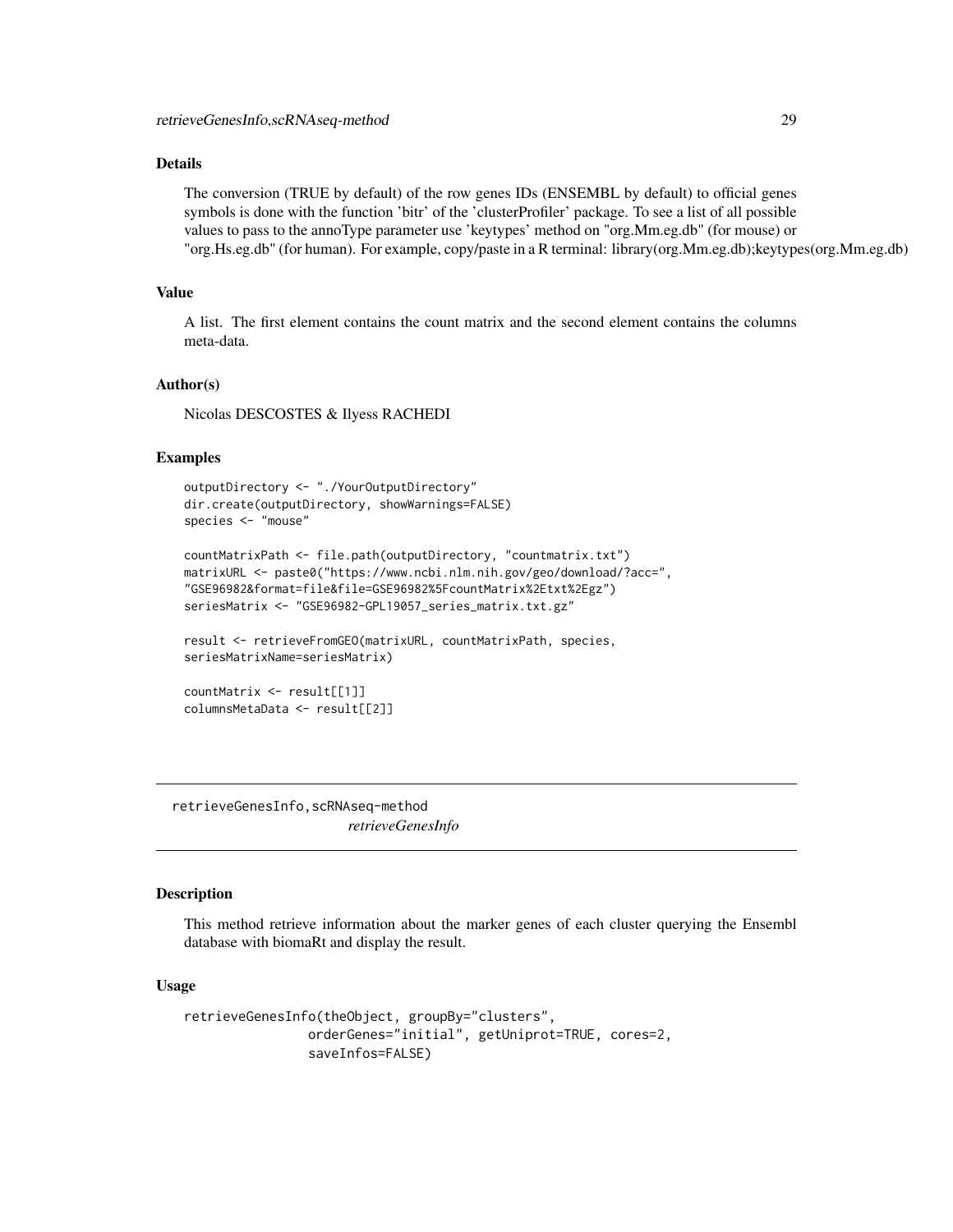### Details

The conversion (TRUE by default) of the row genes IDs (ENSEMBL by default) to official genes symbols is done with the function 'bitr' of the 'clusterProfiler' package. To see a list of all possible values to pass to the annoType parameter use 'keytypes' method on "org.Mm.eg.db" (for mouse) or "org.Hs.eg.db" (for human). For example, copy/paste in a R terminal: library(org.Mm.eg.db);keytypes(org.Mm.eg.db)

### Value

A list. The first element contains the count matrix and the second element contains the columns meta-data.

### Author(s)

Nicolas DESCOSTES & Ilyess RACHEDI

### Examples

```
outputDirectory <- "./YourOutputDirectory"
dir.create(outputDirectory, showWarnings=FALSE)
species <- "mouse"

countMatrixPath <- file.path(outputDirectory, "countmatrix.txt")
matrixURL <- paste0("https://www.ncbi.nlm.nih.gov/geo/download/?acc=",
"GSE96982&format=file&file=GSE96982%5FcountMatrix%2Etxt%2Egz")
seriesMatrix <- "GSE96982-GPL19057_series_matrix.txt.gz"

result <- retrieveFromGEO(matrixURL, countMatrixPath, species,
seriesMatrixName=seriesMatrix)

countMatrix <- result[[1]]
columnsMetaData <- result[[2]]
```

---

## retrieveGenesInfo,scRNAseq-method    *retrieveGenesInfo*

---

### Description

This method retrieve information about the marker genes of each cluster querying the Ensembl database with biomaRt and display the result.

### Usage

```
retrieveGenesInfo(theObject, groupBy="clusters",
                orderGenes="initial", getUniprot=TRUE, cores=2,
                saveInfos=FALSE)
```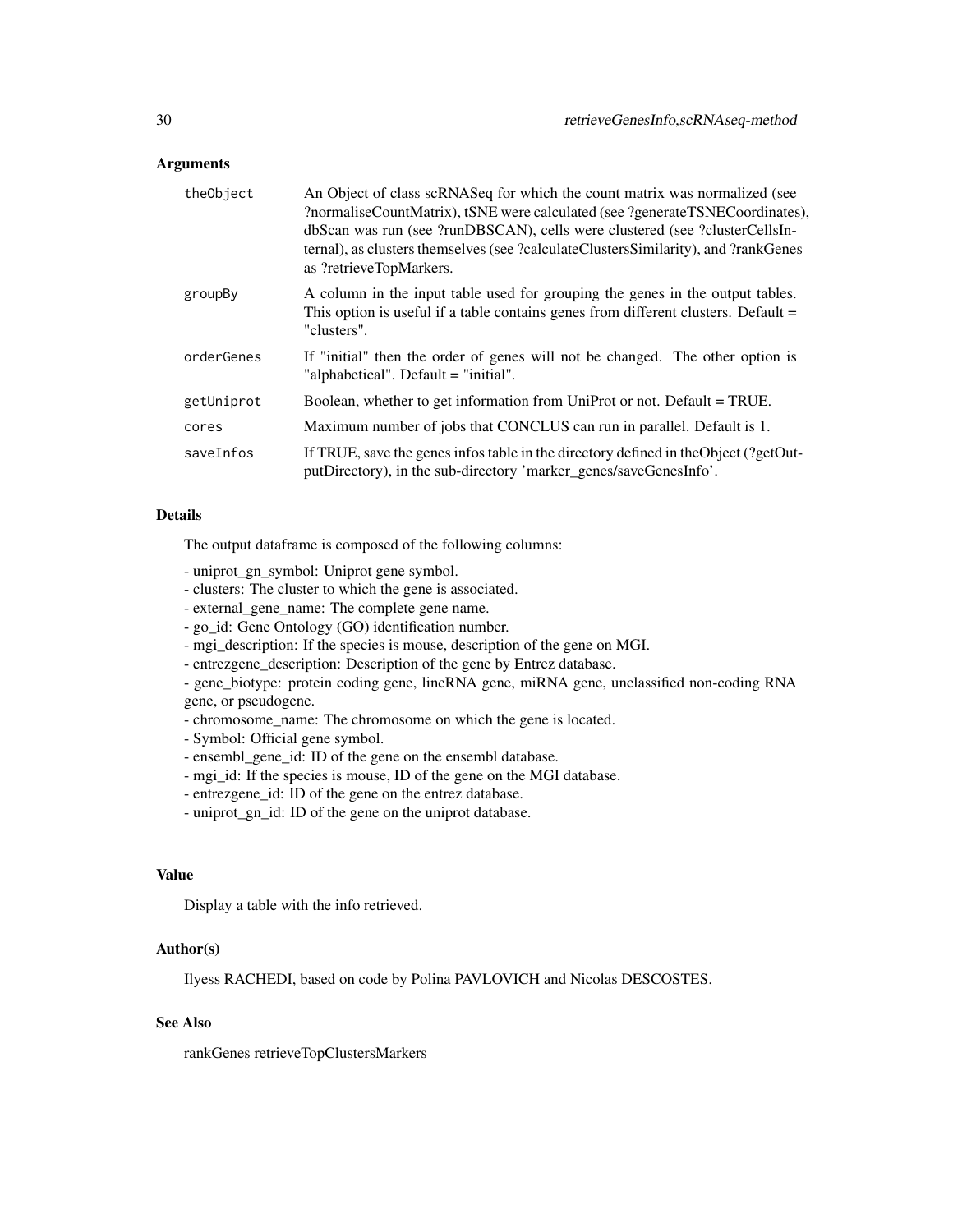### Arguments

| | |
|---|---|
| theObject | An Object of class scRNASeq for which the count matrix was normalized (see ?normaliseCountMatrix), tSNE were calculated (see ?generateTSNECoordinates), dbScan was run (see ?runDBSCAN), cells were clustered (see ?clusterCellsInternal), as clusters themselves (see ?calculateClustersSimilarity), and ?rankGenes as ?retrieveTopMarkers. |
| groupBy | A column in the input table used for grouping the genes in the output tables. This option is useful if a table contains genes from different clusters. Default = "clusters". |
| orderGenes | If "initial" then the order of genes will not be changed. The other option is "alphabetical". Default = "initial". |
| getUniprot | Boolean, whether to get information from UniProt or not. Default = TRUE. |
| cores | Maximum number of jobs that CONCLUS can run in parallel. Default is 1. |
| saveInfos | If TRUE, save the genes infos table in the directory defined in theObject (?getOutputDirectory), in the sub-directory 'marker_genes/saveGenesInfo'. |

### Details

The output dataframe is composed of the following columns:

- uniprot_gn_symbol: Uniprot gene symbol.
- clusters: The cluster to which the gene is associated.
- external_gene_name: The complete gene name.
- go_id: Gene Ontology (GO) identification number.
- mgi_description: If the species is mouse, description of the gene on MGI.
- entrezgene_description: Description of the gene by Entrez database.
- gene_biotype: protein coding gene, lincRNA gene, miRNA gene, unclassified non-coding RNA gene, or pseudogene.
- chromosome_name: The chromosome on which the gene is located.
- Symbol: Official gene symbol.
- ensembl_gene_id: ID of the gene on the ensembl database.
- mgi_id: If the species is mouse, ID of the gene on the MGI database.
- entrezgene_id: ID of the gene on the entrez database.
- uniprot_gn_id: ID of the gene on the uniprot database.

### Value

Display a table with the info retrieved.

### Author(s)

Ilyess RACHEDI, based on code by Polina PAVLOVICH and Nicolas DESCOSTES.

### See Also

rankGenes retrieveTopClustersMarkers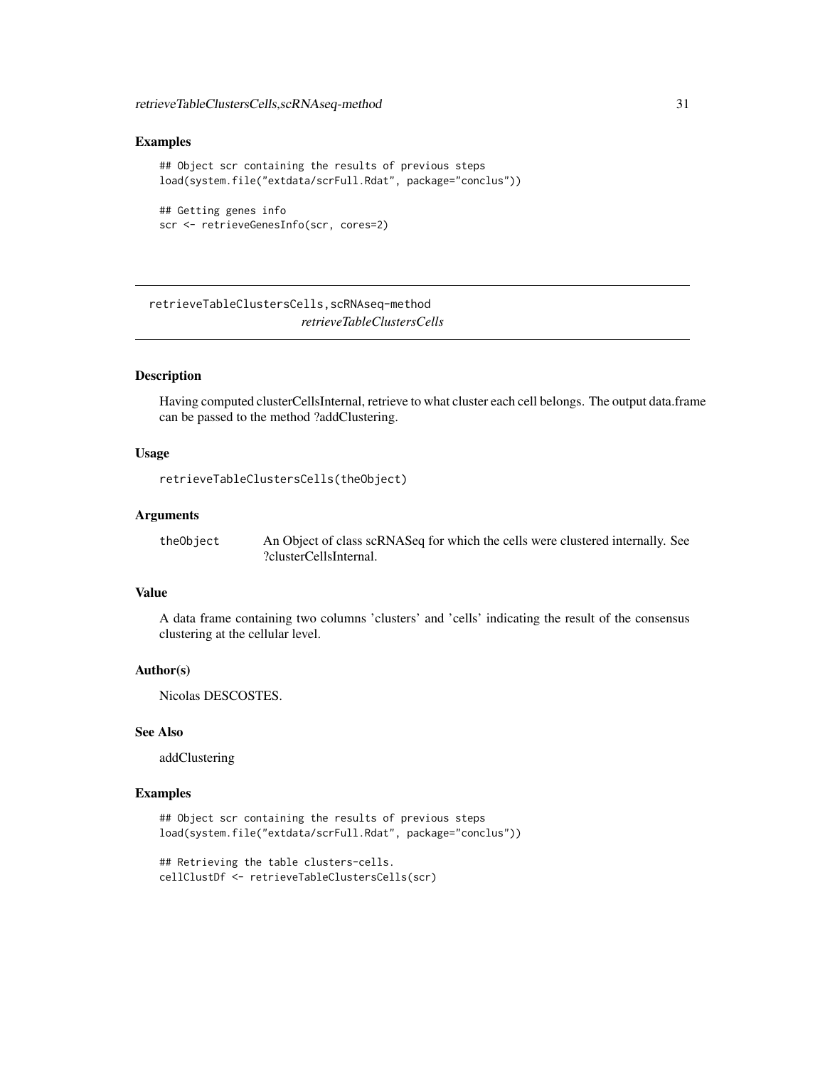## Examples

```
## Object scr containing the results of previous steps
load(system.file("extdata/scrFull.Rdat", package="conclus"))

## Getting genes info
scr <- retrieveGenesInfo(scr, cores=2)
```

---

# retrieveTableClustersCells,scRNAseq-method

*retrieveTableClustersCells*

---

## Description

Having computed clusterCellsInternal, retrieve to what cluster each cell belongs. The output data.frame can be passed to the method ?addClustering.

## Usage

```
retrieveTableClustersCells(theObject)
```

## Arguments

| | |
|---|---|
| `theObject` | An Object of class scRNASeq for which the cells were clustered internally. See ?clusterCellsInternal. |

## Value

A data frame containing two columns 'clusters' and 'cells' indicating the result of the consensus clustering at the cellular level.

## Author(s)

Nicolas DESCOSTES.

## See Also

addClustering

## Examples

```
## Object scr containing the results of previous steps
load(system.file("extdata/scrFull.Rdat", package="conclus"))

## Retrieving the table clusters-cells.
cellClustDf <- retrieveTableClustersCells(scr)
```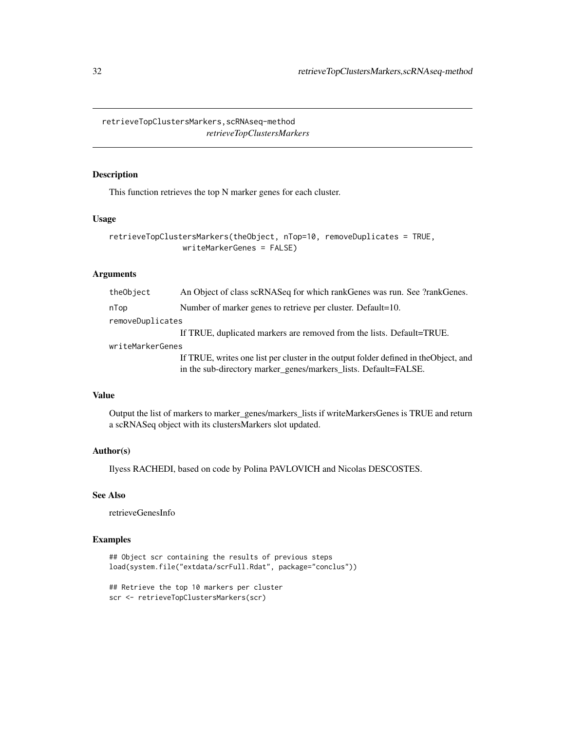## retrieveTopClustersMarkers,scRNAseq-method

*retrieveTopClustersMarkers*

### Description

This function retrieves the top N marker genes for each cluster.

### Usage

```
retrieveTopClustersMarkers(theObject, nTop=10, removeDuplicates = TRUE,
                writeMarkerGenes = FALSE)
```

### Arguments

| | |
|---|---|
| `theObject` | An Object of class scRNASeq for which rankGenes was run. See ?rankGenes. |
| `nTop` | Number of marker genes to retrieve per cluster. Default=10. |
| `removeDuplicates` | If TRUE, duplicated markers are removed from the lists. Default=TRUE. |
| `writeMarkerGenes` | If TRUE, writes one list per cluster in the output folder defined in theObject, and in the sub-directory marker_genes/markers_lists. Default=FALSE. |

### Value

Output the list of markers to marker_genes/markers_lists if writeMarkersGenes is TRUE and return a scRNASeq object with its clustersMarkers slot updated.

### Author(s)

Ilyess RACHEDI, based on code by Polina PAVLOVICH and Nicolas DESCOSTES.

### See Also

retrieveGenesInfo

### Examples

```
## Object scr containing the results of previous steps
load(system.file("extdata/scrFull.Rdat", package="conclus"))

## Retrieve the top 10 markers per cluster
scr <- retrieveTopClustersMarkers(scr)
```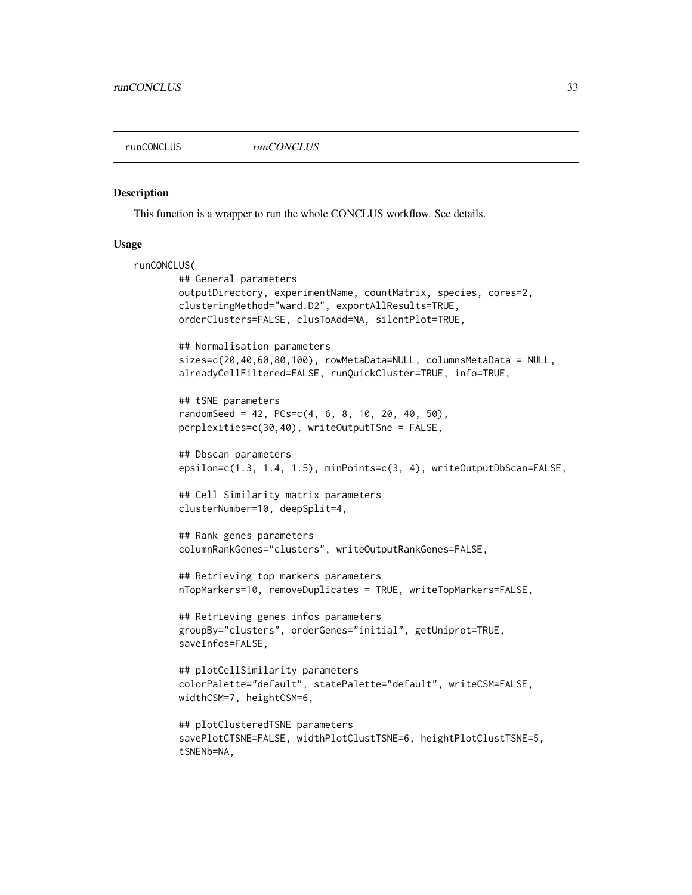runCONCLUS *runCONCLUS*

## Description

This function is a wrapper to run the whole CONCLUS workflow. See details.

## Usage

```
runCONCLUS(
        ## General parameters
        outputDirectory, experimentName, countMatrix, species, cores=2,
        clusteringMethod="ward.D2", exportAllResults=TRUE,
        orderClusters=FALSE, clusToAdd=NA, silentPlot=TRUE,

        ## Normalisation parameters
        sizes=c(20,40,60,80,100), rowMetaData=NULL, columnsMetaData = NULL,
        alreadyCellFiltered=FALSE, runQuickCluster=TRUE, info=TRUE,

        ## tSNE parameters
        randomSeed = 42, PCs=c(4, 6, 8, 10, 20, 40, 50),
        perplexities=c(30,40), writeOutputTSne = FALSE,

        ## Dbscan parameters
        epsilon=c(1.3, 1.4, 1.5), minPoints=c(3, 4), writeOutputDbScan=FALSE,

        ## Cell Similarity matrix parameters
        clusterNumber=10, deepSplit=4,

        ## Rank genes parameters
        columnRankGenes="clusters", writeOutputRankGenes=FALSE,

        ## Retrieving top markers parameters
        nTopMarkers=10, removeDuplicates = TRUE, writeTopMarkers=FALSE,

        ## Retrieving genes infos parameters
        groupBy="clusters", orderGenes="initial", getUniprot=TRUE,
        saveInfos=FALSE,

        ## plotCellSimilarity parameters
        colorPalette="default", statePalette="default", writeCSM=FALSE,
        widthCSM=7, heightCSM=6,

        ## plotClusteredTSNE parameters
        savePlotCTSNE=FALSE, widthPlotClustTSNE=6, heightPlotClustTSNE=5,
        tSNENb=NA,
```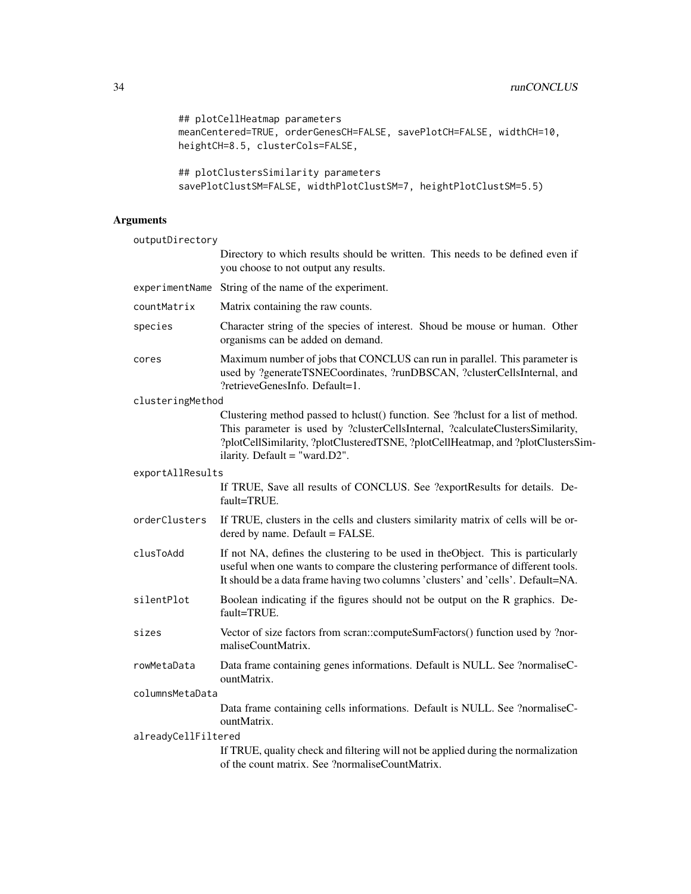```
## plotCellHeatmap parameters
meanCentered=TRUE, orderGenesCH=FALSE, savePlotCH=FALSE, widthCH=10,
heightCH=8.5, clusterCols=FALSE,

## plotClustersSimilarity parameters
savePlotClustSM=FALSE, widthPlotClustSM=7, heightPlotClustSM=5.5)
```

## Arguments

| Argument | Description |
|---|---|
| outputDirectory | Directory to which results should be written. This needs to be defined even if you choose to not output any results. |
| experimentName | String of the name of the experiment. |
| countMatrix | Matrix containing the raw counts. |
| species | Character string of the species of interest. Shoud be mouse or human. Other organisms can be added on demand. |
| cores | Maximum number of jobs that CONCLUS can run in parallel. This parameter is used by ?generateTSNECoordinates, ?runDBSCAN, ?clusterCellsInternal, and ?retrieveGenesInfo. Default=1. |
| clusteringMethod | Clustering method passed to hclust() function. See ?hclust for a list of method. This parameter is used by ?clusterCellsInternal, ?calculateClustersSimilarity, ?plotCellSimilarity, ?plotClusteredTSNE, ?plotCellHeatmap, and ?plotClustersSimilarity. Default = "ward.D2". |
| exportAllResults | If TRUE, Save all results of CONCLUS. See ?exportResults for details. Default=TRUE. |
| orderClusters | If TRUE, clusters in the cells and clusters similarity matrix of cells will be ordered by name. Default = FALSE. |
| clusToAdd | If not NA, defines the clustering to be used in theObject. This is particularly useful when one wants to compare the clustering performance of different tools. It should be a data frame having two columns 'clusters' and 'cells'. Default=NA. |
| silentPlot | Boolean indicating if the figures should not be output on the R graphics. Default=TRUE. |
| sizes | Vector of size factors from scran::computeSumFactors() function used by ?normaliseCountMatrix. |
| rowMetaData | Data frame containing genes informations. Default is NULL. See ?normaliseCountMatrix. |
| columnsMetaData | Data frame containing cells informations. Default is NULL. See ?normaliseCountMatrix. |
| alreadyCellFiltered | If TRUE, quality check and filtering will not be applied during the normalization of the count matrix. See ?normaliseCountMatrix. |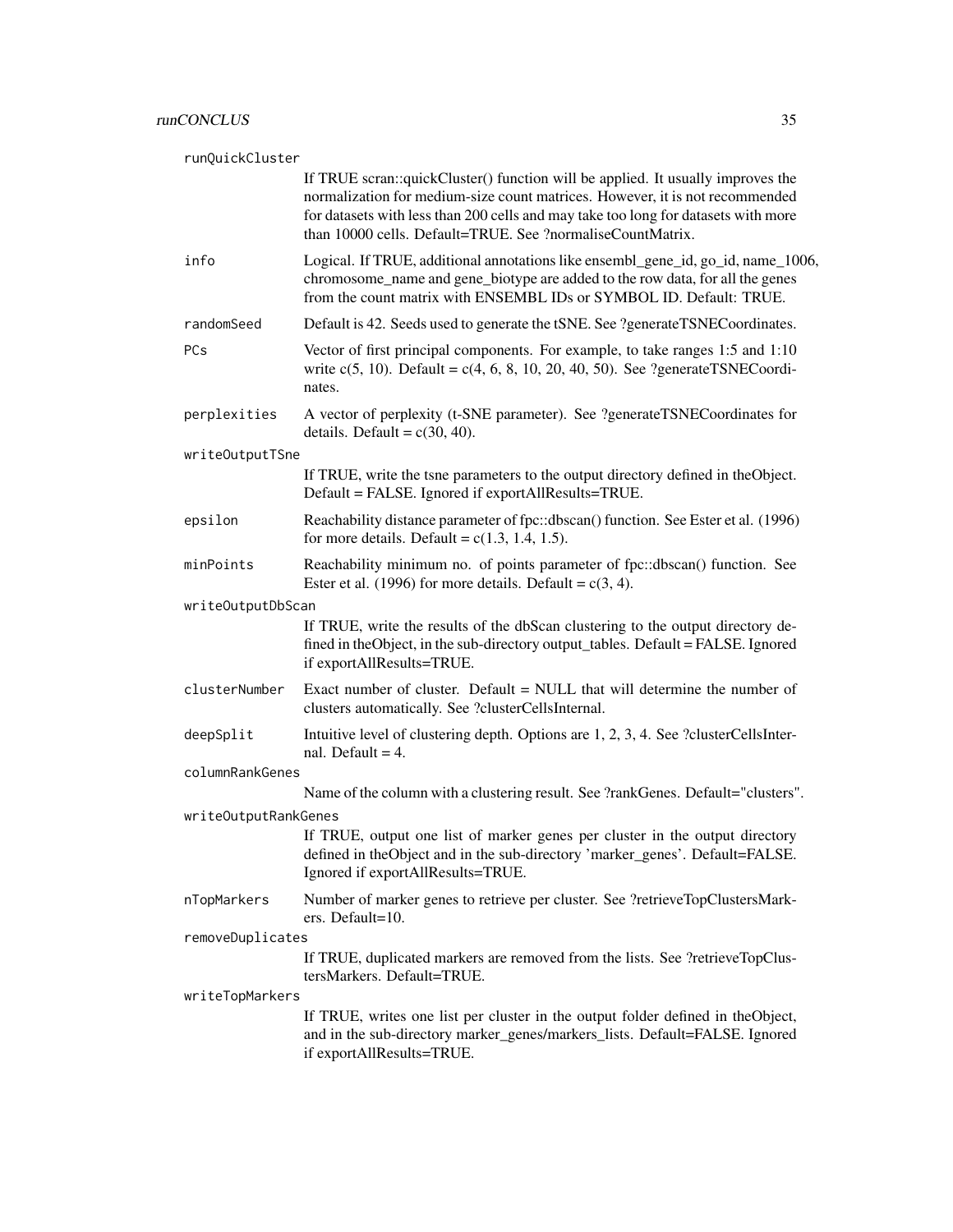runQuickCluster
: If TRUE scran::quickCluster() function will be applied. It usually improves the normalization for medium-size count matrices. However, it is not recommended for datasets with less than 200 cells and may take too long for datasets with more than 10000 cells. Default=TRUE. See ?normaliseCountMatrix.

info
: Logical. If TRUE, additional annotations like ensembl_gene_id, go_id, name_1006, chromosome_name and gene_biotype are added to the row data, for all the genes from the count matrix with ENSEMBL IDs or SYMBOL ID. Default: TRUE.

randomSeed
: Default is 42. Seeds used to generate the tSNE. See ?generateTSNECoordinates.

PCs
: Vector of first principal components. For example, to take ranges 1:5 and 1:10 write c(5, 10). Default = c(4, 6, 8, 10, 20, 40, 50). See ?generateTSNECoordinates.

perplexities
: A vector of perplexity (t-SNE parameter). See ?generateTSNECoordinates for details. Default = c(30, 40).

writeOutputTSne
: If TRUE, write the tsne parameters to the output directory defined in theObject. Default = FALSE. Ignored if exportAllResults=TRUE.

epsilon
: Reachability distance parameter of fpc::dbscan() function. See Ester et al. (1996) for more details. Default = c(1.3, 1.4, 1.5).

minPoints
: Reachability minimum no. of points parameter of fpc::dbscan() function. See Ester et al. (1996) for more details. Default = c(3, 4).

writeOutputDbScan
: If TRUE, write the results of the dbScan clustering to the output directory defined in theObject, in the sub-directory output_tables. Default = FALSE. Ignored if exportAllResults=TRUE.

clusterNumber
: Exact number of cluster. Default = NULL that will determine the number of clusters automatically. See ?clusterCellsInternal.

deepSplit
: Intuitive level of clustering depth. Options are 1, 2, 3, 4. See ?clusterCellsInternal. Default = 4.

columnRankGenes
: Name of the column with a clustering result. See ?rankGenes. Default="clusters".

writeOutputRankGenes
: If TRUE, output one list of marker genes per cluster in the output directory defined in theObject and in the sub-directory 'marker_genes'. Default=FALSE. Ignored if exportAllResults=TRUE.

nTopMarkers
: Number of marker genes to retrieve per cluster. See ?retrieveTopClustersMarkers. Default=10.

removeDuplicates
: If TRUE, duplicated markers are removed from the lists. See ?retrieveTopClustersMarkers. Default=TRUE.

writeTopMarkers
: If TRUE, writes one list per cluster in the output folder defined in theObject, and in the sub-directory marker_genes/markers_lists. Default=FALSE. Ignored if exportAllResults=TRUE.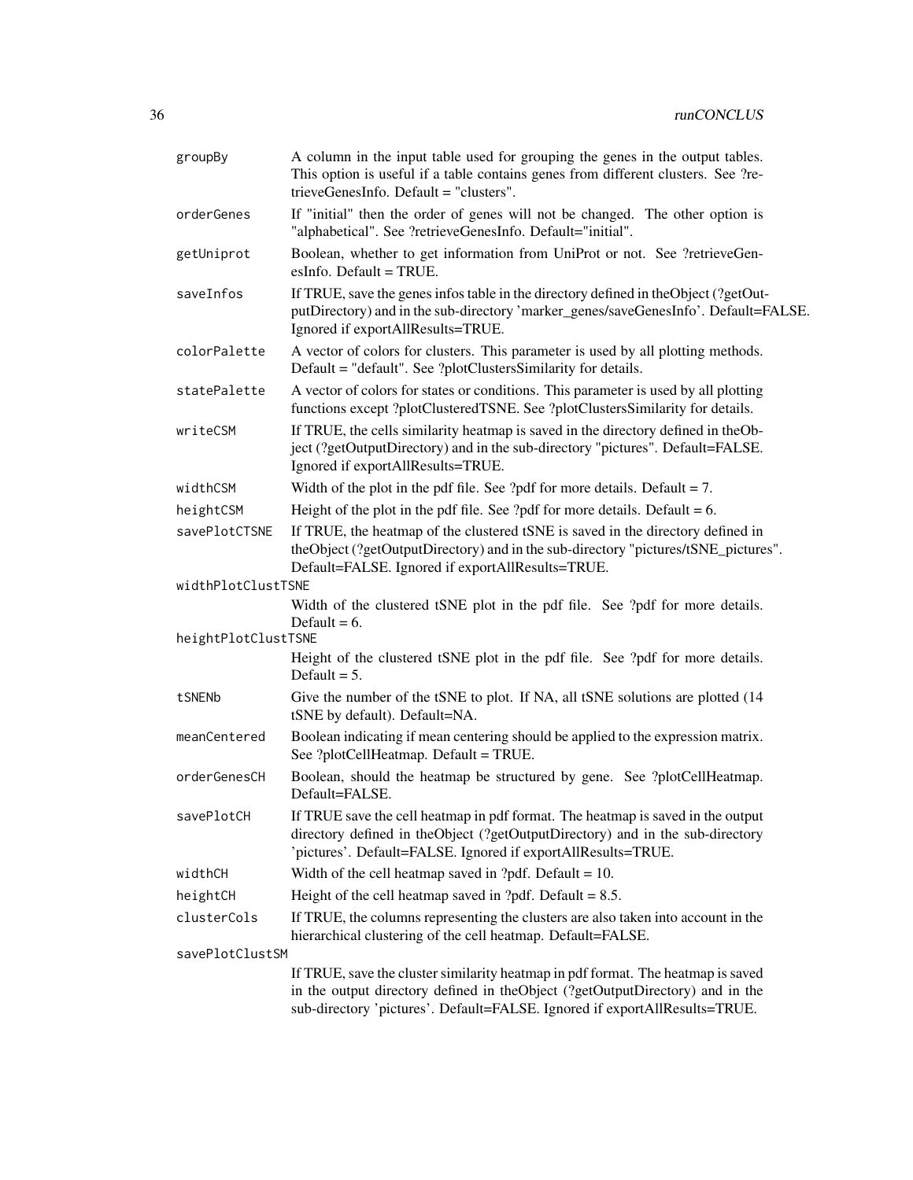| | |
|---|---|
| `groupBy` | A column in the input table used for grouping the genes in the output tables. This option is useful if a table contains genes from different clusters. See ?retrieveGenesInfo. Default = "clusters". |
| `orderGenes` | If "initial" then the order of genes will not be changed. The other option is "alphabetical". See ?retrieveGenesInfo. Default="initial". |
| `getUniprot` | Boolean, whether to get information from UniProt or not. See ?retrieveGenesInfo. Default = TRUE. |
| `saveInfos` | If TRUE, save the genes infos table in the directory defined in theObject (?getOutputDirectory) and in the sub-directory 'marker_genes/saveGenesInfo'. Default=FALSE. Ignored if exportAllResults=TRUE. |
| `colorPalette` | A vector of colors for clusters. This parameter is used by all plotting methods. Default = "default". See ?plotClustersSimilarity for details. |
| `statePalette` | A vector of colors for states or conditions. This parameter is used by all plotting functions except ?plotClusteredTSNE. See ?plotClustersSimilarity for details. |
| `writeCSM` | If TRUE, the cells similarity heatmap is saved in the directory defined in theObject (?getOutputDirectory) and in the sub-directory "pictures". Default=FALSE. Ignored if exportAllResults=TRUE. |
| `widthCSM` | Width of the plot in the pdf file. See ?pdf for more details. Default = 7. |
| `heightCSM` | Height of the plot in the pdf file. See ?pdf for more details. Default = 6. |
| `savePlotCTSNE` | If TRUE, the heatmap of the clustered tSNE is saved in the directory defined in theObject (?getOutputDirectory) and in the sub-directory "pictures/tSNE_pictures". Default=FALSE. Ignored if exportAllResults=TRUE. |
| `widthPlotClustTSNE` | Width of the clustered tSNE plot in the pdf file. See ?pdf for more details. Default = 6. |
| `heightPlotClustTSNE` | Height of the clustered tSNE plot in the pdf file. See ?pdf for more details. Default = 5. |
| `tSNENb` | Give the number of the tSNE to plot. If NA, all tSNE solutions are plotted (14 tSNE by default). Default=NA. |
| `meanCentered` | Boolean indicating if mean centering should be applied to the expression matrix. See ?plotCellHeatmap. Default = TRUE. |
| `orderGenesCH` | Boolean, should the heatmap be structured by gene. See ?plotCellHeatmap. Default=FALSE. |
| `savePlotCH` | If TRUE save the cell heatmap in pdf format. The heatmap is saved in the output directory defined in theObject (?getOutputDirectory) and in the sub-directory 'pictures'. Default=FALSE. Ignored if exportAllResults=TRUE. |
| `widthCH` | Width of the cell heatmap saved in ?pdf. Default = 10. |
| `heightCH` | Height of the cell heatmap saved in ?pdf. Default = 8.5. |
| `clusterCols` | If TRUE, the columns representing the clusters are also taken into account in the hierarchical clustering of the cell heatmap. Default=FALSE. |
| `savePlotClustSM` | If TRUE, save the cluster similarity heatmap in pdf format. The heatmap is saved in the output directory defined in theObject (?getOutputDirectory) and in the sub-directory 'pictures'. Default=FALSE. Ignored if exportAllResults=TRUE. |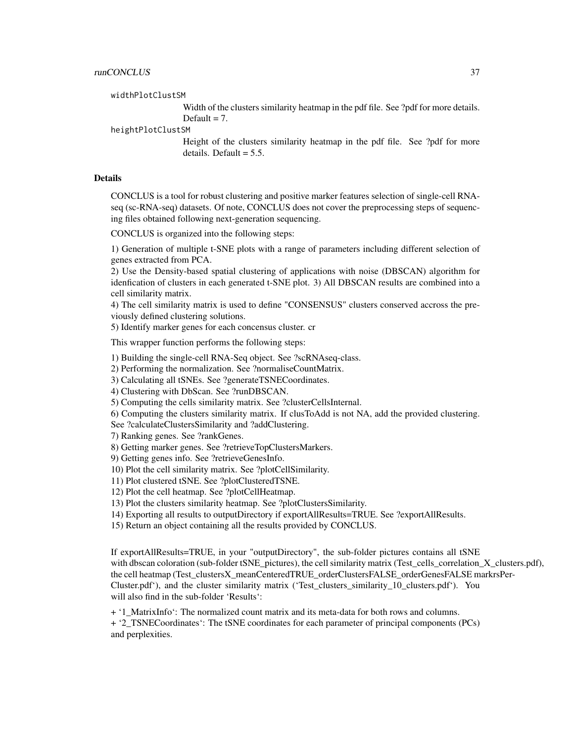widthPlotClustSM

Width of the clusters similarity heatmap in the pdf file. See ?pdf for more details. Default = 7.

heightPlotClustSM

Height of the clusters similarity heatmap in the pdf file. See ?pdf for more details. Default = 5.5.

## Details

CONCLUS is a tool for robust clustering and positive marker features selection of single-cell RNA-seq (sc-RNA-seq) datasets. Of note, CONCLUS does not cover the preprocessing steps of sequencing files obtained following next-generation sequencing.

CONCLUS is organized into the following steps:

1) Generation of multiple t-SNE plots with a range of parameters including different selection of genes extracted from PCA.
2) Use the Density-based spatial clustering of applications with noise (DBSCAN) algorithm for idenfication of clusters in each generated t-SNE plot. 3) All DBSCAN results are combined into a cell similarity matrix.
4) The cell similarity matrix is used to define "CONSENSUS" clusters conserved accross the previously defined clustering solutions.
5) Identify marker genes for each concensus cluster. cr

This wrapper function performs the following steps:

1) Building the single-cell RNA-Seq object. See ?scRNAseq-class.
2) Performing the normalization. See ?normaliseCountMatrix.
3) Calculating all tSNEs. See ?generateTSNECoordinates.
4) Clustering with DbScan. See ?runDBSCAN.
5) Computing the cells similarity matrix. See ?clusterCellsInternal.
6) Computing the clusters similarity matrix. If clusToAdd is not NA, add the provided clustering. See ?calculateClustersSimilarity and ?addClustering.
7) Ranking genes. See ?rankGenes.
8) Getting marker genes. See ?retrieveTopClustersMarkers.
9) Getting genes info. See ?retrieveGenesInfo.
10) Plot the cell similarity matrix. See ?plotCellSimilarity.
11) Plot clustered tSNE. See ?plotClusteredTSNE.
12) Plot the cell heatmap. See ?plotCellHeatmap.
13) Plot the clusters similarity heatmap. See ?plotClustersSimilarity.
14) Exporting all results to outputDirectory if exportAllResults=TRUE. See ?exportAllResults.
15) Return an object containing all the results provided by CONCLUS.

If exportAllResults=TRUE, in your "outputDirectory", the sub-folder pictures contains all tSNE with dbscan coloration (sub-folder tSNE_pictures), the cell similarity matrix (Test_cells_correlation_X_clusters.pdf), the cell heatmap (Test_clustersX_meanCenteredTRUE_orderClustersFALSE_orderGenesFALSE markrsPerCluster.pdf'), and the cluster similarity matrix ('Test_clusters_similarity_10_clusters.pdf'). You will also find in the sub-folder 'Results':

+ '1_MatrixInfo': The normalized count matrix and its meta-data for both rows and columns.
+ '2_TSNECoordinates': The tSNE coordinates for each parameter of principal components (PCs) and perplexities.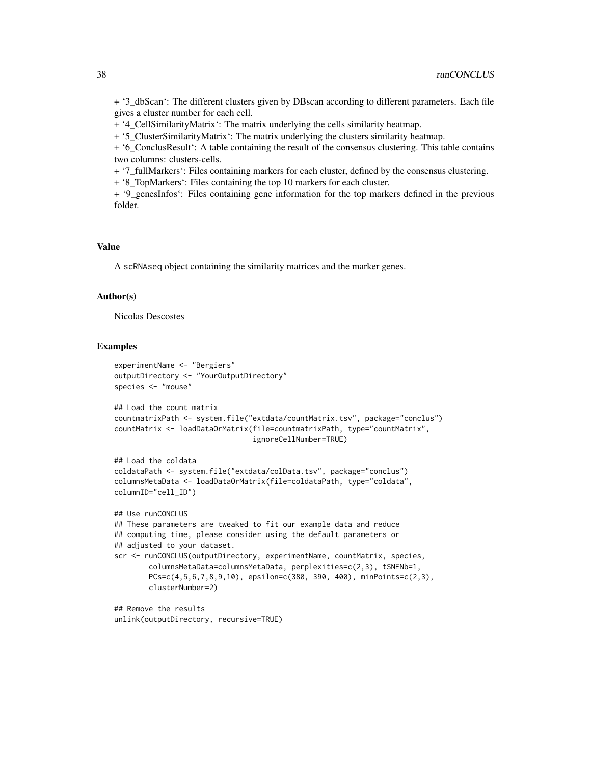+ '3_dbScan': The different clusters given by DBscan according to different parameters. Each file gives a cluster number for each cell.
+ '4_CellSimilarityMatrix': The matrix underlying the cells similarity heatmap.
+ '5_ClusterSimilarityMatrix': The matrix underlying the clusters similarity heatmap.
+ '6_ConclusResult': A table containing the result of the consensus clustering. This table contains two columns: clusters-cells.
+ '7_fullMarkers': Files containing markers for each cluster, defined by the consensus clustering.
+ '8_TopMarkers': Files containing the top 10 markers for each cluster.
+ '9_genesInfos': Files containing gene information for the top markers defined in the previous folder.

### Value

A scRNAseq object containing the similarity matrices and the marker genes.

### Author(s)

Nicolas Descostes

### Examples

```
experimentName <- "Bergiers"
outputDirectory <- "YourOutputDirectory"
species <- "mouse"

## Load the count matrix
countmatrixPath <- system.file("extdata/countMatrix.tsv", package="conclus")
countMatrix <- loadDataOrMatrix(file=countmatrixPath, type="countMatrix",
                                ignoreCellNumber=TRUE)

## Load the coldata
coldataPath <- system.file("extdata/colData.tsv", package="conclus")
columnsMetaData <- loadDataOrMatrix(file=coldataPath, type="coldata",
columnID="cell_ID")

## Use runCONCLUS
## These parameters are tweaked to fit our example data and reduce
## computing time, please consider using the default parameters or
## adjusted to your dataset.
scr <- runCONCLUS(outputDirectory, experimentName, countMatrix, species,
        columnsMetaData=columnsMetaData, perplexities=c(2,3), tSNENb=1,
        PCs=c(4,5,6,7,8,9,10), epsilon=c(380, 390, 400), minPoints=c(2,3),
        clusterNumber=2)

## Remove the results
unlink(outputDirectory, recursive=TRUE)
```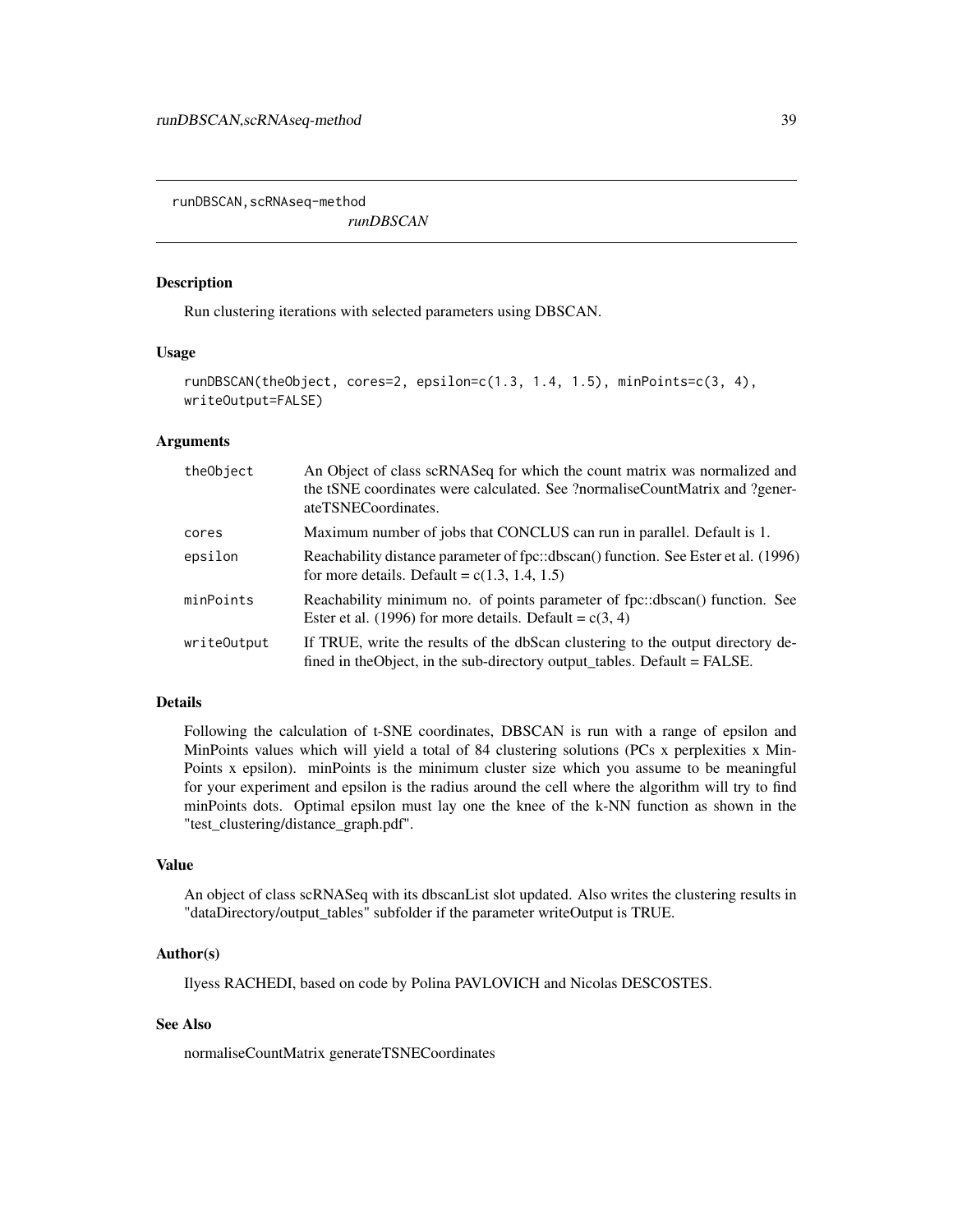## runDBSCAN,scRNAseq-method

*runDBSCAN*

### Description

Run clustering iterations with selected parameters using DBSCAN.

### Usage

```
runDBSCAN(theObject, cores=2, epsilon=c(1.3, 1.4, 1.5), minPoints=c(3, 4),
writeOutput=FALSE)
```

### Arguments

| | |
|---|---|
| theObject | An Object of class scRNASeq for which the count matrix was normalized and the tSNE coordinates were calculated. See ?normaliseCountMatrix and ?generateTSNECoordinates. |
| cores | Maximum number of jobs that CONCLUS can run in parallel. Default is 1. |
| epsilon | Reachability distance parameter of fpc::dbscan() function. See Ester et al. (1996) for more details. Default = c(1.3, 1.4, 1.5) |
| minPoints | Reachability minimum no. of points parameter of fpc::dbscan() function. See Ester et al. (1996) for more details. Default = c(3, 4) |
| writeOutput | If TRUE, write the results of the dbScan clustering to the output directory defined in theObject, in the sub-directory output_tables. Default = FALSE. |

### Details

Following the calculation of t-SNE coordinates, DBSCAN is run with a range of epsilon and MinPoints values which will yield a total of 84 clustering solutions (PCs x perplexities x MinPoints x epsilon). minPoints is the minimum cluster size which you assume to be meaningful for your experiment and epsilon is the radius around the cell where the algorithm will try to find minPoints dots. Optimal epsilon must lay one the knee of the k-NN function as shown in the "test_clustering/distance_graph.pdf".

### Value

An object of class scRNASeq with its dbscanList slot updated. Also writes the clustering results in "dataDirectory/output_tables" subfolder if the parameter writeOutput is TRUE.

### Author(s)

Ilyess RACHEDI, based on code by Polina PAVLOVICH and Nicolas DESCOSTES.

### See Also

normaliseCountMatrix generateTSNECoordinates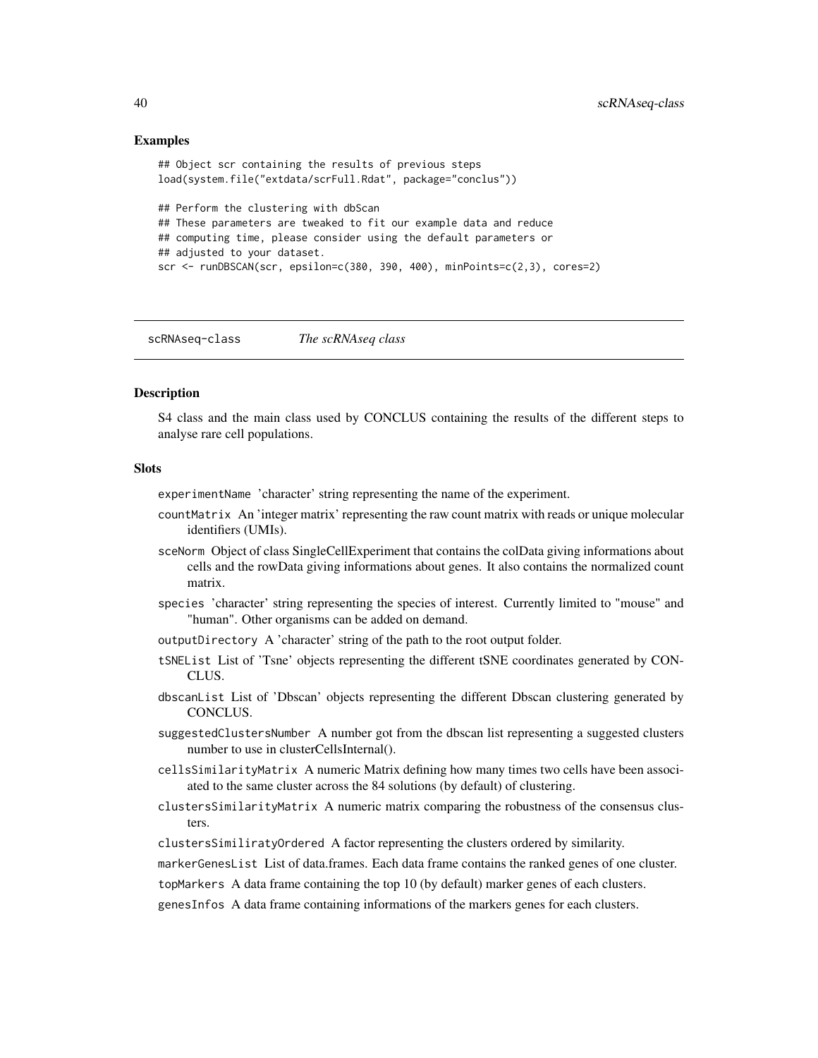### Examples

```
## Object scr containing the results of previous steps
load(system.file("extdata/scrFull.Rdat", package="conclus"))

## Perform the clustering with dbScan
## These parameters are tweaked to fit our example data and reduce
## computing time, please consider using the default parameters or
## adjusted to your dataset.
scr <- runDBSCAN(scr, epsilon=c(380, 390, 400), minPoints=c(2,3), cores=2)
```

---

## scRNAseq-class    *The scRNAseq class*

---

### Description

S4 class and the main class used by CONCLUS containing the results of the different steps to analyse rare cell populations.

### Slots

- `experimentName` 'character' string representing the name of the experiment.
- `countMatrix` An 'integer matrix' representing the raw count matrix with reads or unique molecular identifiers (UMIs).
- `sceNorm` Object of class SingleCellExperiment that contains the colData giving informations about cells and the rowData giving informations about genes. It also contains the normalized count matrix.
- `species` 'character' string representing the species of interest. Currently limited to "mouse" and "human". Other organisms can be added on demand.
- `outputDirectory` A 'character' string of the path to the root output folder.
- `tSNEList` List of 'Tsne' objects representing the different tSNE coordinates generated by CONCLUS.
- `dbscanList` List of 'Dbscan' objects representing the different Dbscan clustering generated by CONCLUS.
- `suggestedClustersNumber` A number got from the dbscan list representing a suggested clusters number to use in clusterCellsInternal().
- `cellsSimilarityMatrix` A numeric Matrix defining how many times two cells have been associated to the same cluster across the 84 solutions (by default) of clustering.
- `clustersSimilarityMatrix` A numeric matrix comparing the robustness of the consensus clusters.
- `clustersSimiliratyOrdered` A factor representing the clusters ordered by similarity.
- `markerGenesList` List of data.frames. Each data frame contains the ranked genes of one cluster.
- `topMarkers` A data frame containing the top 10 (by default) marker genes of each clusters.
- `genesInfos` A data frame containing informations of the markers genes for each clusters.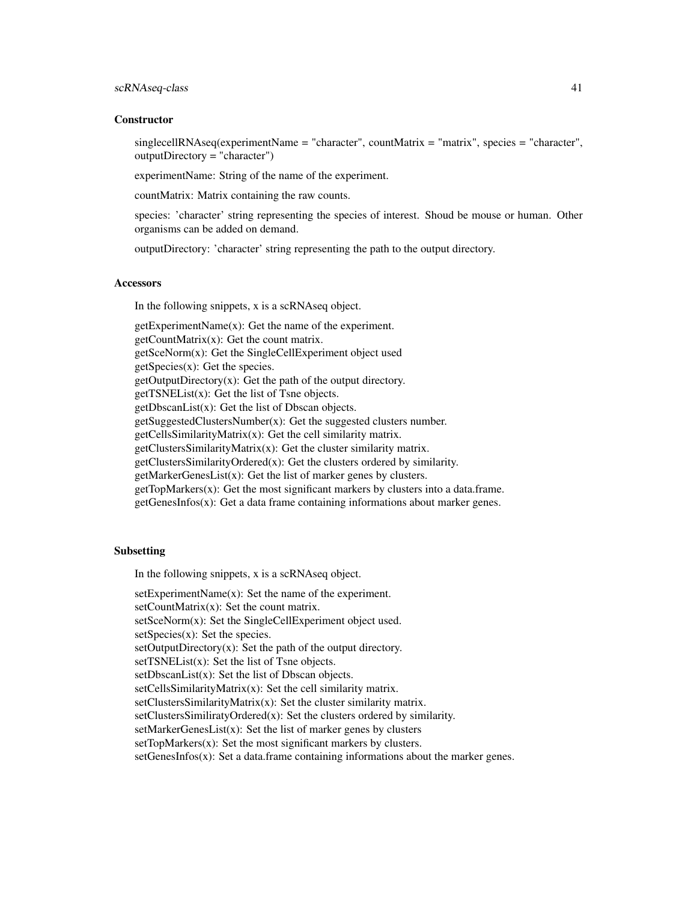### Constructor

singlecellRNAseq(experimentName = "character", countMatrix = "matrix", species = "character", outputDirectory = "character")

experimentName: String of the name of the experiment.

countMatrix: Matrix containing the raw counts.

species: 'character' string representing the species of interest. Shoud be mouse or human. Other organisms can be added on demand.

outputDirectory: 'character' string representing the path to the output directory.

### Accessors

In the following snippets, x is a scRNAseq object.

getExperimentName(x): Get the name of the experiment.
getCountMatrix(x): Get the count matrix.
getSceNorm(x): Get the SingleCellExperiment object used
getSpecies(x): Get the species.
getOutputDirectory(x): Get the path of the output directory.
getTSNEList(x): Get the list of Tsne objects.
getDbscanList(x): Get the list of Dbscan objects.
getSuggestedClustersNumber(x): Get the suggested clusters number.
getCellsSimilarityMatrix(x): Get the cell similarity matrix.
getClustersSimilarityMatrix(x): Get the cluster similarity matrix.
getClustersSimilarityOrdered(x): Get the clusters ordered by similarity.
getMarkerGenesList(x): Get the list of marker genes by clusters.
getTopMarkers(x): Get the most significant markers by clusters into a data.frame.
getGenesInfos(x): Get a data frame containing informations about marker genes.

### Subsetting

In the following snippets, x is a scRNAseq object.

setExperimentName(x): Set the name of the experiment.
setCountMatrix(x): Set the count matrix.
setSceNorm(x): Set the SingleCellExperiment object used.
setSpecies(x): Set the species.
setOutputDirectory(x): Set the path of the output directory.
setTSNEList(x): Set the list of Tsne objects.
setDbscanList(x): Set the list of Dbscan objects.
setCellsSimilarityMatrix(x): Set the cell similarity matrix.
setClustersSimilarityMatrix(x): Set the cluster similarity matrix.
setClustersSimiliratyOrdered(x): Set the clusters ordered by similarity.
setMarkerGenesList(x): Set the list of marker genes by clusters
setTopMarkers(x): Set the most significant markers by clusters.
setGenesInfos(x): Set a data.frame containing informations about the marker genes.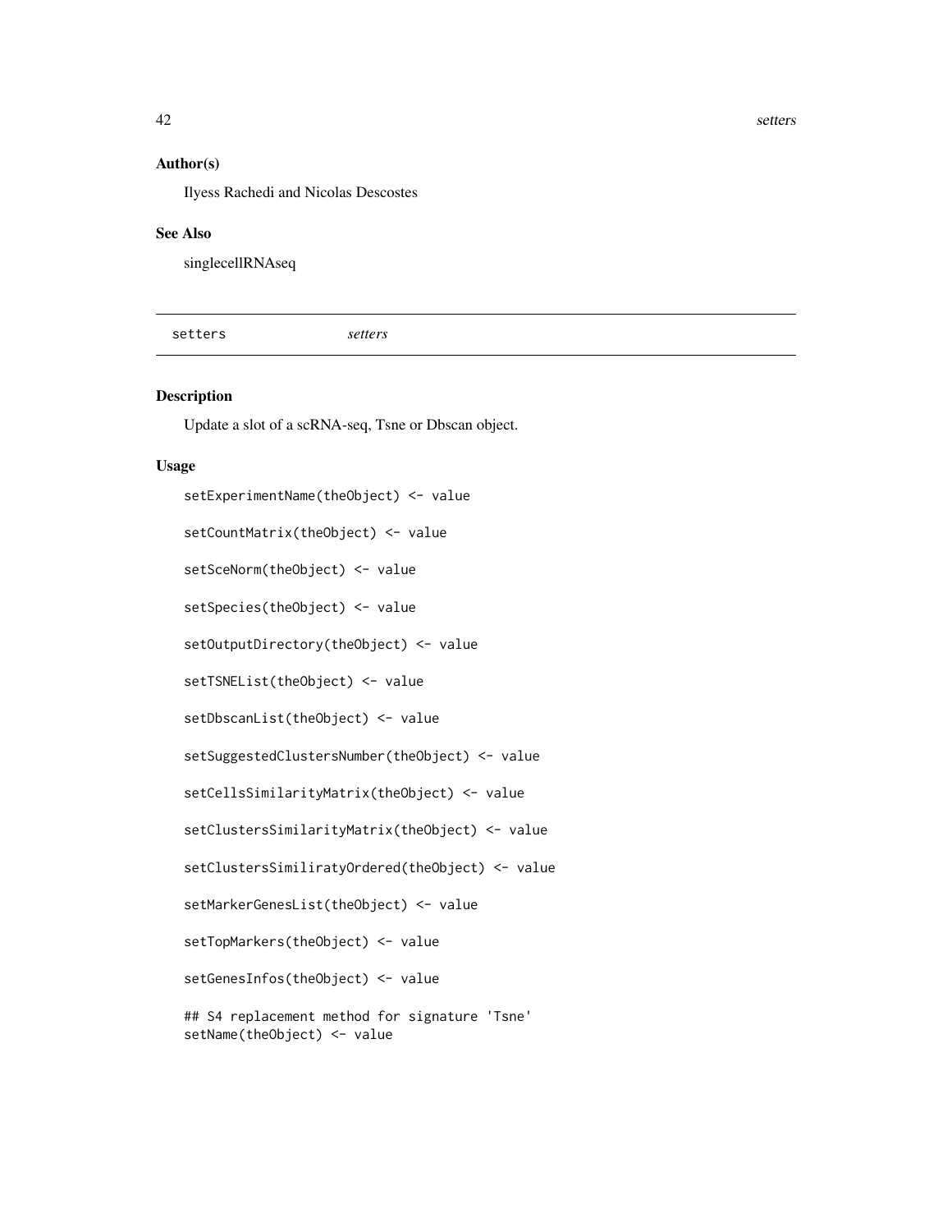## Author(s)

Ilyess Rachedi and Nicolas Descostes

## See Also

singlecellRNAseq

---

# setters *setters*

---

## Description

Update a slot of a scRNA-seq, Tsne or Dbscan object.

## Usage

```
setExperimentName(theObject) <- value

setCountMatrix(theObject) <- value

setSceNorm(theObject) <- value

setSpecies(theObject) <- value

setOutputDirectory(theObject) <- value

setTSNEList(theObject) <- value

setDbscanList(theObject) <- value

setSuggestedClustersNumber(theObject) <- value

setCellsSimilarityMatrix(theObject) <- value

setClustersSimilarityMatrix(theObject) <- value

setClustersSimiliratyOrdered(theObject) <- value

setMarkerGenesList(theObject) <- value

setTopMarkers(theObject) <- value

setGenesInfos(theObject) <- value

## S4 replacement method for signature 'Tsne'
setName(theObject) <- value
```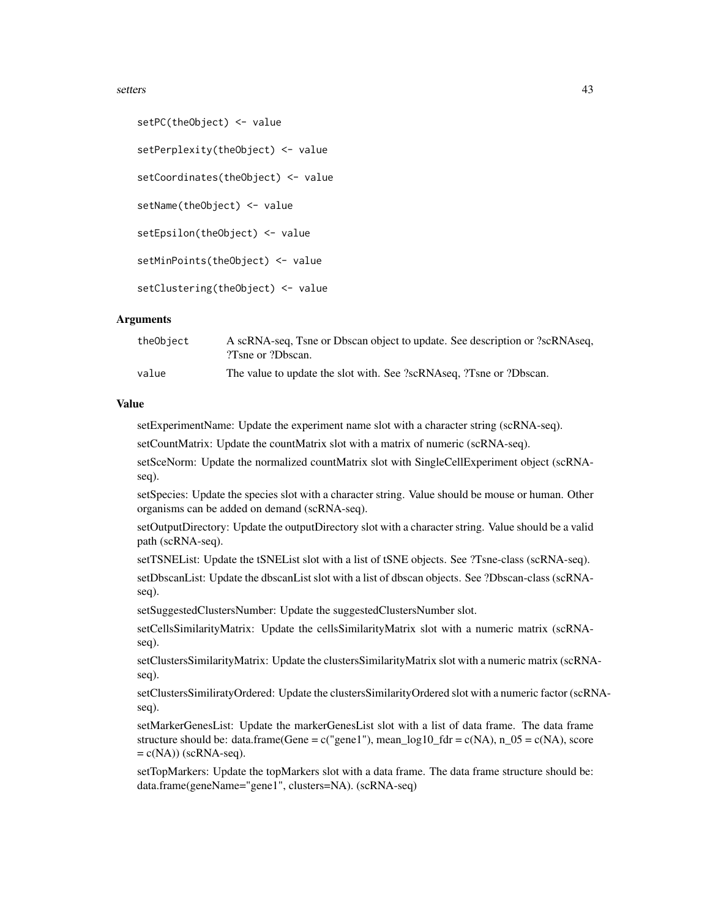```
setPC(theObject) <- value

setPerplexity(theObject) <- value

setCoordinates(theObject) <- value

setName(theObject) <- value

setEpsilon(theObject) <- value

setMinPoints(theObject) <- value

setClustering(theObject) <- value
```

## Arguments

| | |
|---|---|
| theObject | A scRNA-seq, Tsne or Dbscan object to update. See description or ?scRNAseq, ?Tsne or ?Dbscan. |
| value | The value to update the slot with. See ?scRNAseq, ?Tsne or ?Dbscan. |

## Value

setExperimentName: Update the experiment name slot with a character string (scRNA-seq).

setCountMatrix: Update the countMatrix slot with a matrix of numeric (scRNA-seq).

setSceNorm: Update the normalized countMatrix slot with SingleCellExperiment object (scRNA-seq).

setSpecies: Update the species slot with a character string. Value should be mouse or human. Other organisms can be added on demand (scRNA-seq).

setOutputDirectory: Update the outputDirectory slot with a character string. Value should be a valid path (scRNA-seq).

setTSNEList: Update the tSNEList slot with a list of tSNE objects. See ?Tsne-class (scRNA-seq).

setDbscanList: Update the dbscanList slot with a list of dbscan objects. See ?Dbscan-class (scRNA-seq).

setSuggestedClustersNumber: Update the suggestedClustersNumber slot.

setCellsSimilarityMatrix: Update the cellsSimilarityMatrix slot with a numeric matrix (scRNA-seq).

setClustersSimilarityMatrix: Update the clustersSimilarityMatrix slot with a numeric matrix (scRNA-seq).

setClustersSimiliratyOrdered: Update the clustersSimilarityOrdered slot with a numeric factor (scRNA-seq).

setMarkerGenesList: Update the markerGenesList slot with a list of data frame. The data frame structure should be: data.frame(Gene = c("gene1"), mean_log10_fdr = c(NA), n_05 = c(NA), score = c(NA)) (scRNA-seq).

setTopMarkers: Update the topMarkers slot with a data frame. The data frame structure should be: data.frame(geneName="gene1", clusters=NA). (scRNA-seq)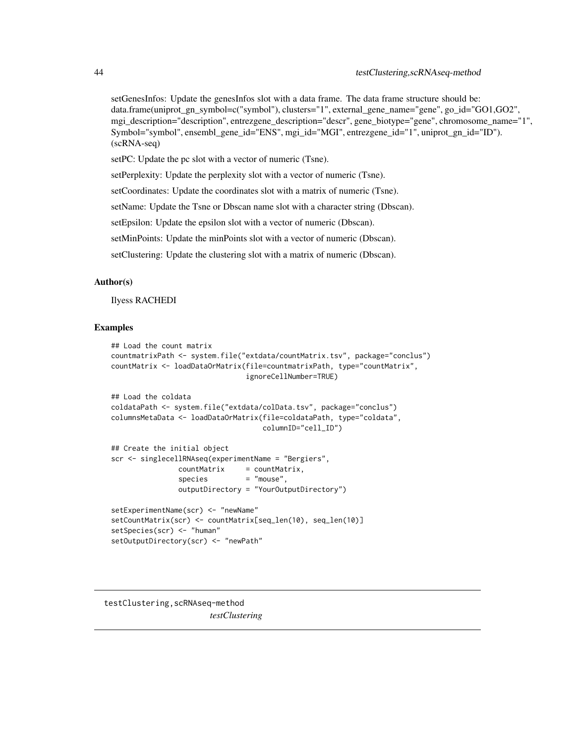setGenesInfos: Update the genesInfos slot with a data frame. The data frame structure should be: data.frame(uniprot_gn_symbol=c("symbol"), clusters="1", external_gene_name="gene", go_id="GO1,GO2", mgi_description="description", entrezgene_description="descr", gene_biotype="gene", chromosome_name="1", Symbol="symbol", ensembl_gene_id="ENS", mgi_id="MGI", entrezgene_id="1", uniprot_gn_id="ID"). (scRNA-seq)

setPC: Update the pc slot with a vector of numeric (Tsne).

setPerplexity: Update the perplexity slot with a vector of numeric (Tsne).

setCoordinates: Update the coordinates slot with a matrix of numeric (Tsne).

setName: Update the Tsne or Dbscan name slot with a character string (Dbscan).

setEpsilon: Update the epsilon slot with a vector of numeric (Dbscan).

setMinPoints: Update the minPoints slot with a vector of numeric (Dbscan).

setClustering: Update the clustering slot with a matrix of numeric (Dbscan).

### Author(s)

Ilyess RACHEDI

### Examples

```
## Load the count matrix
countmatrixPath <- system.file("extdata/countMatrix.tsv", package="conclus")
countMatrix <- loadDataOrMatrix(file=countmatrixPath, type="countMatrix",
                                ignoreCellNumber=TRUE)

## Load the coldata
coldataPath <- system.file("extdata/colData.tsv", package="conclus")
columnsMetaData <- loadDataOrMatrix(file=coldataPath, type="coldata",
                                    columnID="cell_ID")

## Create the initial object
scr <- singlecellRNAseq(experimentName = "Bergiers",
                countMatrix     = countMatrix,
                species         = "mouse",
                outputDirectory = "YourOutputDirectory")

setExperimentName(scr) <- "newName"
setCountMatrix(scr) <- countMatrix[seq_len(10), seq_len(10)]
setSpecies(scr) <- "human"
setOutputDirectory(scr) <- "newPath"
```

## testClustering,scRNAseq-method

*testClustering*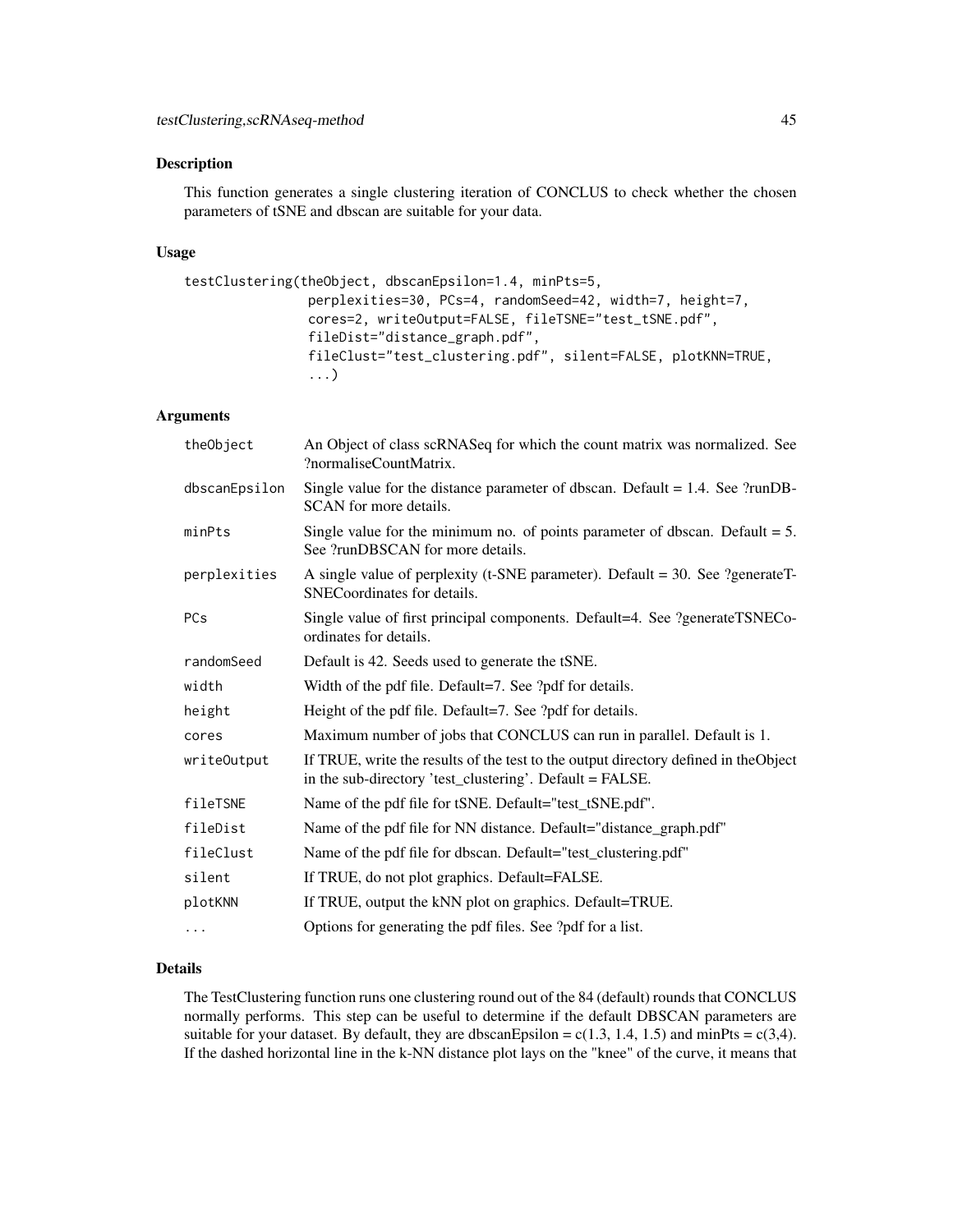## Description

This function generates a single clustering iteration of CONCLUS to check whether the chosen parameters of tSNE and dbscan are suitable for your data.

## Usage

```
testClustering(theObject, dbscanEpsilon=1.4, minPts=5,
               perplexities=30, PCs=4, randomSeed=42, width=7, height=7,
               cores=2, writeOutput=FALSE, fileTSNE="test_tSNE.pdf",
               fileDist="distance_graph.pdf",
               fileClust="test_clustering.pdf", silent=FALSE, plotKNN=TRUE,
               ...)
```

## Arguments

| Argument | Description |
|---|---|
| `theObject` | An Object of class scRNASeq for which the count matrix was normalized. See ?normaliseCountMatrix. |
| `dbscanEpsilon` | Single value for the distance parameter of dbscan. Default = 1.4. See ?runDBSCAN for more details. |
| `minPts` | Single value for the minimum no. of points parameter of dbscan. Default = 5. See ?runDBSCAN for more details. |
| `perplexities` | A single value of perplexity (t-SNE parameter). Default = 30. See ?generateTSNECoordinates for details. |
| `PCs` | Single value of first principal components. Default=4. See ?generateTSNECoordinates for details. |
| `randomSeed` | Default is 42. Seeds used to generate the tSNE. |
| `width` | Width of the pdf file. Default=7. See ?pdf for details. |
| `height` | Height of the pdf file. Default=7. See ?pdf for details. |
| `cores` | Maximum number of jobs that CONCLUS can run in parallel. Default is 1. |
| `writeOutput` | If TRUE, write the results of the test to the output directory defined in theObject in the sub-directory 'test_clustering'. Default = FALSE. |
| `fileTSNE` | Name of the pdf file for tSNE. Default="test_tSNE.pdf". |
| `fileDist` | Name of the pdf file for NN distance. Default="distance_graph.pdf" |
| `fileClust` | Name of the pdf file for dbscan. Default="test_clustering.pdf" |
| `silent` | If TRUE, do not plot graphics. Default=FALSE. |
| `plotKNN` | If TRUE, output the kNN plot on graphics. Default=TRUE. |
| `...` | Options for generating the pdf files. See ?pdf for a list. |

## Details

The TestClustering function runs one clustering round out of the 84 (default) rounds that CONCLUS normally performs. This step can be useful to determine if the default DBSCAN parameters are suitable for your dataset. By default, they are dbscanEpsilon = c(1.3, 1.4, 1.5) and minPts = c(3,4). If the dashed horizontal line in the k-NN distance plot lays on the "knee" of the curve, it means that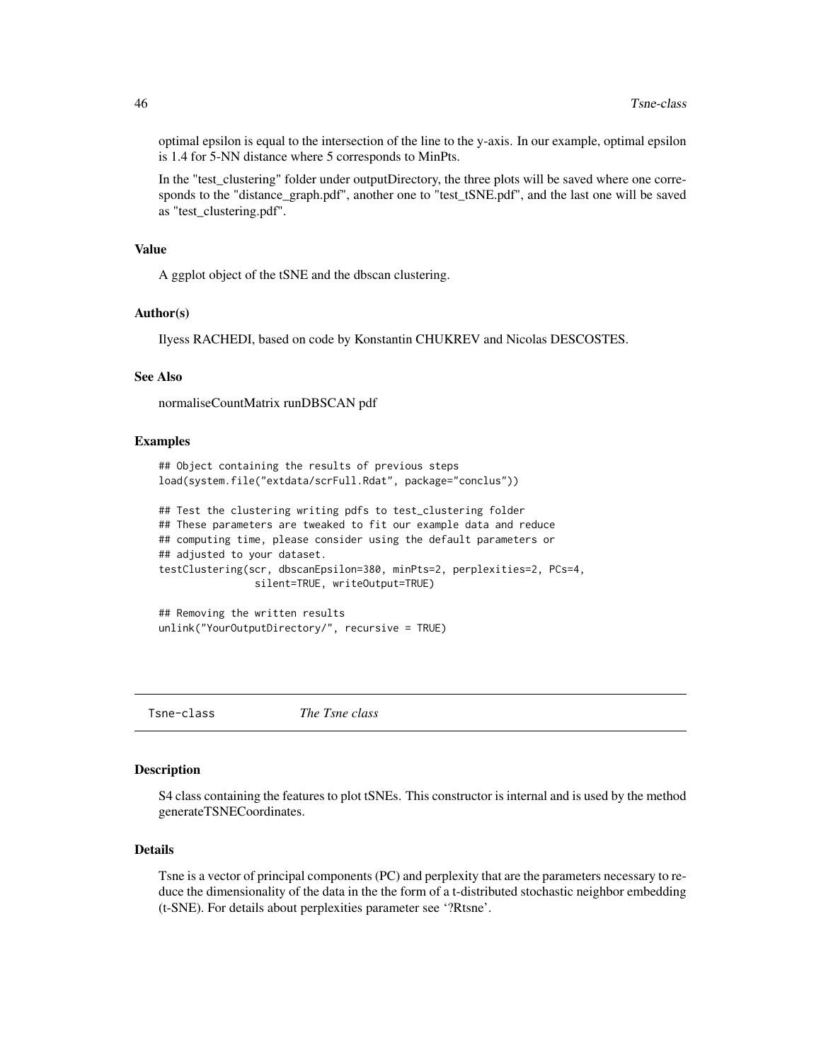optimal epsilon is equal to the intersection of the line to the y-axis. In our example, optimal epsilon is 1.4 for 5-NN distance where 5 corresponds to MinPts.

In the "test_clustering" folder under outputDirectory, the three plots will be saved where one corresponds to the "distance_graph.pdf", another one to "test_tSNE.pdf", and the last one will be saved as "test_clustering.pdf".

### Value

A ggplot object of the tSNE and the dbscan clustering.

### Author(s)

Ilyess RACHEDI, based on code by Konstantin CHUKREV and Nicolas DESCOSTES.

### See Also

normaliseCountMatrix runDBSCAN pdf

### Examples

```
## Object containing the results of previous steps
load(system.file("extdata/scrFull.Rdat", package="conclus"))

## Test the clustering writing pdfs to test_clustering folder
## These parameters are tweaked to fit our example data and reduce
## computing time, please consider using the default parameters or
## adjusted to your dataset.
testClustering(scr, dbscanEpsilon=380, minPts=2, perplexities=2, PCs=4,
                silent=TRUE, writeOutput=TRUE)

## Removing the written results
unlink("YourOutputDirectory/", recursive = TRUE)
```

---

## Tsne-class *The Tsne class*

### Description

S4 class containing the features to plot tSNEs. This constructor is internal and is used by the method generateTSNECoordinates.

### Details

Tsne is a vector of principal components (PC) and perplexity that are the parameters necessary to reduce the dimensionality of the data in the the form of a t-distributed stochastic neighbor embedding (t-SNE). For details about perplexities parameter see '?Rtsne'.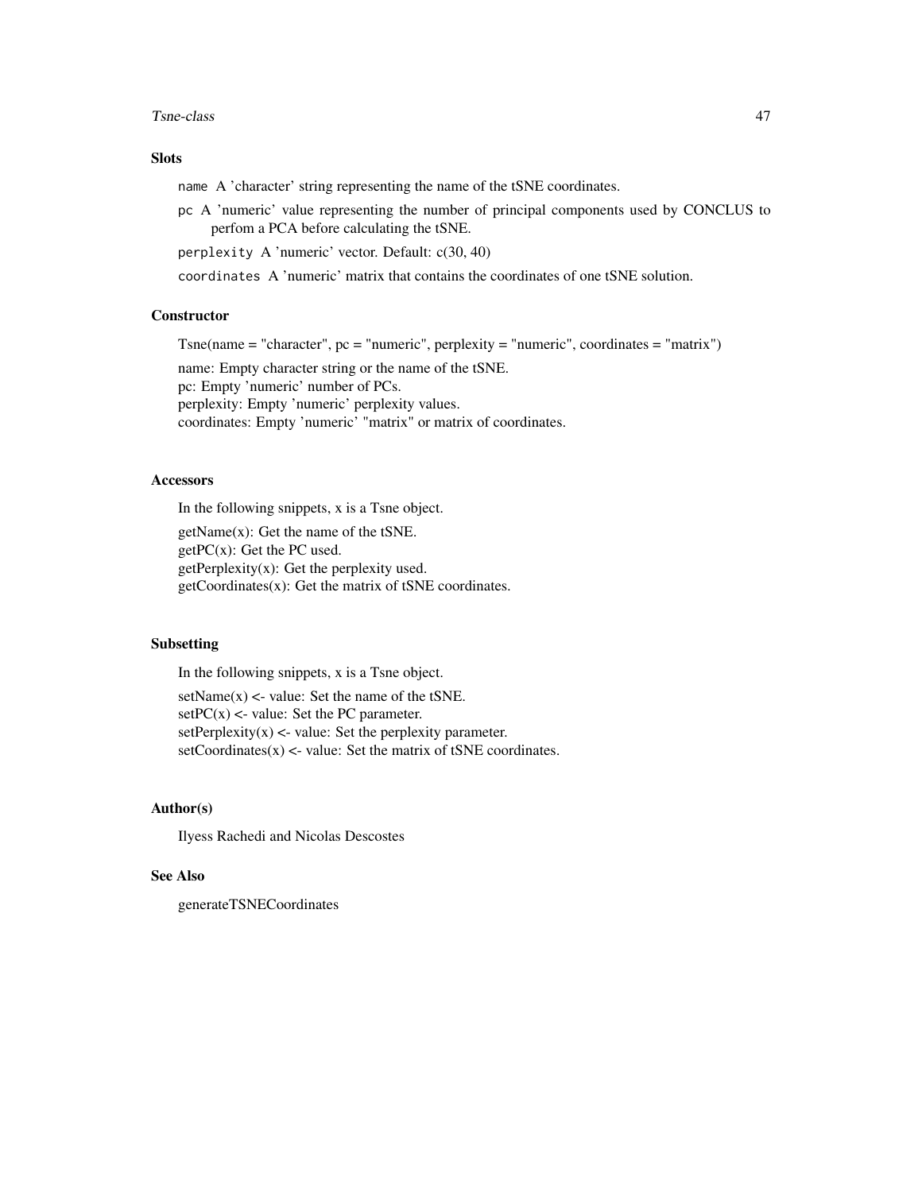## Slots

`name` A 'character' string representing the name of the tSNE coordinates.

`pc` A 'numeric' value representing the number of principal components used by CONCLUS to perfom a PCA before calculating the tSNE.

`perplexity` A 'numeric' vector. Default: c(30, 40)

`coordinates` A 'numeric' matrix that contains the coordinates of one tSNE solution.

## Constructor

Tsne(name = "character", pc = "numeric", perplexity = "numeric", coordinates = "matrix")

name: Empty character string or the name of the tSNE.
pc: Empty 'numeric' number of PCs.
perplexity: Empty 'numeric' perplexity values.
coordinates: Empty 'numeric' "matrix" or matrix of coordinates.

## Accessors

In the following snippets, x is a Tsne object.

getName(x): Get the name of the tSNE.
getPC(x): Get the PC used.
getPerplexity(x): Get the perplexity used.
getCoordinates(x): Get the matrix of tSNE coordinates.

## Subsetting

In the following snippets, x is a Tsne object.

setName(x) <- value: Set the name of the tSNE.
setPC(x) <- value: Set the PC parameter.
setPerplexity(x) <- value: Set the perplexity parameter.
setCoordinates(x) <- value: Set the matrix of tSNE coordinates.

## Author(s)

Ilyess Rachedi and Nicolas Descostes

## See Also

generateTSNECoordinates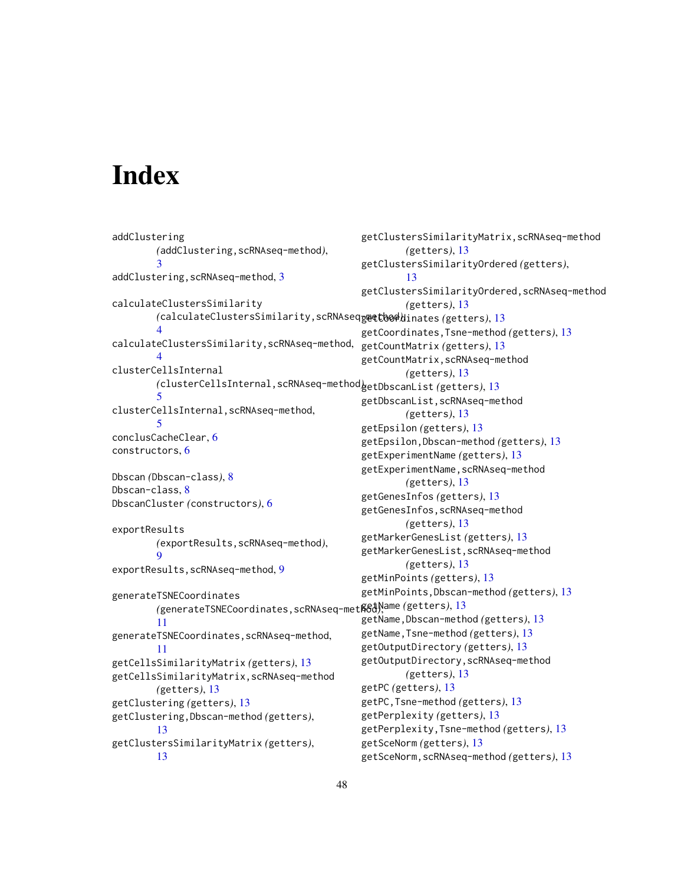# Index

addClustering
(addClustering,scRNAseq-method), 3
addClustering,scRNAseq-method, 3

calculateClustersSimilarity
(calculateClustersSimilarity,scRNAseq-method), 4
calculateClustersSimilarity,scRNAseq-method, 4
clusterCellsInternal
(clusterCellsInternal,scRNAseq-method), 5
clusterCellsInternal,scRNAseq-method, 5
conclusCacheClear, 6
constructors, 6

Dbscan (Dbscan-class), 8
Dbscan-class, 8
DbscanCluster (constructors), 6

exportResults
(exportResults,scRNAseq-method), 9
exportResults,scRNAseq-method, 9

generateTSNECoordinates
(generateTSNECoordinates,scRNAseq-method), 11
generateTSNECoordinates,scRNAseq-method, 11
getCellsSimilarityMatrix (getters), 13
getCellsSimilarityMatrix,scRNAseq-method (getters), 13
getClustering (getters), 13
getClustering,Dbscan-method (getters), 13
getClustersSimilarityMatrix (getters), 13
getClustersSimilarityMatrix,scRNAseq-method (getters), 13
getClustersSimilarityOrdered (getters), 13
getClustersSimilarityOrdered,scRNAseq-method (getters), 13
getCoordinates (getters), 13
getCoordinates,Tsne-method (getters), 13
getCountMatrix (getters), 13
getCountMatrix,scRNAseq-method (getters), 13
getDbscanList (getters), 13
getDbscanList,scRNAseq-method (getters), 13
getEpsilon (getters), 13
getEpsilon,Dbscan-method (getters), 13
getExperimentName (getters), 13
getExperimentName,scRNAseq-method (getters), 13
getGenesInfos (getters), 13
getGenesInfos,scRNAseq-method (getters), 13
getMarkerGenesList (getters), 13
getMarkerGenesList,scRNAseq-method (getters), 13
getMinPoints (getters), 13
getMinPoints,Dbscan-method (getters), 13
getName (getters), 13
getName,Dbscan-method (getters), 13
getName,Tsne-method (getters), 13
getOutputDirectory (getters), 13
getOutputDirectory,scRNAseq-method (getters), 13
getPC (getters), 13
getPC,Tsne-method (getters), 13
getPerplexity (getters), 13
getPerplexity,Tsne-method (getters), 13
getSceNorm (getters), 13
getSceNorm,scRNAseq-method (getters), 13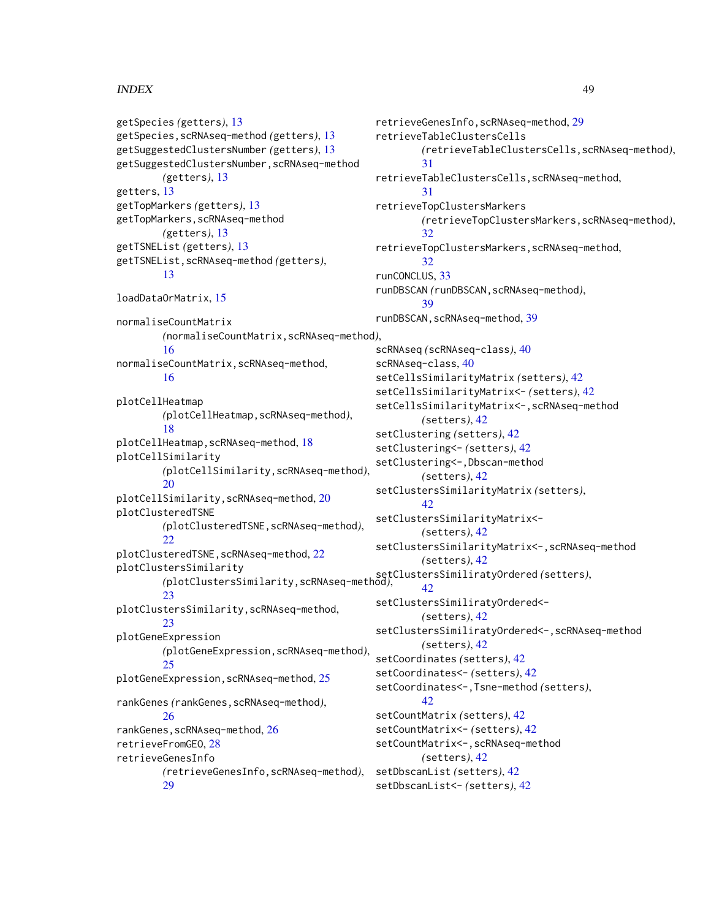getSpecies *(getters)*, 13
getSpecies,scRNAseq-method *(getters)*, 13
getSuggestedClustersNumber *(getters)*, 13
getSuggestedClustersNumber,scRNAseq-method *(getters)*, 13
getters, 13
getTopMarkers *(getters)*, 13
getTopMarkers,scRNAseq-method *(getters)*, 13
getTSNEList *(getters)*, 13
getTSNEList,scRNAseq-method *(getters)*, 13

loadDataOrMatrix, 15

normaliseCountMatrix *(normaliseCountMatrix,scRNAseq-method)*, 16
normaliseCountMatrix,scRNAseq-method, 16

plotCellHeatmap *(plotCellHeatmap,scRNAseq-method)*, 18
plotCellHeatmap,scRNAseq-method, 18
plotCellSimilarity *(plotCellSimilarity,scRNAseq-method)*, 20
plotCellSimilarity,scRNAseq-method, 20
plotClusteredTSNE *(plotClusteredTSNE,scRNAseq-method)*, 22
plotClusteredTSNE,scRNAseq-method, 22
plotClustersSimilarity *(plotClustersSimilarity,scRNAseq-method)*, 23
plotClustersSimilarity,scRNAseq-method, 23
plotGeneExpression *(plotGeneExpression,scRNAseq-method)*, 25
plotGeneExpression,scRNAseq-method, 25

rankGenes *(rankGenes,scRNAseq-method)*, 26
rankGenes,scRNAseq-method, 26
retrieveFromGEO, 28
retrieveGenesInfo *(retrieveGenesInfo,scRNAseq-method)*, 29
retrieveGenesInfo,scRNAseq-method, 29
retrieveTableClustersCells *(retrieveTableClustersCells,scRNAseq-method)*, 31
retrieveTableClustersCells,scRNAseq-method, 31
retrieveTopClustersMarkers *(retrieveTopClustersMarkers,scRNAseq-method)*, 32
retrieveTopClustersMarkers,scRNAseq-method, 32
runCONCLUS, 33
runDBSCAN *(runDBSCAN,scRNAseq-method)*, 39
runDBSCAN,scRNAseq-method, 39

scRNAseq *(scRNAseq-class)*, 40
scRNAseq-class, 40
setCellsSimilarityMatrix *(setters)*, 42
setCellsSimilarityMatrix<- *(setters)*, 42
setCellsSimilarityMatrix<-,scRNAseq-method *(setters)*, 42
setClustering *(setters)*, 42
setClustering<- *(setters)*, 42
setClustering<-,Dbscan-method *(setters)*, 42
setClustersSimilarityMatrix *(setters)*, 42
setClustersSimilarityMatrix<- *(setters)*, 42
setClustersSimilarityMatrix<-,scRNAseq-method *(setters)*, 42
setClustersSimiliratyOrdered *(setters)*, 42
setClustersSimiliratyOrdered<- *(setters)*, 42
setClustersSimiliratyOrdered<-,scRNAseq-method *(setters)*, 42
setCoordinates *(setters)*, 42
setCoordinates<- *(setters)*, 42
setCoordinates<-,Tsne-method *(setters)*, 42
setCountMatrix *(setters)*, 42
setCountMatrix<- *(setters)*, 42
setCountMatrix<-,scRNAseq-method *(setters)*, 42
setDbscanList *(setters)*, 42
setDbscanList<- *(setters)*, 42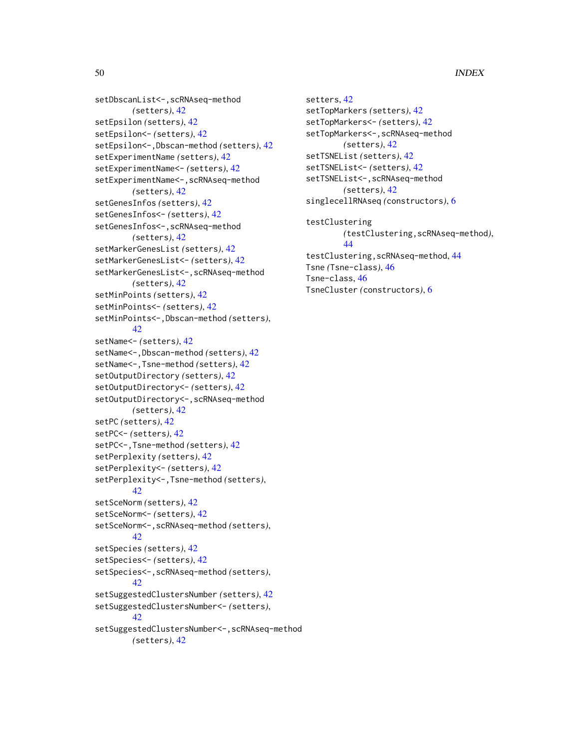setDbscanList<-,scRNAseq-method
*(setters)*, 42
setEpsilon *(setters)*, 42
setEpsilon<- *(setters)*, 42
setEpsilon<-,Dbscan-method *(setters)*, 42
setExperimentName *(setters)*, 42
setExperimentName<- *(setters)*, 42
setExperimentName<-,scRNAseq-method
*(setters)*, 42
setGenesInfos *(setters)*, 42
setGenesInfos<- *(setters)*, 42
setGenesInfos<-,scRNAseq-method
*(setters)*, 42
setMarkerGenesList *(setters)*, 42
setMarkerGenesList<- *(setters)*, 42
setMarkerGenesList<-,scRNAseq-method
*(setters)*, 42
setMinPoints *(setters)*, 42
setMinPoints<- *(setters)*, 42
setMinPoints<-,Dbscan-method *(setters)*, 42
setName<- *(setters)*, 42
setName<-,Dbscan-method *(setters)*, 42
setName<-,Tsne-method *(setters)*, 42
setOutputDirectory *(setters)*, 42
setOutputDirectory<- *(setters)*, 42
setOutputDirectory<-,scRNAseq-method
*(setters)*, 42
setPC *(setters)*, 42
setPC<- *(setters)*, 42
setPC<-,Tsne-method *(setters)*, 42
setPerplexity *(setters)*, 42
setPerplexity<- *(setters)*, 42
setPerplexity<-,Tsne-method *(setters)*, 42
setSceNorm *(setters)*, 42
setSceNorm<- *(setters)*, 42
setSceNorm<-,scRNAseq-method *(setters)*, 42
setSpecies *(setters)*, 42
setSpecies<- *(setters)*, 42
setSpecies<-,scRNAseq-method *(setters)*, 42
setSuggestedClustersNumber *(setters)*, 42
setSuggestedClustersNumber<- *(setters)*, 42
setSuggestedClustersNumber<-,scRNAseq-method
*(setters)*, 42
setters, 42
setTopMarkers *(setters)*, 42
setTopMarkers<- *(setters)*, 42
setTopMarkers<-,scRNAseq-method
*(setters)*, 42
setTSNEList *(setters)*, 42
setTSNEList<- *(setters)*, 42
setTSNEList<-,scRNAseq-method
*(setters)*, 42
singlecellRNAseq *(constructors)*, 6

testClustering
*(testClustering,scRNAseq-method)*, 44
testClustering,scRNAseq-method, 44
Tsne *(Tsne-class)*, 46
Tsne-class, 46
TsneCluster *(constructors)*, 6